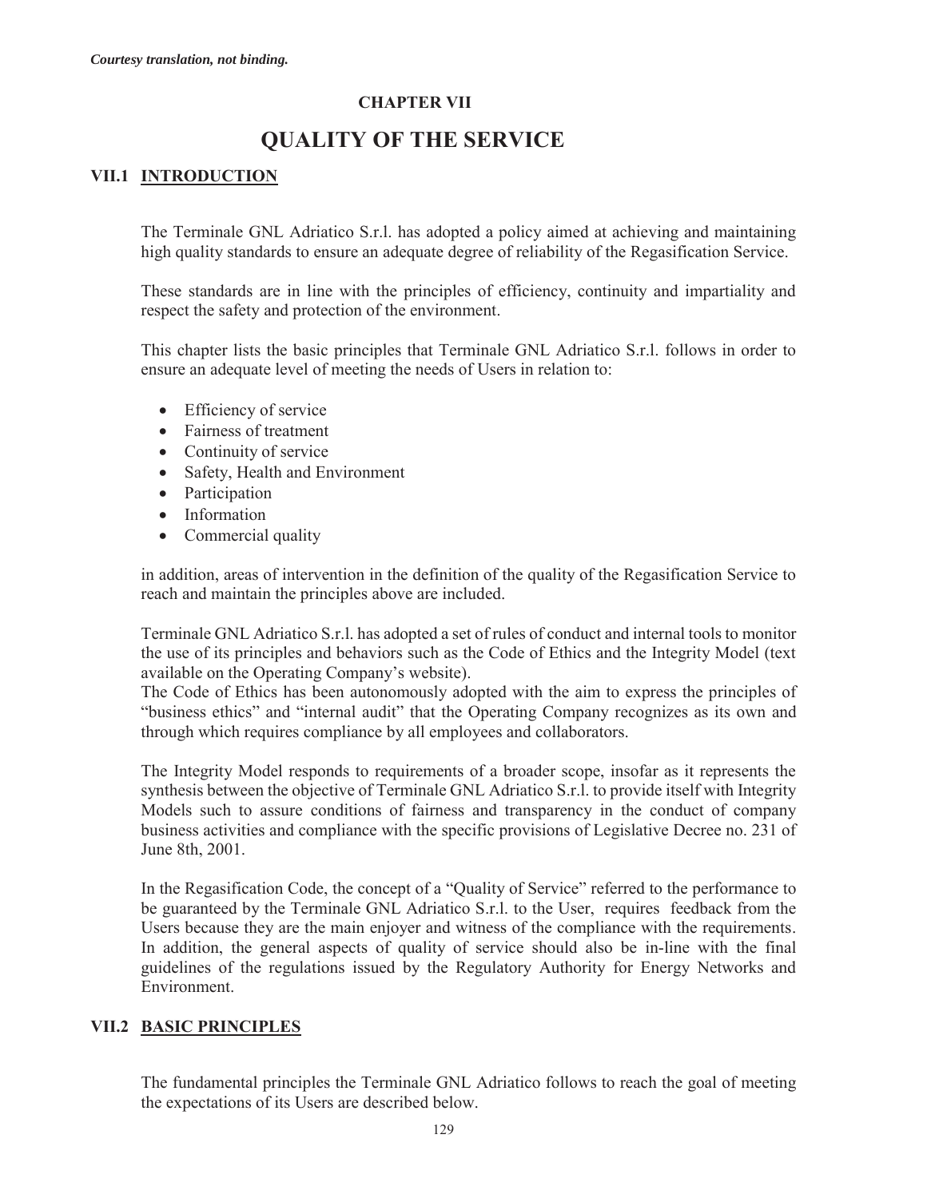*Courtesy translation, not binding.*

**CHAPTER VII**

# QUALITY OF THE SERVICE

## VII.1 INTRODUCTION

The Terminale GNL Adriatico S.r.l. has adopted a policy aimed at achieving and maintaining high quality standards to ensure an adequate degree of reliability of the Regasification Service.

These standards are in line with the principles of efficiency, continuity and impartiality and respect the safety and protection of the environment.

This chapter lists the basic principles that Terminale GNL Adriatico S.r.l. follows in order to ensure an adequate level of meeting the needs of Users in relation to:

- Efficiency of service
- Fairness of treatment
- Continuity of service
- Safety, Health and Environment
- Participation
- Information
- Commercial quality

in addition, areas of intervention in the definition of the quality of the Regasification Service to reach and maintain the principles above are included.

Terminale GNL Adriatico S.r.l. has adopted a set of rules of conduct and internal tools to monitor the use of its principles and behaviors such as the Code of Ethics and the Integrity Model (text available on the Operating Company's website).
The Code of Ethics has been autonomously adopted with the aim to express the principles of "business ethics" and "internal audit" that the Operating Company recognizes as its own and through which requires compliance by all employees and collaborators.

The Integrity Model responds to requirements of a broader scope, insofar as it represents the synthesis between the objective of Terminale GNL Adriatico S.r.l. to provide itself with Integrity Models such to assure conditions of fairness and transparency in the conduct of company business activities and compliance with the specific provisions of Legislative Decree no. 231 of June 8th, 2001.

In the Regasification Code, the concept of a "Quality of Service" referred to the performance to be guaranteed by the Terminale GNL Adriatico S.r.l. to the User, requires feedback from the Users because they are the main enjoyer and witness of the compliance with the requirements. In addition, the general aspects of quality of service should also be in-line with the final guidelines of the regulations issued by the Regulatory Authority for Energy Networks and Environment.

## VII.2 BASIC PRINCIPLES

The fundamental principles the Terminale GNL Adriatico follows to reach the goal of meeting the expectations of its Users are described below.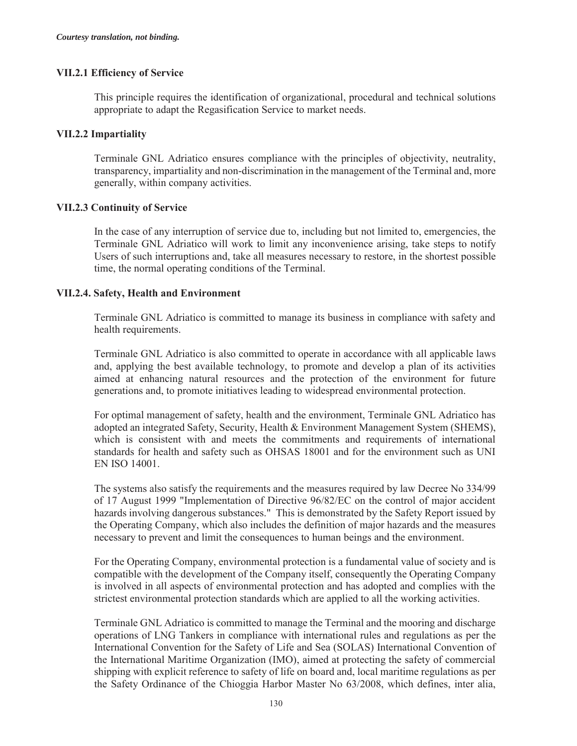*Courtesy translation, not binding.*

### VII.2.1 Efficiency of Service

This principle requires the identification of organizational, procedural and technical solutions appropriate to adapt the Regasification Service to market needs.

### VII.2.2 Impartiality

Terminale GNL Adriatico ensures compliance with the principles of objectivity, neutrality, transparency, impartiality and non-discrimination in the management of the Terminal and, more generally, within company activities.

### VII.2.3 Continuity of Service

In the case of any interruption of service due to, including but not limited to, emergencies, the Terminale GNL Adriatico will work to limit any inconvenience arising, take steps to notify Users of such interruptions and, take all measures necessary to restore, in the shortest possible time, the normal operating conditions of the Terminal.

### VII.2.4. Safety, Health and Environment

Terminale GNL Adriatico is committed to manage its business in compliance with safety and health requirements.

Terminale GNL Adriatico is also committed to operate in accordance with all applicable laws and, applying the best available technology, to promote and develop a plan of its activities aimed at enhancing natural resources and the protection of the environment for future generations and, to promote initiatives leading to widespread environmental protection.

For optimal management of safety, health and the environment, Terminale GNL Adriatico has adopted an integrated Safety, Security, Health & Environment Management System (SHEMS), which is consistent with and meets the commitments and requirements of international standards for health and safety such as OHSAS 18001 and for the environment such as UNI EN ISO 14001.

The systems also satisfy the requirements and the measures required by law Decree No 334/99 of 17 August 1999 "Implementation of Directive 96/82/EC on the control of major accident hazards involving dangerous substances." This is demonstrated by the Safety Report issued by the Operating Company, which also includes the definition of major hazards and the measures necessary to prevent and limit the consequences to human beings and the environment.

For the Operating Company, environmental protection is a fundamental value of society and is compatible with the development of the Company itself, consequently the Operating Company is involved in all aspects of environmental protection and has adopted and complies with the strictest environmental protection standards which are applied to all the working activities.

Terminale GNL Adriatico is committed to manage the Terminal and the mooring and discharge operations of LNG Tankers in compliance with international rules and regulations as per the International Convention for the Safety of Life and Sea (SOLAS) International Convention of the International Maritime Organization (IMO), aimed at protecting the safety of commercial shipping with explicit reference to safety of life on board and, local maritime regulations as per the Safety Ordinance of the Chioggia Harbor Master No 63/2008, which defines, inter alia,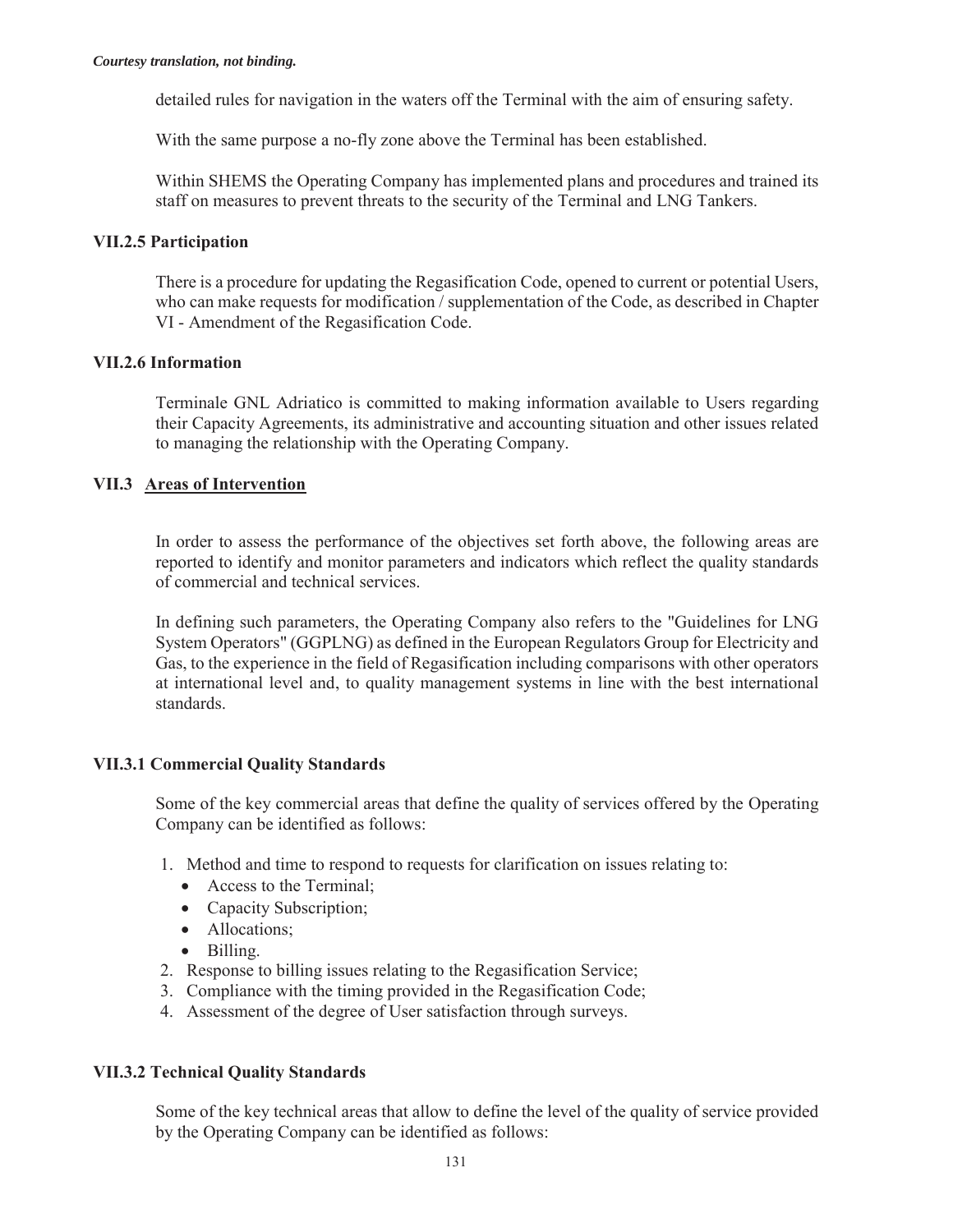detailed rules for navigation in the waters off the Terminal with the aim of ensuring safety.

With the same purpose a no-fly zone above the Terminal has been established.

Within SHEMS the Operating Company has implemented plans and procedures and trained its staff on measures to prevent threats to the security of the Terminal and LNG Tankers.

### VII.2.5 Participation

There is a procedure for updating the Regasification Code, opened to current or potential Users, who can make requests for modification / supplementation of the Code, as described in Chapter VI - Amendment of the Regasification Code.

### VII.2.6 Information

Terminale GNL Adriatico is committed to making information available to Users regarding their Capacity Agreements, its administrative and accounting situation and other issues related to managing the relationship with the Operating Company.

## VII.3 Areas of Intervention

In order to assess the performance of the objectives set forth above, the following areas are reported to identify and monitor parameters and indicators which reflect the quality standards of commercial and technical services.

In defining such parameters, the Operating Company also refers to the "Guidelines for LNG System Operators" (GGPLNG) as defined in the European Regulators Group for Electricity and Gas, to the experience in the field of Regasification including comparisons with other operators at international level and, to quality management systems in line with the best international standards.

### VII.3.1 Commercial Quality Standards

Some of the key commercial areas that define the quality of services offered by the Operating Company can be identified as follows:

1. Method and time to respond to requests for clarification on issues relating to:
   - Access to the Terminal;
   - Capacity Subscription;
   - Allocations;
   - Billing.
2. Response to billing issues relating to the Regasification Service;
3. Compliance with the timing provided in the Regasification Code;
4. Assessment of the degree of User satisfaction through surveys.

### VII.3.2 Technical Quality Standards

Some of the key technical areas that allow to define the level of the quality of service provided by the Operating Company can be identified as follows: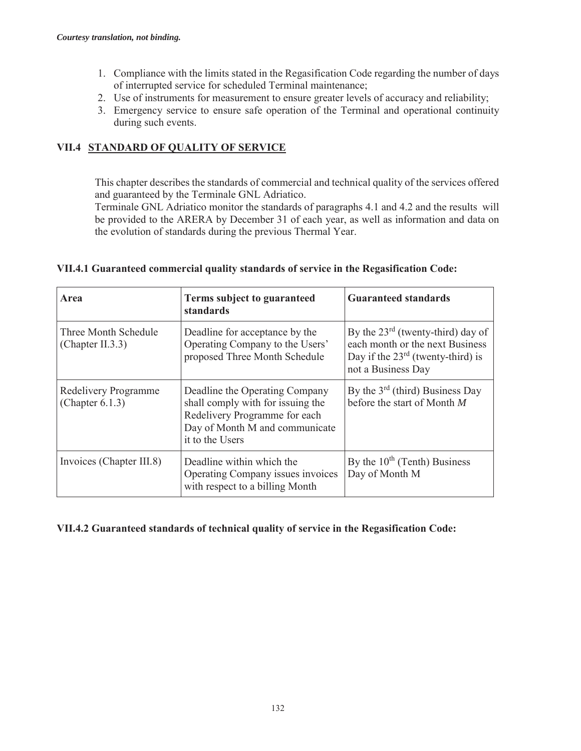*Courtesy translation, not binding.*

1. Compliance with the limits stated in the Regasification Code regarding the number of days of interrupted service for scheduled Terminal maintenance;
2. Use of instruments for measurement to ensure greater levels of accuracy and reliability;
3. Emergency service to ensure safe operation of the Terminal and operational continuity during such events.

## VII.4 STANDARD OF QUALITY OF SERVICE

This chapter describes the standards of commercial and technical quality of the services offered and guaranteed by the Terminale GNL Adriatico.
Terminale GNL Adriatico monitor the standards of paragraphs 4.1 and 4.2 and the results will be provided to the ARERA by December 31 of each year, as well as information and data on the evolution of standards during the previous Thermal Year.

### VII.4.1 Guaranteed commercial quality standards of service in the Regasification Code:

| Area | Terms subject to guaranteed standards | Guaranteed standards |
|---|---|---|
| Three Month Schedule (Chapter II.3.3) | Deadline for acceptance by the Operating Company to the Users' proposed Three Month Schedule | By the 23rd (twenty-third) day of each month or the next Business Day if the 23rd (twenty-third) is not a Business Day |
| Redelivery Programme (Chapter 6.1.3) | Deadline the Operating Company shall comply with for issuing the Redelivery Programme for each Day of Month M and communicate it to the Users | By the 3rd (third) Business Day before the start of Month *M* |
| Invoices (Chapter III.8) | Deadline within which the Operating Company issues invoices with respect to a billing Month | By the 10th (Tenth) Business Day of Month M |

### VII.4.2 Guaranteed standards of technical quality of service in the Regasification Code: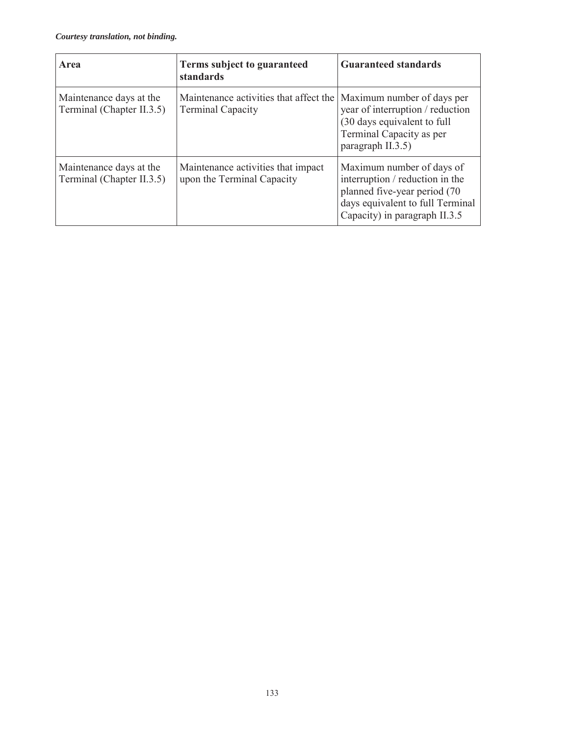*Courtesy translation, not binding.*

| Area | Terms subject to guaranteed standards | Guaranteed standards |
|---|---|---|
| Maintenance days at the Terminal (Chapter II.3.5) | Maintenance activities that affect the Terminal Capacity | Maximum number of days per year of interruption / reduction (30 days equivalent to full Terminal Capacity as per paragraph II.3.5) |
| Maintenance days at the Terminal (Chapter II.3.5) | Maintenance activities that impact upon the Terminal Capacity | Maximum number of days of interruption / reduction in the planned five-year period (70 days equivalent to full Terminal Capacity) in paragraph II.3.5 |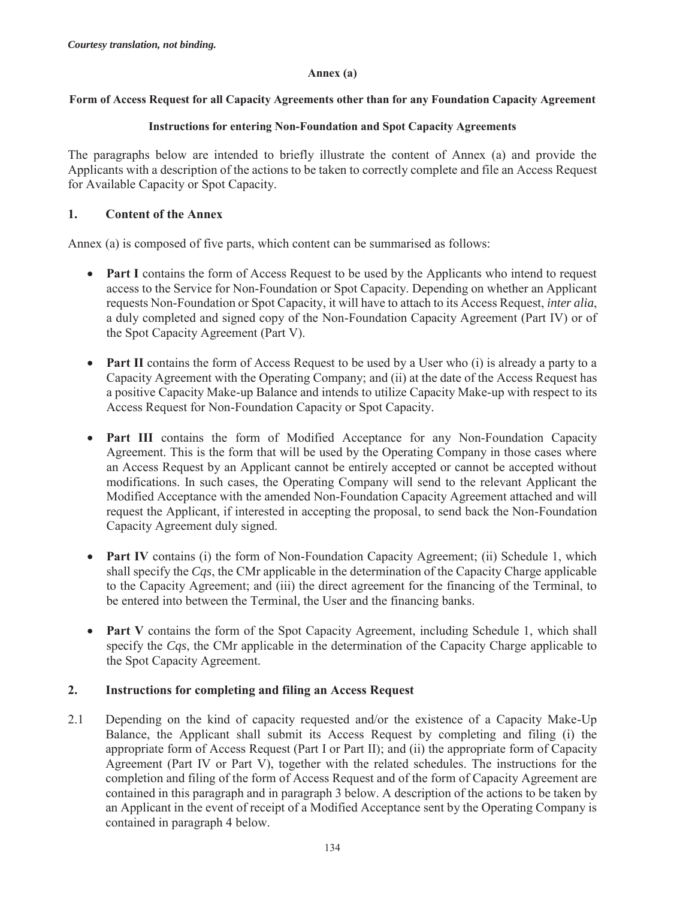*Courtesy translation, not binding.*

**Annex (a)**

**Form of Access Request for all Capacity Agreements other than for any Foundation Capacity Agreement**

**Instructions for entering Non-Foundation and Spot Capacity Agreements**

The paragraphs below are intended to briefly illustrate the content of Annex (a) and provide the Applicants with a description of the actions to be taken to correctly complete and file an Access Request for Available Capacity or Spot Capacity.

## 1. Content of the Annex

Annex (a) is composed of five parts, which content can be summarised as follows:

- **Part I** contains the form of Access Request to be used by the Applicants who intend to request access to the Service for Non-Foundation or Spot Capacity. Depending on whether an Applicant requests Non-Foundation or Spot Capacity, it will have to attach to its Access Request, *inter alia*, a duly completed and signed copy of the Non-Foundation Capacity Agreement (Part IV) or of the Spot Capacity Agreement (Part V).

- **Part II** contains the form of Access Request to be used by a User who (i) is already a party to a Capacity Agreement with the Operating Company; and (ii) at the date of the Access Request has a positive Capacity Make-up Balance and intends to utilize Capacity Make-up with respect to its Access Request for Non-Foundation Capacity or Spot Capacity.

- **Part III** contains the form of Modified Acceptance for any Non-Foundation Capacity Agreement. This is the form that will be used by the Operating Company in those cases where an Access Request by an Applicant cannot be entirely accepted or cannot be accepted without modifications. In such cases, the Operating Company will send to the relevant Applicant the Modified Acceptance with the amended Non-Foundation Capacity Agreement attached and will request the Applicant, if interested in accepting the proposal, to send back the Non-Foundation Capacity Agreement duly signed.

- **Part IV** contains (i) the form of Non-Foundation Capacity Agreement; (ii) Schedule 1, which shall specify the *Cqs*, the CMr applicable in the determination of the Capacity Charge applicable to the Capacity Agreement; and (iii) the direct agreement for the financing of the Terminal, to be entered into between the Terminal, the User and the financing banks.

- **Part V** contains the form of the Spot Capacity Agreement, including Schedule 1, which shall specify the *Cqs*, the CMr applicable in the determination of the Capacity Charge applicable to the Spot Capacity Agreement.

## 2. Instructions for completing and filing an Access Request

2.1 Depending on the kind of capacity requested and/or the existence of a Capacity Make-Up Balance, the Applicant shall submit its Access Request by completing and filing (i) the appropriate form of Access Request (Part I or Part II); and (ii) the appropriate form of Capacity Agreement (Part IV or Part V), together with the related schedules. The instructions for the completion and filing of the form of Access Request and of the form of Capacity Agreement are contained in this paragraph and in paragraph 3 below. A description of the actions to be taken by an Applicant in the event of receipt of a Modified Acceptance sent by the Operating Company is contained in paragraph 4 below.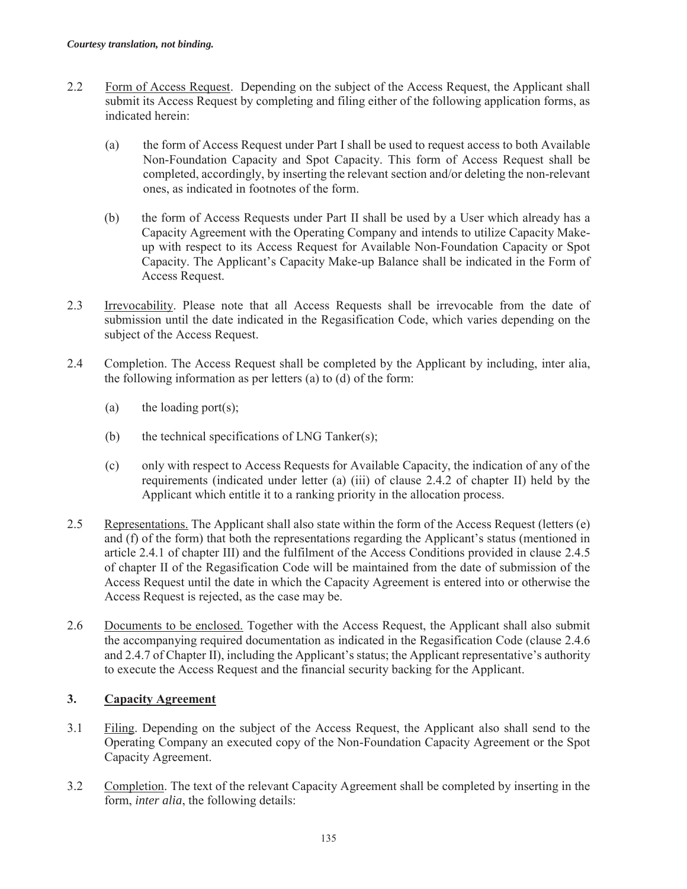*Courtesy translation, not binding.*

2.2 Form of Access Request. Depending on the subject of the Access Request, the Applicant shall submit its Access Request by completing and filing either of the following application forms, as indicated herein:

(a) the form of Access Request under Part I shall be used to request access to both Available Non-Foundation Capacity and Spot Capacity. This form of Access Request shall be completed, accordingly, by inserting the relevant section and/or deleting the non-relevant ones, as indicated in footnotes of the form.

(b) the form of Access Requests under Part II shall be used by a User which already has a Capacity Agreement with the Operating Company and intends to utilize Capacity Make-up with respect to its Access Request for Available Non-Foundation Capacity or Spot Capacity. The Applicant's Capacity Make-up Balance shall be indicated in the Form of Access Request.

2.3 Irrevocability. Please note that all Access Requests shall be irrevocable from the date of submission until the date indicated in the Regasification Code, which varies depending on the subject of the Access Request.

2.4 Completion. The Access Request shall be completed by the Applicant by including, inter alia, the following information as per letters (a) to (d) of the form:

(a) the loading port(s);

(b) the technical specifications of LNG Tanker(s);

(c) only with respect to Access Requests for Available Capacity, the indication of any of the requirements (indicated under letter (a) (iii) of clause 2.4.2 of chapter II) held by the Applicant which entitle it to a ranking priority in the allocation process.

2.5 Representations. The Applicant shall also state within the form of the Access Request (letters (e) and (f) of the form) that both the representations regarding the Applicant's status (mentioned in article 2.4.1 of chapter III) and the fulfilment of the Access Conditions provided in clause 2.4.5 of chapter II of the Regasification Code will be maintained from the date of submission of the Access Request until the date in which the Capacity Agreement is entered into or otherwise the Access Request is rejected, as the case may be.

2.6 Documents to be enclosed. Together with the Access Request, the Applicant shall also submit the accompanying required documentation as indicated in the Regasification Code (clause 2.4.6 and 2.4.7 of Chapter II), including the Applicant's status; the Applicant representative's authority to execute the Access Request and the financial security backing for the Applicant.

## 3. Capacity Agreement

3.1 Filing. Depending on the subject of the Access Request, the Applicant also shall send to the Operating Company an executed copy of the Non-Foundation Capacity Agreement or the Spot Capacity Agreement.

3.2 Completion. The text of the relevant Capacity Agreement shall be completed by inserting in the form, *inter alia*, the following details: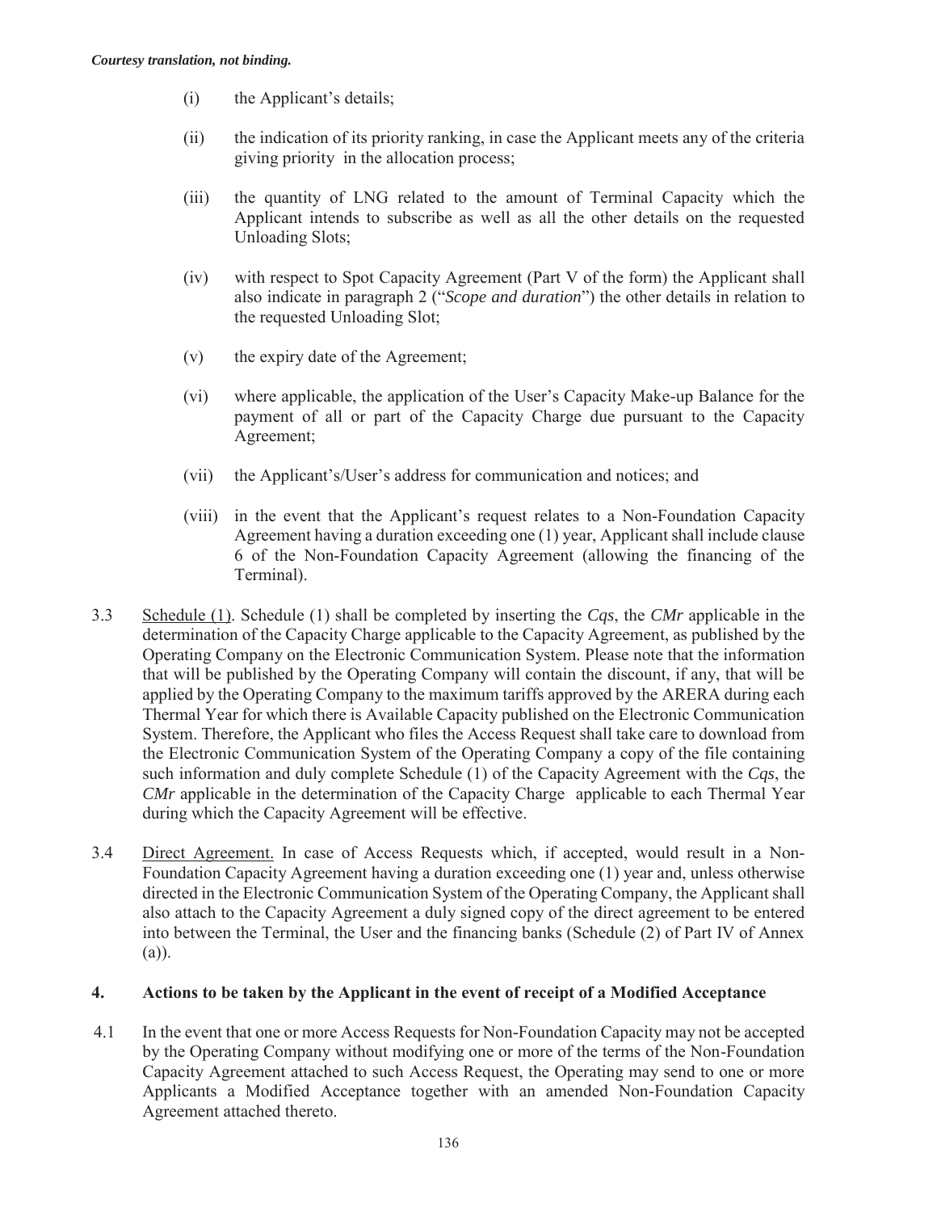*Courtesy translation, not binding.*

(i) the Applicant's details;

(ii) the indication of its priority ranking, in case the Applicant meets any of the criteria giving priority in the allocation process;

(iii) the quantity of LNG related to the amount of Terminal Capacity which the Applicant intends to subscribe as well as all the other details on the requested Unloading Slots;

(iv) with respect to Spot Capacity Agreement (Part V of the form) the Applicant shall also indicate in paragraph 2 ("*Scope and duration*") the other details in relation to the requested Unloading Slot;

(v) the expiry date of the Agreement;

(vi) where applicable, the application of the User's Capacity Make-up Balance for the payment of all or part of the Capacity Charge due pursuant to the Capacity Agreement;

(vii) the Applicant's/User's address for communication and notices; and

(viii) in the event that the Applicant's request relates to a Non-Foundation Capacity Agreement having a duration exceeding one (1) year, Applicant shall include clause 6 of the Non-Foundation Capacity Agreement (allowing the financing of the Terminal).

3.3 Schedule (1). Schedule (1) shall be completed by inserting the *Cqs*, the *CMr* applicable in the determination of the Capacity Charge applicable to the Capacity Agreement, as published by the Operating Company on the Electronic Communication System. Please note that the information that will be published by the Operating Company will contain the discount, if any, that will be applied by the Operating Company to the maximum tariffs approved by the ARERA during each Thermal Year for which there is Available Capacity published on the Electronic Communication System. Therefore, the Applicant who files the Access Request shall take care to download from the Electronic Communication System of the Operating Company a copy of the file containing such information and duly complete Schedule (1) of the Capacity Agreement with the *Cqs*, the *CMr* applicable in the determination of the Capacity Charge applicable to each Thermal Year during which the Capacity Agreement will be effective.

3.4 Direct Agreement. In case of Access Requests which, if accepted, would result in a Non-Foundation Capacity Agreement having a duration exceeding one (1) year and, unless otherwise directed in the Electronic Communication System of the Operating Company, the Applicant shall also attach to the Capacity Agreement a duly signed copy of the direct agreement to be entered into between the Terminal, the User and the financing banks (Schedule (2) of Part IV of Annex (a)).

## 4. Actions to be taken by the Applicant in the event of receipt of a Modified Acceptance

4.1 In the event that one or more Access Requests for Non-Foundation Capacity may not be accepted by the Operating Company without modifying one or more of the terms of the Non-Foundation Capacity Agreement attached to such Access Request, the Operating may send to one or more Applicants a Modified Acceptance together with an amended Non-Foundation Capacity Agreement attached thereto.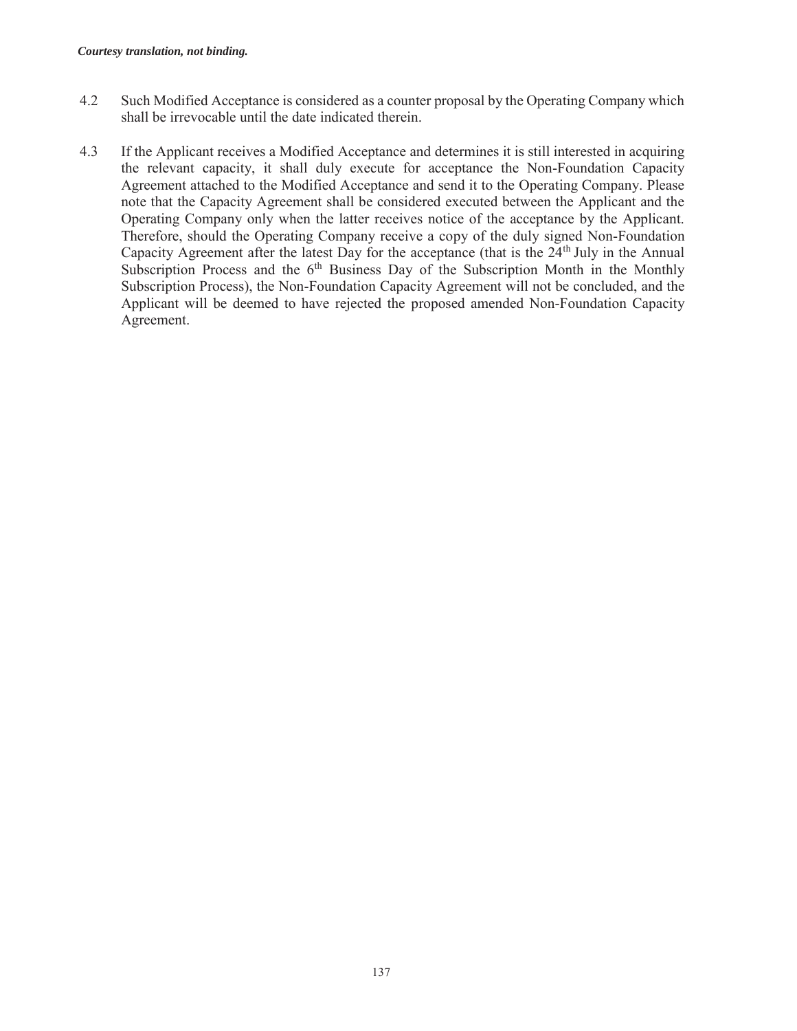*Courtesy translation, not binding.*

4.2 Such Modified Acceptance is considered as a counter proposal by the Operating Company which shall be irrevocable until the date indicated therein.

4.3 If the Applicant receives a Modified Acceptance and determines it is still interested in acquiring the relevant capacity, it shall duly execute for acceptance the Non-Foundation Capacity Agreement attached to the Modified Acceptance and send it to the Operating Company. Please note that the Capacity Agreement shall be considered executed between the Applicant and the Operating Company only when the latter receives notice of the acceptance by the Applicant. Therefore, should the Operating Company receive a copy of the duly signed Non-Foundation Capacity Agreement after the latest Day for the acceptance (that is the 24th July in the Annual Subscription Process and the 6th Business Day of the Subscription Month in the Monthly Subscription Process), the Non-Foundation Capacity Agreement will not be concluded, and the Applicant will be deemed to have rejected the proposed amended Non-Foundation Capacity Agreement.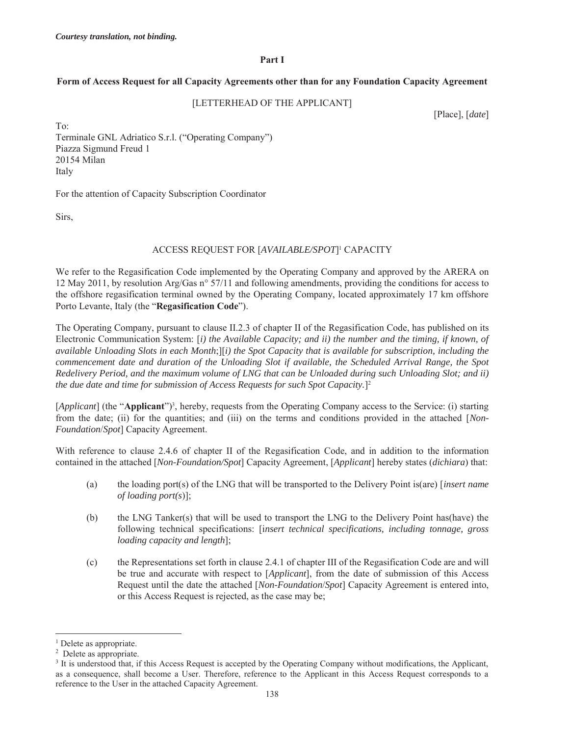*Courtesy translation, not binding.*

**Part I**

**Form of Access Request for all Capacity Agreements other than for any Foundation Capacity Agreement**

[LETTERHEAD OF THE APPLICANT]

[Place], [*date*]

To:
Terminale GNL Adriatico S.r.l. ("Operating Company")
Piazza Sigmund Freud 1
20154 Milan
Italy

For the attention of Capacity Subscription Coordinator

Sirs,

ACCESS REQUEST FOR [*AVAILABLE/SPOT*][1] CAPACITY

We refer to the Regasification Code implemented by the Operating Company and approved by the ARERA on 12 May 2011, by resolution Arg/Gas n° 57/11 and following amendments, providing the conditions for access to the offshore regasification terminal owned by the Operating Company, located approximately 17 km offshore Porto Levante, Italy (the "**Regasification Code**").

The Operating Company, pursuant to clause II.2.3 of chapter II of the Regasification Code, has published on its Electronic Communication System: [*i) the Available Capacity; and ii) the number and the timing, if known, of available Unloading Slots in each Month*;][*i) the Spot Capacity that is available for subscription, including the commencement date and duration of the Unloading Slot if available, the Scheduled Arrival Range, the Spot Redelivery Period, and the maximum volume of LNG that can be Unloaded during such Unloading Slot; and ii) the due date and time for submission of Access Requests for such Spot Capacity.*][2]

[*Applicant*] (the "**Applicant**")[3], hereby, requests from the Operating Company access to the Service: (i) starting from the date; (ii) for the quantities; and (iii) on the terms and conditions provided in the attached [*Non-Foundation*/*Spot*] Capacity Agreement.

With reference to clause 2.4.6 of chapter II of the Regasification Code, and in addition to the information contained in the attached [*Non-Foundation/Spot*] Capacity Agreement, [*Applicant*] hereby states (*dichiara*) that:

(a) the loading port(s) of the LNG that will be transported to the Delivery Point is(are) [*insert name of loading port(s)*];

(b) the LNG Tanker(s) that will be used to transport the LNG to the Delivery Point has(have) the following technical specifications: [*insert technical specifications, including tonnage, gross loading capacity and length*];

(c) the Representations set forth in clause 2.4.1 of chapter III of the Regasification Code are and will be true and accurate with respect to [*Applicant*], from the date of submission of this Access Request until the date the attached [*Non-Foundation*/*Spot*] Capacity Agreement is entered into, or this Access Request is rejected, as the case may be;

---

[1] Delete as appropriate.

[2] Delete as appropriate.

[3] It is understood that, if this Access Request is accepted by the Operating Company without modifications, the Applicant, as a consequence, shall become a User. Therefore, reference to the Applicant in this Access Request corresponds to a reference to the User in the attached Capacity Agreement.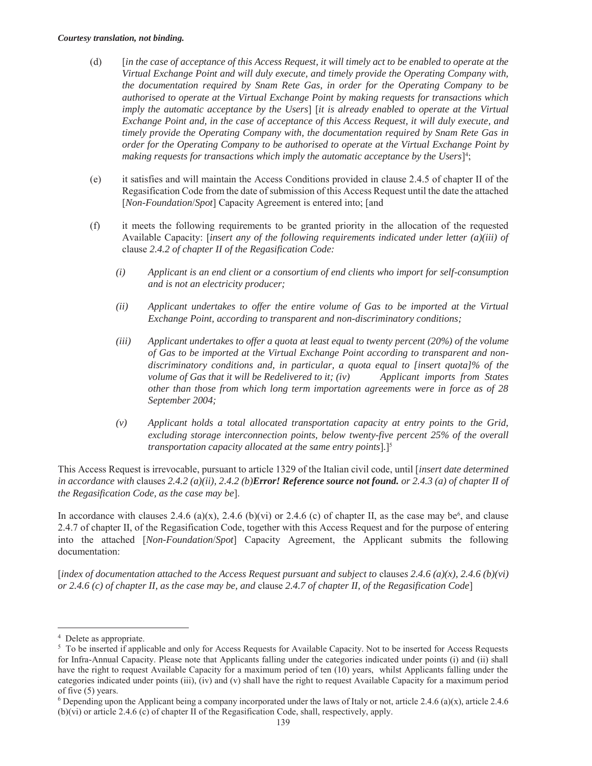*Courtesy translation, not binding.*

(d) [*in the case of acceptance of this Access Request, it will timely act to be enabled to operate at the Virtual Exchange Point and will duly execute, and timely provide the Operating Company with, the documentation required by Snam Rete Gas, in order for the Operating Company to be authorised to operate at the Virtual Exchange Point by making requests for transactions which imply the automatic acceptance by the Users*] [*it is already enabled to operate at the Virtual Exchange Point and, in the case of acceptance of this Access Request, it will duly execute, and timely provide the Operating Company with, the documentation required by Snam Rete Gas in order for the Operating Company to be authorised to operate at the Virtual Exchange Point by making requests for transactions which imply the automatic acceptance by the Users*][4];

(e) it satisfies and will maintain the Access Conditions provided in clause 2.4.5 of chapter II of the Regasification Code from the date of submission of this Access Request until the date the attached [*Non-Foundation*/*Spot*] Capacity Agreement is entered into; [and

(f) it meets the following requirements to be granted priority in the allocation of the requested Available Capacity: [*insert any of the following requirements indicated under letter (a)(iii) of* clause *2.4.2 of chapter II of the Regasification Code:*

*(i) Applicant is an end client or a consortium of end clients who import for self-consumption and is not an electricity producer;*

*(ii) Applicant undertakes to offer the entire volume of Gas to be imported at the Virtual Exchange Point, according to transparent and non-discriminatory conditions;*

*(iii) Applicant undertakes to offer a quota at least equal to twenty percent (20%) of the volume of Gas to be imported at the Virtual Exchange Point according to transparent and non-discriminatory conditions and, in particular, a quota equal to [insert quota]% of the volume of Gas that it will be Redelivered to it; (iv) Applicant imports from States other than those from which long term importation agreements were in force as of 28 September 2004;*

*(v) Applicant holds a total allocated transportation capacity at entry points to the Grid, excluding storage interconnection points, below twenty-five percent 25% of the overall transportation capacity allocated at the same entry points*].][5]

This Access Request is irrevocable, pursuant to article 1329 of the Italian civil code, until [*insert date determined in accordance with* clauses *2.4.2 (a)(ii), 2.4.2 (b)**Error! Reference source not found.** or 2.4.3 (a) of chapter II of the Regasification Code, as the case may be*].

In accordance with clauses 2.4.6 (a)(x), 2.4.6 (b)(vi) or 2.4.6 (c) of chapter II, as the case may be[6], and clause 2.4.7 of chapter II, of the Regasification Code, together with this Access Request and for the purpose of entering into the attached [*Non-Foundation*/*Spot*] Capacity Agreement, the Applicant submits the following documentation:

[*index of documentation attached to the Access Request pursuant and subject to* clauses *2.4.6 (a)(x), 2.4.6 (b)(vi) or 2.4.6 (c) of chapter II, as the case may be, and* clause *2.4.7 of chapter II, of the Regasification Code*]

---

[4] Delete as appropriate.

[5] To be inserted if applicable and only for Access Requests for Available Capacity. Not to be inserted for Access Requests for Infra-Annual Capacity. Please note that Applicants falling under the categories indicated under points (i) and (ii) shall have the right to request Available Capacity for a maximum period of ten (10) years, whilst Applicants falling under the categories indicated under points (iii), (iv) and (v) shall have the right to request Available Capacity for a maximum period of five (5) years.

[6] Depending upon the Applicant being a company incorporated under the laws of Italy or not, article 2.4.6 (a)(x), article 2.4.6 (b)(vi) or article 2.4.6 (c) of chapter II of the Regasification Code, shall, respectively, apply.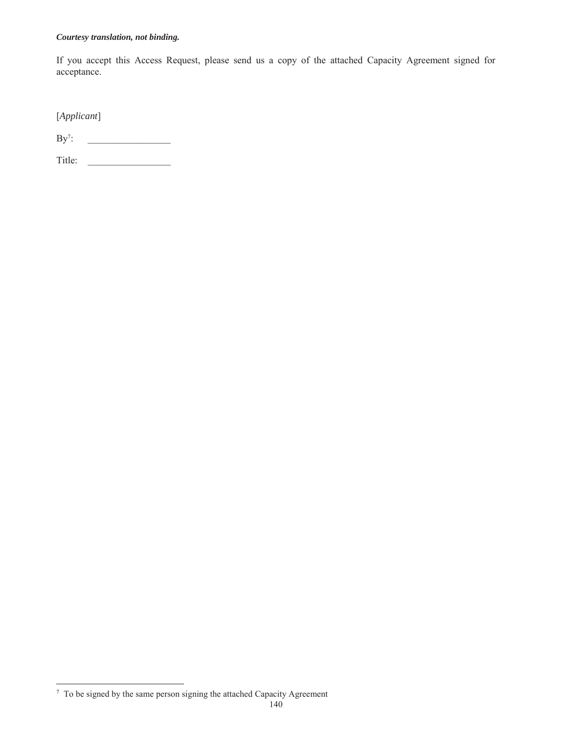***Courtesy translation, not binding.***

If you accept this Access Request, please send us a copy of the attached Capacity Agreement signed for acceptance.

[*Applicant*]

By[7]: _________________

Title: _________________

[7] To be signed by the same person signing the attached Capacity Agreement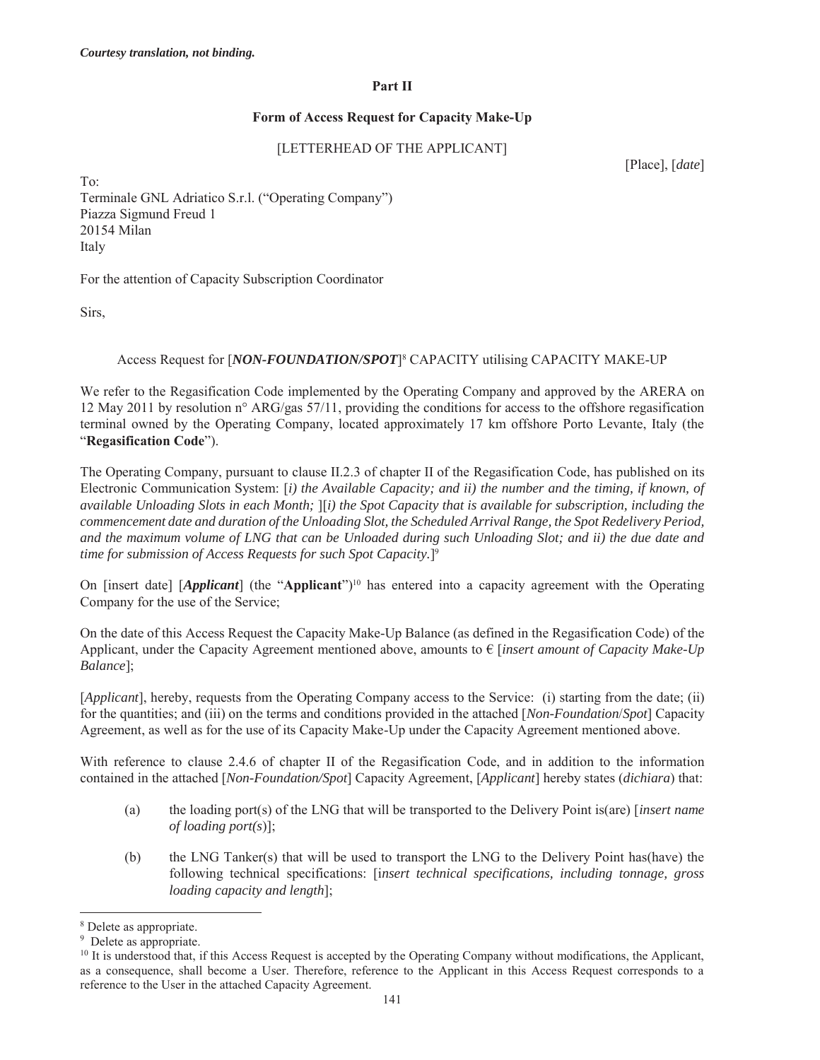*Courtesy translation, not binding.*

**Part II**

**Form of Access Request for Capacity Make-Up**

[LETTERHEAD OF THE APPLICANT]

[Place], [*date*]

To:
Terminale GNL Adriatico S.r.l. ("Operating Company")
Piazza Sigmund Freud 1
20154 Milan
Italy

For the attention of Capacity Subscription Coordinator

Sirs,

Access Request for [***NON-FOUNDATION/SPOT***][8] CAPACITY utilising CAPACITY MAKE-UP

We refer to the Regasification Code implemented by the Operating Company and approved by the ARERA on 12 May 2011 by resolution n° ARG/gas 57/11, providing the conditions for access to the offshore regasification terminal owned by the Operating Company, located approximately 17 km offshore Porto Levante, Italy (the "**Regasification Code**").

The Operating Company, pursuant to clause II.2.3 of chapter II of the Regasification Code, has published on its Electronic Communication System: [*i) the Available Capacity; and ii) the number and the timing, if known, of available Unloading Slots in each Month;* ][*i) the Spot Capacity that is available for subscription, including the commencement date and duration of the Unloading Slot, the Scheduled Arrival Range, the Spot Redelivery Period, and the maximum volume of LNG that can be Unloaded during such Unloading Slot; and ii) the due date and time for submission of Access Requests for such Spot Capacity.*][9]

On [insert date] [***Applicant***] (the "**Applicant**")[10] has entered into a capacity agreement with the Operating Company for the use of the Service;

On the date of this Access Request the Capacity Make-Up Balance (as defined in the Regasification Code) of the Applicant, under the Capacity Agreement mentioned above, amounts to € [*insert amount of Capacity Make-Up Balance*];

[*Applicant*], hereby, requests from the Operating Company access to the Service: (i) starting from the date; (ii) for the quantities; and (iii) on the terms and conditions provided in the attached [*Non-Foundation*/*Spot*] Capacity Agreement, as well as for the use of its Capacity Make-Up under the Capacity Agreement mentioned above.

With reference to clause 2.4.6 of chapter II of the Regasification Code, and in addition to the information contained in the attached [*Non-Foundation/Spot*] Capacity Agreement, [*Applicant*] hereby states (*dichiara*) that:

(a) the loading port(s) of the LNG that will be transported to the Delivery Point is(are) [*insert name of loading port(s)*];

(b) the LNG Tanker(s) that will be used to transport the LNG to the Delivery Point has(have) the following technical specifications: [i*nsert technical specifications, including tonnage, gross loading capacity and length*];

---

[8] Delete as appropriate.

[9] Delete as appropriate.

[10] It is understood that, if this Access Request is accepted by the Operating Company without modifications, the Applicant, as a consequence, shall become a User. Therefore, reference to the Applicant in this Access Request corresponds to a reference to the User in the attached Capacity Agreement.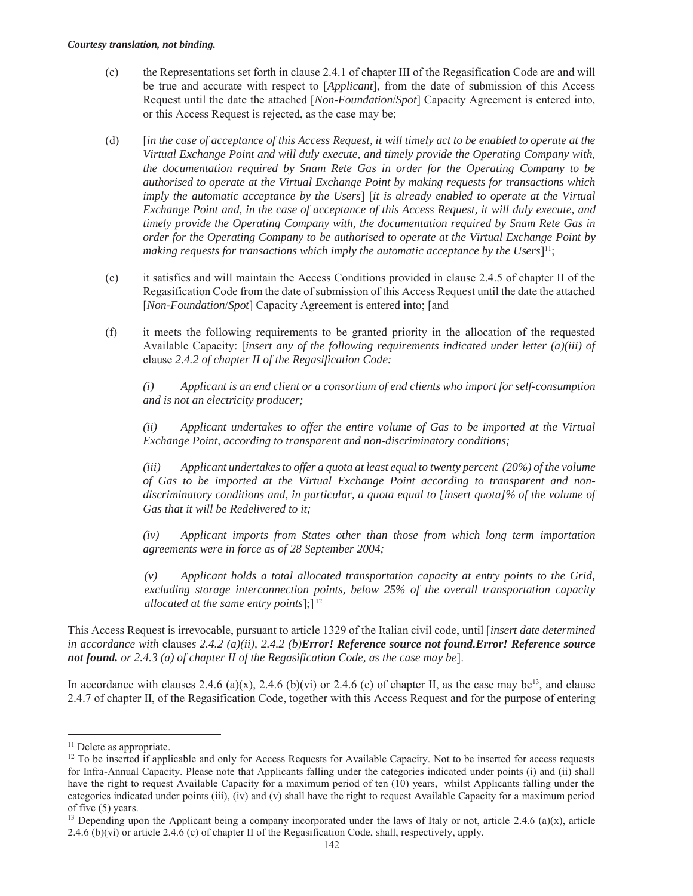*Courtesy translation, not binding.*

(c) the Representations set forth in clause 2.4.1 of chapter III of the Regasification Code are and will be true and accurate with respect to [*Applicant*], from the date of submission of this Access Request until the date the attached [*Non-Foundation*/*Spot*] Capacity Agreement is entered into, or this Access Request is rejected, as the case may be;

(d) [*in the case of acceptance of this Access Request, it will timely act to be enabled to operate at the Virtual Exchange Point and will duly execute, and timely provide the Operating Company with, the documentation required by Snam Rete Gas in order for the Operating Company to be authorised to operate at the Virtual Exchange Point by making requests for transactions which imply the automatic acceptance by the Users*] [*it is already enabled to operate at the Virtual Exchange Point and, in the case of acceptance of this Access Request, it will duly execute, and timely provide the Operating Company with, the documentation required by Snam Rete Gas in order for the Operating Company to be authorised to operate at the Virtual Exchange Point by making requests for transactions which imply the automatic acceptance by the Users*][11];

(e) it satisfies and will maintain the Access Conditions provided in clause 2.4.5 of chapter II of the Regasification Code from the date of submission of this Access Request until the date the attached [*Non-Foundation*/*Spot*] Capacity Agreement is entered into; [and

(f) it meets the following requirements to be granted priority in the allocation of the requested Available Capacity: [*insert any of the following requirements indicated under letter (a)(iii) of* clause *2.4.2 of chapter II of the Regasification Code:*

*(i) Applicant is an end client or a consortium of end clients who import for self-consumption and is not an electricity producer;*

*(ii) Applicant undertakes to offer the entire volume of Gas to be imported at the Virtual Exchange Point, according to transparent and non-discriminatory conditions;*

*(iii) Applicant undertakes to offer a quota at least equal to twenty percent (20%) of the volume of Gas to be imported at the Virtual Exchange Point according to transparent and non-discriminatory conditions and, in particular, a quota equal to [insert quota]% of the volume of Gas that it will be Redelivered to it;*

*(iv) Applicant imports from States other than those from which long term importation agreements were in force as of 28 September 2004;*

*(v) Applicant holds a total allocated transportation capacity at entry points to the Grid, excluding storage interconnection points, below 25% of the overall transportation capacity allocated at the same entry points*];][12]

This Access Request is irrevocable, pursuant to article 1329 of the Italian civil code, until [*insert date determined in accordance with* clauses *2.4.2 (a)(ii), 2.4.2 (b)****Error! Reference source not found.Error! Reference source not found.*** *or 2.4.3 (a) of chapter II of the Regasification Code, as the case may be*].

In accordance with clauses 2.4.6 (a)(x), 2.4.6 (b)(vi) or 2.4.6 (c) of chapter II, as the case may be[13], and clause 2.4.7 of chapter II, of the Regasification Code, together with this Access Request and for the purpose of entering

[11] Delete as appropriate.

[12] To be inserted if applicable and only for Access Requests for Available Capacity. Not to be inserted for access requests for Infra-Annual Capacity. Please note that Applicants falling under the categories indicated under points (i) and (ii) shall have the right to request Available Capacity for a maximum period of ten (10) years, whilst Applicants falling under the categories indicated under points (iii), (iv) and (v) shall have the right to request Available Capacity for a maximum period of five (5) years.

[13] Depending upon the Applicant being a company incorporated under the laws of Italy or not, article 2.4.6 (a)(x), article 2.4.6 (b)(vi) or article 2.4.6 (c) of chapter II of the Regasification Code, shall, respectively, apply.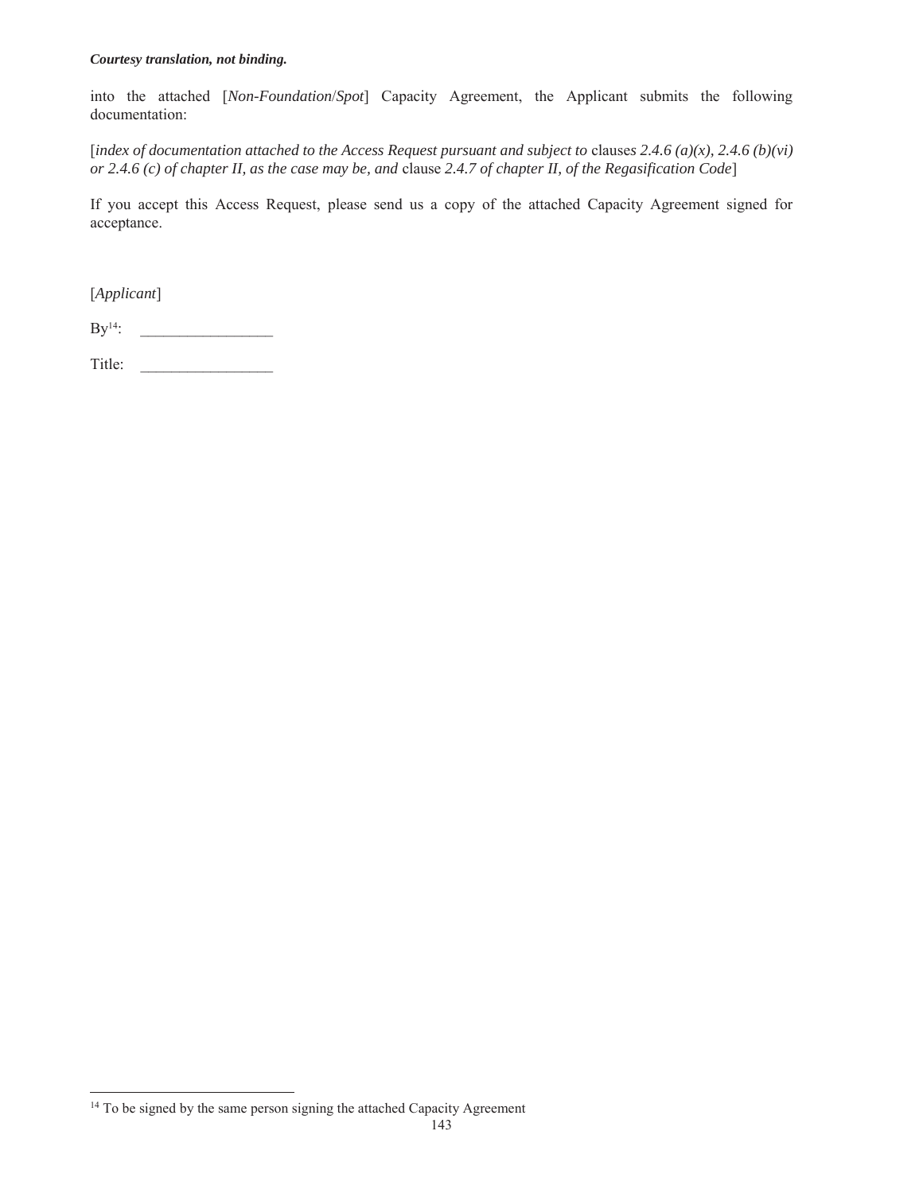*Courtesy translation, not binding.*

into the attached [*Non-Foundation*/*Spot*] Capacity Agreement, the Applicant submits the following documentation:

[*index of documentation attached to the Access Request pursuant and subject to* clause*s 2.4.6 (a)(x), 2.4.6 (b)(vi) or 2.4.6 (c) of chapter II, as the case may be, and* clause *2.4.7 of chapter II, of the Regasification Code*]

If you accept this Access Request, please send us a copy of the attached Capacity Agreement signed for acceptance.

[*Applicant*]

By[14]: ________________

Title: ________________

[14] To be signed by the same person signing the attached Capacity Agreement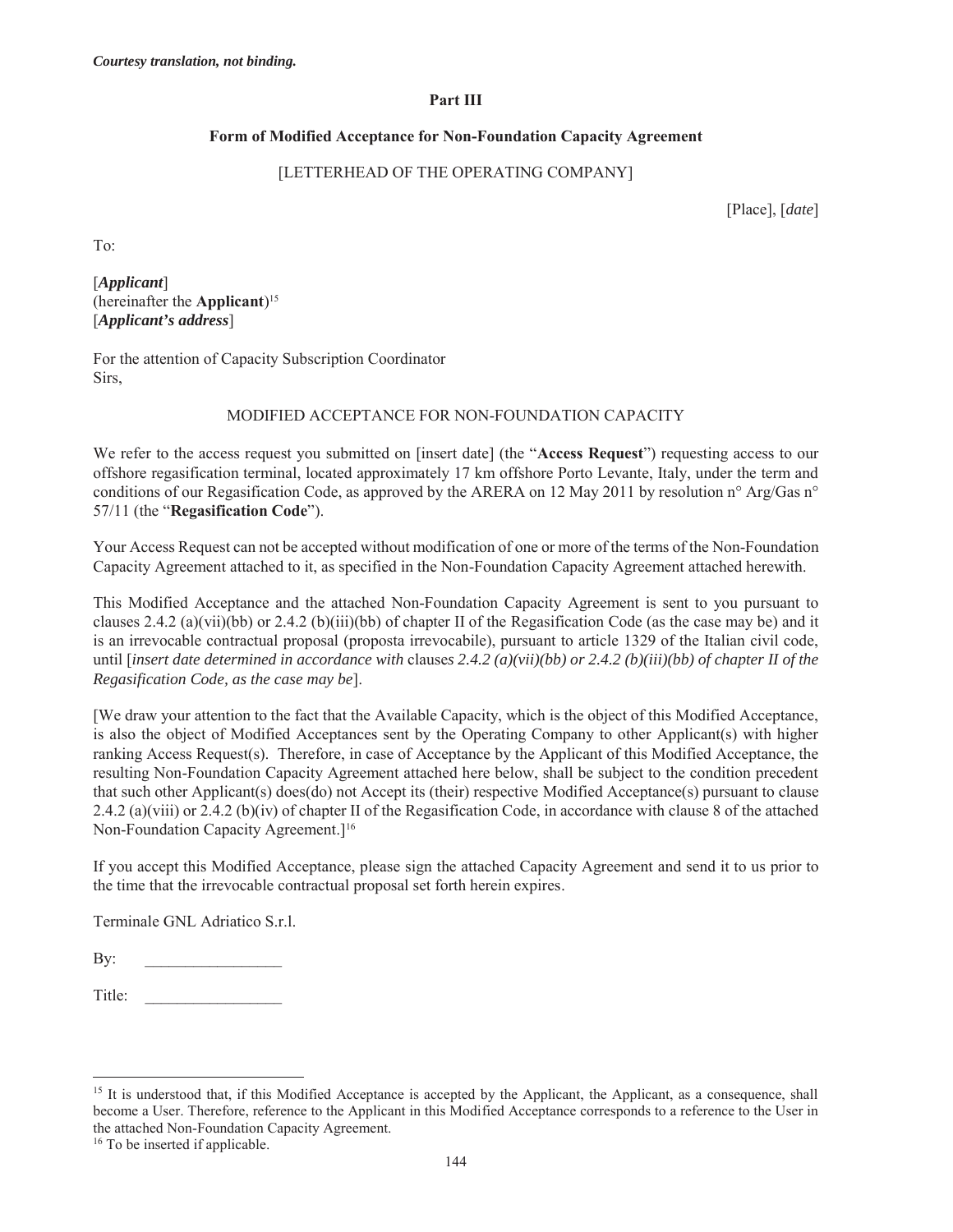*Courtesy translation, not binding.*

**Part III**

**Form of Modified Acceptance for Non-Foundation Capacity Agreement**

[LETTERHEAD OF THE OPERATING COMPANY]

[Place], [*date*]

To:

[***Applicant***]
(hereinafter the **Applicant**)[15]
[***Applicant's address***]

For the attention of Capacity Subscription Coordinator
Sirs,

MODIFIED ACCEPTANCE FOR NON-FOUNDATION CAPACITY

We refer to the access request you submitted on [insert date] (the "**Access Request**") requesting access to our offshore regasification terminal, located approximately 17 km offshore Porto Levante, Italy, under the term and conditions of our Regasification Code, as approved by the ARERA on 12 May 2011 by resolution n° Arg/Gas n° 57/11 (the "**Regasification Code**").

Your Access Request can not be accepted without modification of one or more of the terms of the Non-Foundation Capacity Agreement attached to it, as specified in the Non-Foundation Capacity Agreement attached herewith.

This Modified Acceptance and the attached Non-Foundation Capacity Agreement is sent to you pursuant to clauses 2.4.2 (a)(vii)(bb) or 2.4.2 (b)(iii)(bb) of chapter II of the Regasification Code (as the case may be) and it is an irrevocable contractual proposal (proposta irrevocabile), pursuant to article 1329 of the Italian civil code, until [*insert date determined in accordance with* clauses *2.4.2 (a)(vii)(bb) or 2.4.2 (b)(iii)(bb) of chapter II of the Regasification Code, as the case may be*].

[We draw your attention to the fact that the Available Capacity, which is the object of this Modified Acceptance, is also the object of Modified Acceptances sent by the Operating Company to other Applicant(s) with higher ranking Access Request(s). Therefore, in case of Acceptance by the Applicant of this Modified Acceptance, the resulting Non-Foundation Capacity Agreement attached here below, shall be subject to the condition precedent that such other Applicant(s) does(do) not Accept its (their) respective Modified Acceptance(s) pursuant to clause 2.4.2 (a)(viii) or 2.4.2 (b)(iv) of chapter II of the Regasification Code, in accordance with clause 8 of the attached Non-Foundation Capacity Agreement.][16]

If you accept this Modified Acceptance, please sign the attached Capacity Agreement and send it to us prior to the time that the irrevocable contractual proposal set forth herein expires.

Terminale GNL Adriatico S.r.l.

By: ________________

Title: ________________

---

[15] It is understood that, if this Modified Acceptance is accepted by the Applicant, the Applicant, as a consequence, shall become a User. Therefore, reference to the Applicant in this Modified Acceptance corresponds to a reference to the User in the attached Non-Foundation Capacity Agreement.

[16] To be inserted if applicable.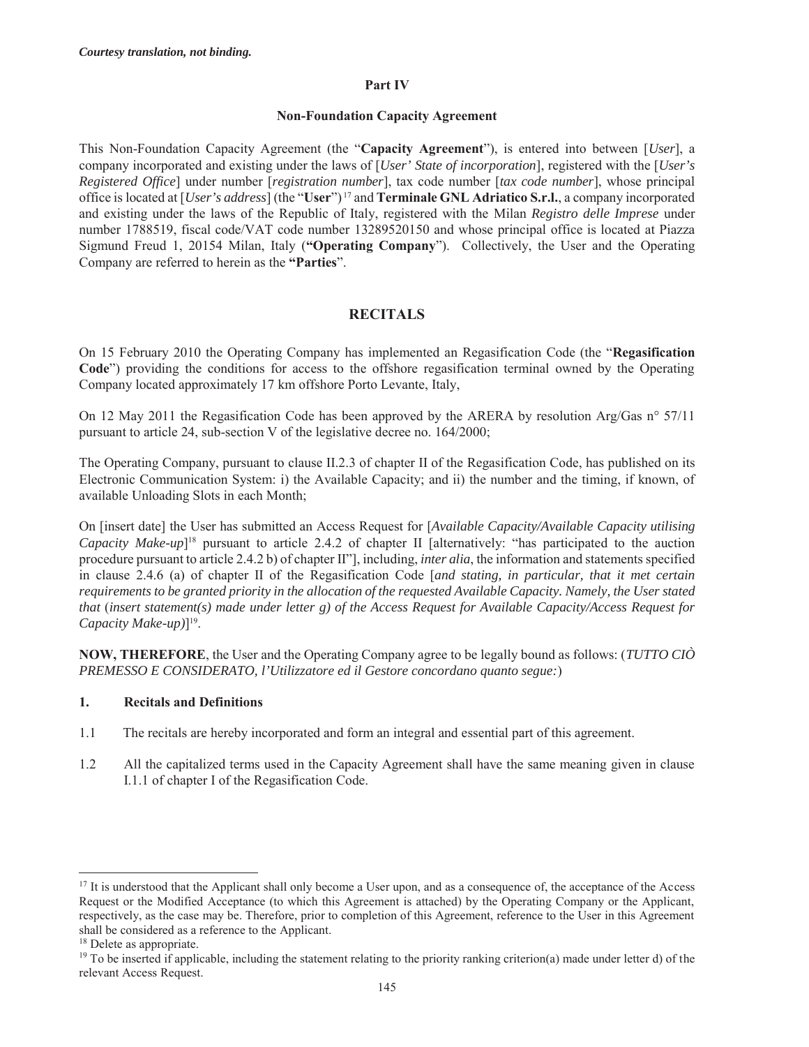*Courtesy translation, not binding.*

**Part IV**

**Non-Foundation Capacity Agreement**

This Non-Foundation Capacity Agreement (the "**Capacity Agreement**"), is entered into between [*User*], a company incorporated and existing under the laws of [*User' State of incorporation*], registered with the [*User's Registered Office*] under number [*registration number*], tax code number [*tax code number*], whose principal office is located at [*User's address*] (the "**User**")[17] and **Terminale GNL Adriatico S.r.l.**, a company incorporated and existing under the laws of the Republic of Italy, registered with the Milan *Registro delle Imprese* under number 1788519, fiscal code/VAT code number 13289520150 and whose principal office is located at Piazza Sigmund Freud 1, 20154 Milan, Italy (**"Operating Company**"). Collectively, the User and the Operating Company are referred to herein as the **"Parties**".

## RECITALS

On 15 February 2010 the Operating Company has implemented an Regasification Code (the "**Regasification Code**") providing the conditions for access to the offshore regasification terminal owned by the Operating Company located approximately 17 km offshore Porto Levante, Italy,

On 12 May 2011 the Regasification Code has been approved by the ARERA by resolution Arg/Gas n° 57/11 pursuant to article 24, sub-section V of the legislative decree no. 164/2000;

The Operating Company, pursuant to clause II.2.3 of chapter II of the Regasification Code, has published on its Electronic Communication System: i) the Available Capacity; and ii) the number and the timing, if known, of available Unloading Slots in each Month;

On [insert date] the User has submitted an Access Request for [*Available Capacity/Available Capacity utilising Capacity Make-up*][18] pursuant to article 2.4.2 of chapter II [alternatively: "has participated to the auction procedure pursuant to article 2.4.2 b) of chapter II"], including, *inter alia*, the information and statements specified in clause 2.4.6 (a) of chapter II of the Regasification Code [*and stating, in particular, that it met certain requirements to be granted priority in the allocation of the requested Available Capacity. Namely, the User stated that* (*insert statement(s) made under letter g) of the Access Request for Available Capacity/Access Request for Capacity Make-up)*][19].

**NOW, THEREFORE**, the User and the Operating Company agree to be legally bound as follows: (*TUTTO CIÒ PREMESSO E CONSIDERATO, l'Utilizzatore ed il Gestore concordano quanto segue:*)

### 1. Recitals and Definitions

1.1 The recitals are hereby incorporated and form an integral and essential part of this agreement.

1.2 All the capitalized terms used in the Capacity Agreement shall have the same meaning given in clause I.1.1 of chapter I of the Regasification Code.

---

[17] It is understood that the Applicant shall only become a User upon, and as a consequence of, the acceptance of the Access Request or the Modified Acceptance (to which this Agreement is attached) by the Operating Company or the Applicant, respectively, as the case may be. Therefore, prior to completion of this Agreement, reference to the User in this Agreement shall be considered as a reference to the Applicant.

[18] Delete as appropriate.

[19] To be inserted if applicable, including the statement relating to the priority ranking criterion(a) made under letter d) of the relevant Access Request.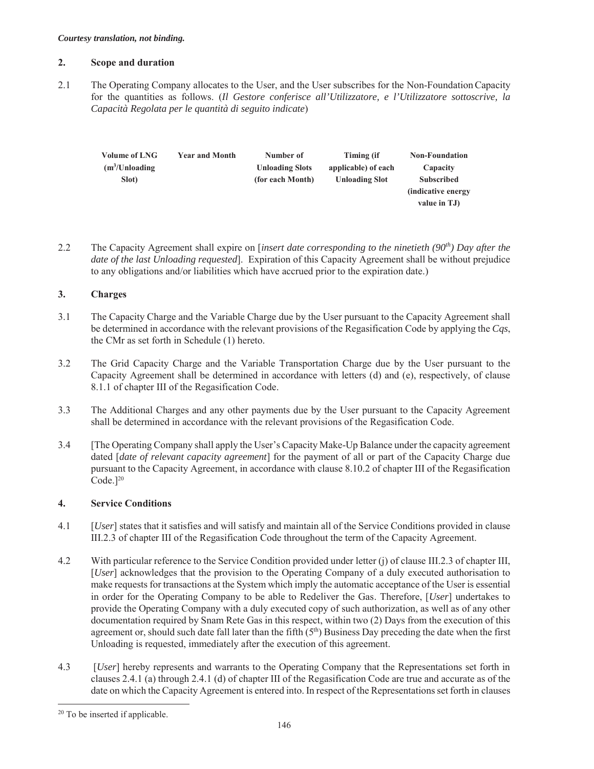*Courtesy translation, not binding.*

## 2. Scope and duration

2.1 The Operating Company allocates to the User, and the User subscribes for the Non-Foundation Capacity for the quantities as follows. (*Il Gestore conferisce all'Utilizzatore, e l'Utilizzatore sottoscrive, la Capacità Regolata per le quantità di seguito indicate*)

| Volume of LNG ($m^3$/Unloading Slot) | Year and Month | Number of Unloading Slots (for each Month) | Timing (if applicable) of each Unloading Slot | Non-Foundation Capacity Subscribed (indicative energy value in TJ) |
|---|---|---|---|---|

2.2 The Capacity Agreement shall expire on [*insert date corresponding to the ninetieth (90th) Day after the date of the last Unloading requested*]. Expiration of this Capacity Agreement shall be without prejudice to any obligations and/or liabilities which have accrued prior to the expiration date.)

## 3. Charges

3.1 The Capacity Charge and the Variable Charge due by the User pursuant to the Capacity Agreement shall be determined in accordance with the relevant provisions of the Regasification Code by applying the *Cqs*, the CMr as set forth in Schedule (1) hereto.

3.2 The Grid Capacity Charge and the Variable Transportation Charge due by the User pursuant to the Capacity Agreement shall be determined in accordance with letters (d) and (e), respectively, of clause 8.1.1 of chapter III of the Regasification Code.

3.3 The Additional Charges and any other payments due by the User pursuant to the Capacity Agreement shall be determined in accordance with the relevant provisions of the Regasification Code.

3.4 [The Operating Company shall apply the User's Capacity Make-Up Balance under the capacity agreement dated [*date of relevant capacity agreement*] for the payment of all or part of the Capacity Charge due pursuant to the Capacity Agreement, in accordance with clause 8.10.2 of chapter III of the Regasification Code.][20]

## 4. Service Conditions

4.1 [*User*] states that it satisfies and will satisfy and maintain all of the Service Conditions provided in clause III.2.3 of chapter III of the Regasification Code throughout the term of the Capacity Agreement.

4.2 With particular reference to the Service Condition provided under letter (j) of clause III.2.3 of chapter III, [*User*] acknowledges that the provision to the Operating Company of a duly executed authorisation to make requests for transactions at the System which imply the automatic acceptance of the User is essential in order for the Operating Company to be able to Redeliver the Gas. Therefore, [*User*] undertakes to provide the Operating Company with a duly executed copy of such authorization, as well as of any other documentation required by Snam Rete Gas in this respect, within two (2) Days from the execution of this agreement or, should such date fall later than the fifth (5th) Business Day preceding the date when the first Unloading is requested, immediately after the execution of this agreement.

4.3 [*User*] hereby represents and warrants to the Operating Company that the Representations set forth in clauses 2.4.1 (a) through 2.4.1 (d) of chapter III of the Regasification Code are true and accurate as of the date on which the Capacity Agreement is entered into. In respect of the Representations set forth in clauses

[20] To be inserted if applicable.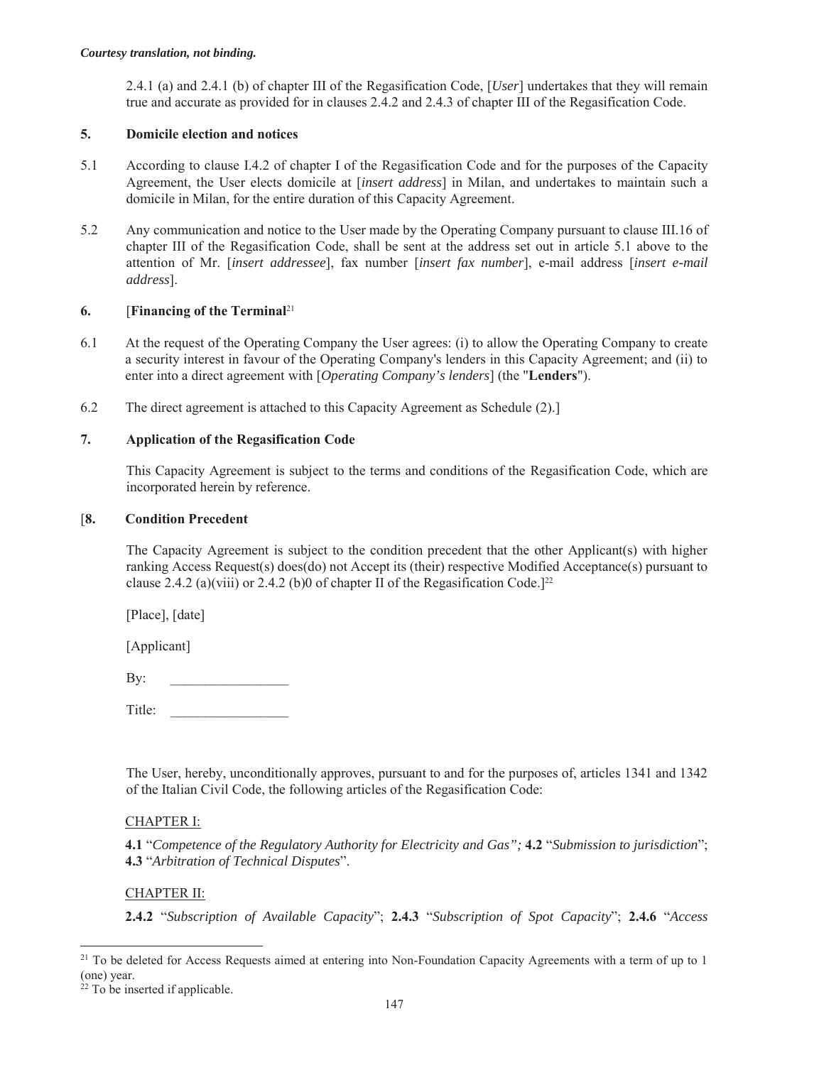2.4.1 (a) and 2.4.1 (b) of chapter III of the Regasification Code, [*User*] undertakes that they will remain true and accurate as provided for in clauses 2.4.2 and 2.4.3 of chapter III of the Regasification Code.

## 5. Domicile election and notices

5.1 According to clause I.4.2 of chapter I of the Regasification Code and for the purposes of the Capacity Agreement, the User elects domicile at [*insert address*] in Milan, and undertakes to maintain such a domicile in Milan, for the entire duration of this Capacity Agreement.

5.2 Any communication and notice to the User made by the Operating Company pursuant to clause III.16 of chapter III of the Regasification Code, shall be sent at the address set out in article 5.1 above to the attention of Mr. [*insert addressee*], fax number [*insert fax number*], e-mail address [*insert e-mail address*].

## 6. [Financing of the Terminal[21]

6.1 At the request of the Operating Company the User agrees: (i) to allow the Operating Company to create a security interest in favour of the Operating Company's lenders in this Capacity Agreement; and (ii) to enter into a direct agreement with [*Operating Company's lenders*] (the "**Lenders**").

6.2 The direct agreement is attached to this Capacity Agreement as Schedule (2).]

## 7. Application of the Regasification Code

This Capacity Agreement is subject to the terms and conditions of the Regasification Code, which are incorporated herein by reference.

## [8. Condition Precedent

The Capacity Agreement is subject to the condition precedent that the other Applicant(s) with higher ranking Access Request(s) does(do) not Accept its (their) respective Modified Acceptance(s) pursuant to clause 2.4.2 (a)(viii) or 2.4.2 (b)0 of chapter II of the Regasification Code.][22]

[Place], [date]

[Applicant]

By: \_\_\_\_\_\_\_\_\_\_\_\_\_\_\_\_\_

Title: \_\_\_\_\_\_\_\_\_\_\_\_\_\_\_\_\_

The User, hereby, unconditionally approves, pursuant to and for the purposes of, articles 1341 and 1342 of the Italian Civil Code, the following articles of the Regasification Code:

CHAPTER I:

**4.1** "*Competence of the Regulatory Authority for Electricity and Gas";* **4.2** "*Submission to jurisdiction*"; **4.3** "*Arbitration of Technical Disputes*".

CHAPTER II:

**2.4.2** "*Subscription of Available Capacity*"; **2.4.3** "*Subscription of Spot Capacity*"; **2.4.6** "*Access*

---

[21] To be deleted for Access Requests aimed at entering into Non-Foundation Capacity Agreements with a term of up to 1 (one) year.

[22] To be inserted if applicable.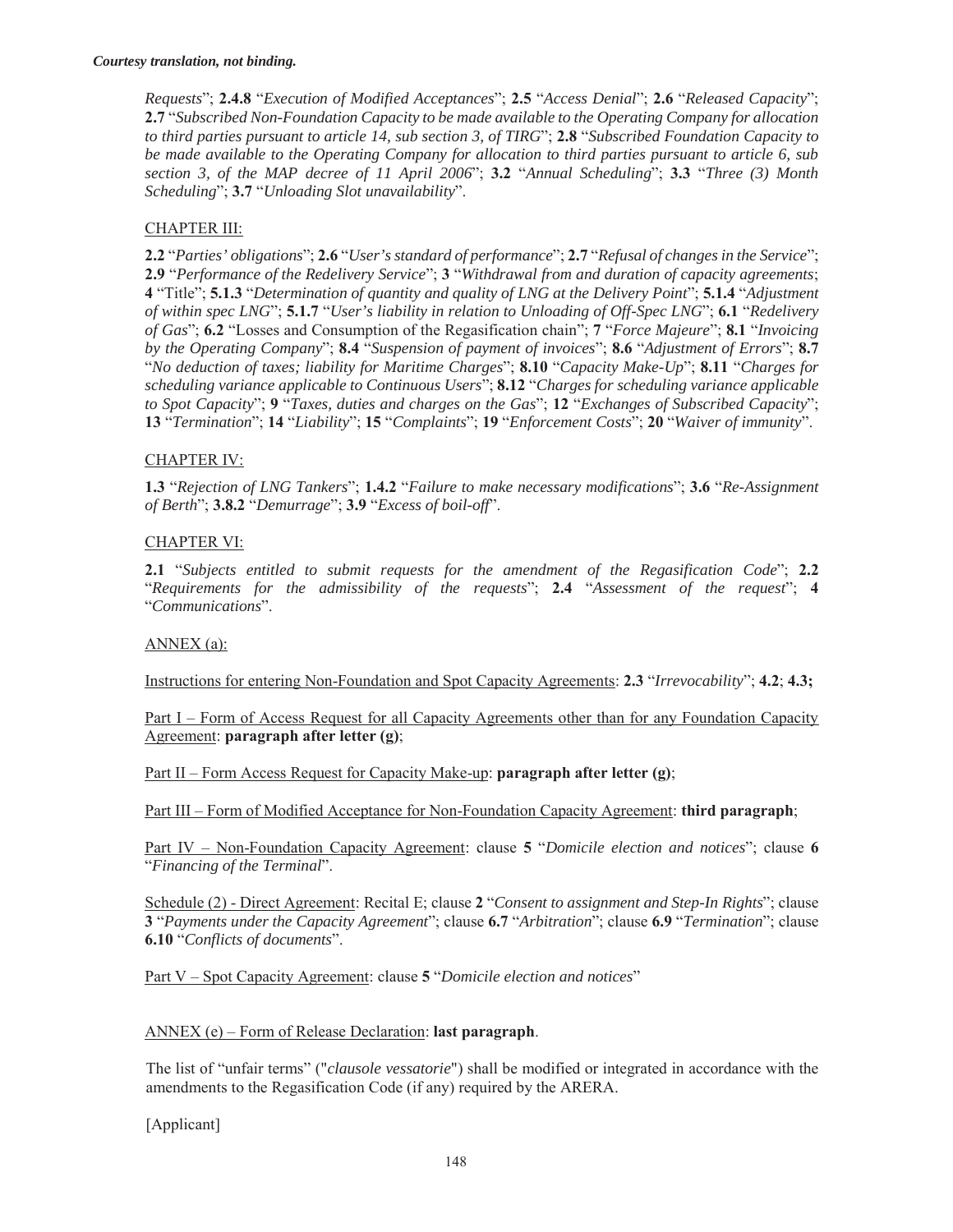*Courtesy translation, not binding.*

*Requests*"; **2.4.8** "*Execution of Modified Acceptances*"; **2.5** "*Access Denial*"; **2.6** "*Released Capacity*"; **2.7** "*Subscribed Non-Foundation Capacity to be made available to the Operating Company for allocation to third parties pursuant to article 14, sub section 3, of TIRG*"; **2.8** "*Subscribed Foundation Capacity to be made available to the Operating Company for allocation to third parties pursuant to article 6, sub section 3, of the MAP decree of 11 April 2006*"; **3.2** "*Annual Scheduling*"; **3.3** "*Three (3) Month Scheduling*"; **3.7** "*Unloading Slot unavailability*".

CHAPTER III:

**2.2** "*Parties' obligations*"; **2.6** "*User's standard of performance*"; **2.7** "*Refusal of changes in the Service*"; **2.9** "*Performance of the Redelivery Service*"; **3** "*Withdrawal from and duration of capacity agreements*; **4** "Title"; **5.1.3** "*Determination of quantity and quality of LNG at the Delivery Point*"; **5.1.4** "*Adjustment of within spec LNG*"; **5.1.7** "*User's liability in relation to Unloading of Off-Spec LNG*"; **6.1** "*Redelivery of Gas*"; **6.2** "Losses and Consumption of the Regasification chain"; **7** "*Force Majeure*"; **8.1** "*Invoicing by the Operating Company*"; **8.4** "*Suspension of payment of invoices*"; **8.6** "*Adjustment of Errors*"; **8.7** "*No deduction of taxes; liability for Maritime Charges*"; **8.10** "*Capacity Make-Up*"; **8.11** "*Charges for scheduling variance applicable to Continuous Users*"; **8.12** "*Charges for scheduling variance applicable to Spot Capacity*"; **9** "*Taxes, duties and charges on the Gas*"; **12** "*Exchanges of Subscribed Capacity*"; **13** "*Termination*"; **14** "*Liability*"; **15** "*Complaints*"; **19** "*Enforcement Costs*"; **20** "*Waiver of immunity*".

CHAPTER IV:

**1.3** "*Rejection of LNG Tankers*"; **1.4.2** "*Failure to make necessary modifications*"; **3.6** "*Re-Assignment of Berth*"; **3.8.2** "*Demurrage*"; **3.9** "*Excess of boil-off*".

CHAPTER VI:

**2.1** "*Subjects entitled to submit requests for the amendment of the Regasification Code*"; **2.2** "*Requirements for the admissibility of the requests*"; **2.4** "*Assessment of the request*"; **4** "*Communications*".

ANNEX (a):

Instructions for entering Non-Foundation and Spot Capacity Agreements: **2.3** "*Irrevocability*"; **4.2**; **4.3;**

Part I – Form of Access Request for all Capacity Agreements other than for any Foundation Capacity Agreement: **paragraph after letter (g)**;

Part II – Form Access Request for Capacity Make-up: **paragraph after letter (g)**;

Part III – Form of Modified Acceptance for Non-Foundation Capacity Agreement: **third paragraph**;

Part IV – Non-Foundation Capacity Agreement: clause **5** "*Domicile election and notices*"; clause **6** "*Financing of the Terminal*".

Schedule (2) - Direct Agreement: Recital E; clause **2** "*Consent to assignment and Step-In Rights*"; clause **3** "*Payments under the Capacity Agreement*"; clause **6.7** "*Arbitration*"; clause **6.9** "*Termination*"; clause **6.10** "*Conflicts of documents*".

Part V – Spot Capacity Agreement: clause **5** "*Domicile election and notices*"

ANNEX (e) – Form of Release Declaration: **last paragraph**.

The list of "unfair terms" ("*clausole vessatorie*") shall be modified or integrated in accordance with the amendments to the Regasification Code (if any) required by the ARERA.

[Applicant]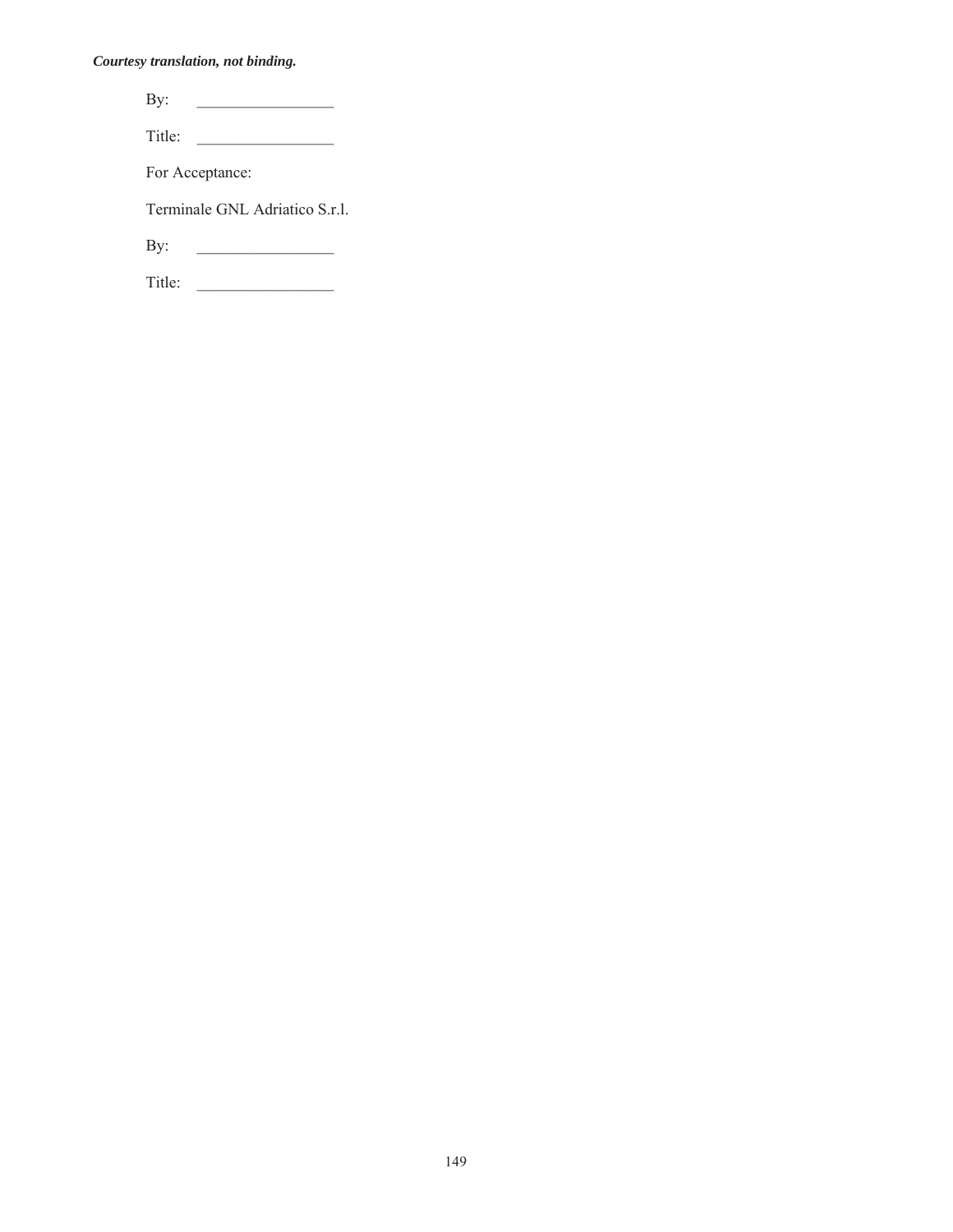*Courtesy translation, not binding.*

By: \_\_\_\_\_\_\_\_\_\_\_\_\_\_\_\_\_

Title: \_\_\_\_\_\_\_\_\_\_\_\_\_\_\_\_\_

For Acceptance:

Terminale GNL Adriatico S.r.l.

By: \_\_\_\_\_\_\_\_\_\_\_\_\_\_\_\_\_

Title: \_\_\_\_\_\_\_\_\_\_\_\_\_\_\_\_\_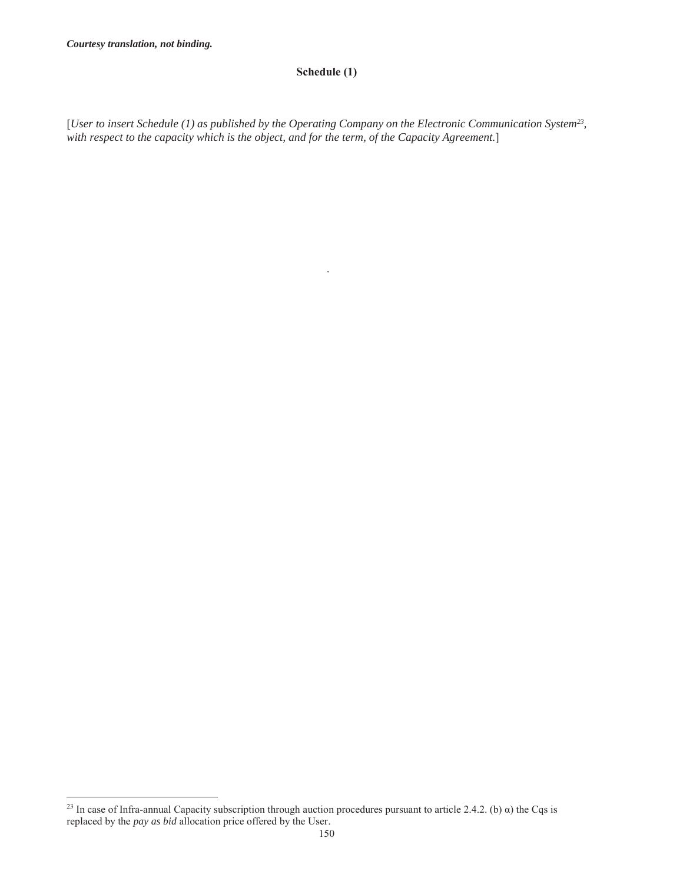***Courtesy translation, not binding.***

**Schedule (1)**

[*User to insert Schedule (1) as published by the Operating Company on the Electronic Communication System*[23]*, with respect to the capacity which is the object, and for the term, of the Capacity Agreement.*]

[23] In case of Infra-annual Capacity subscription through auction procedures pursuant to article 2.4.2. (b) α) the Cqs is replaced by the *pay as bid* allocation price offered by the User.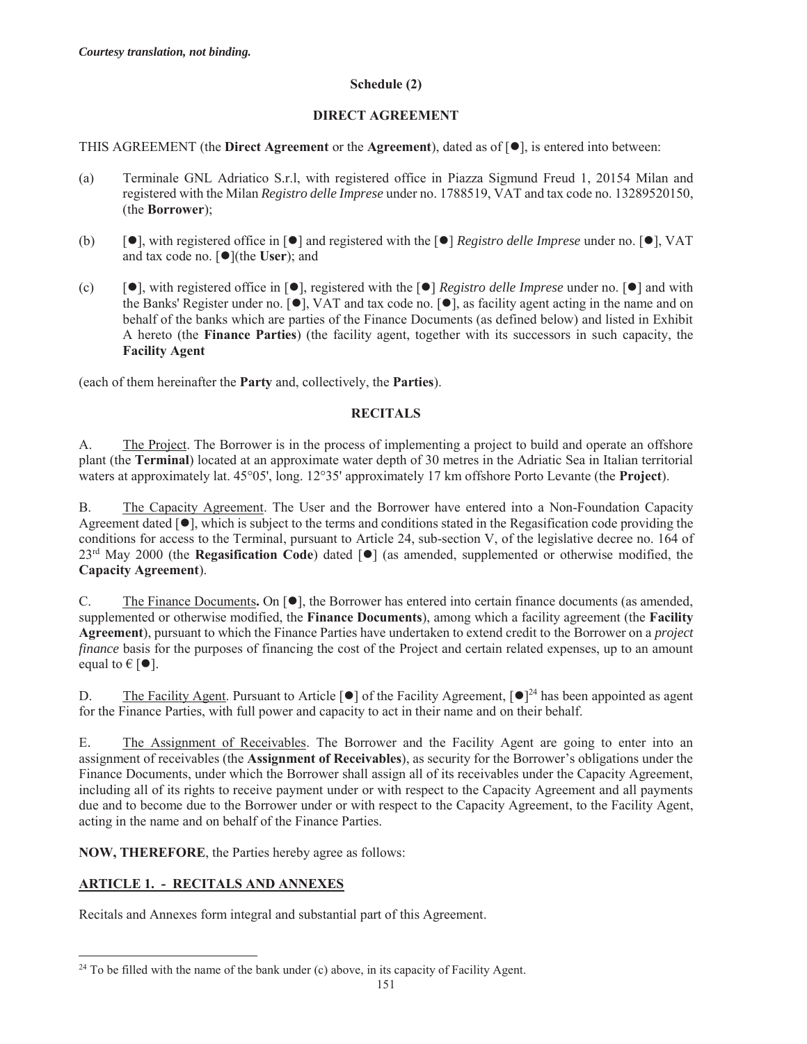*Courtesy translation, not binding.*

**Schedule (2)**

**DIRECT AGREEMENT**

THIS AGREEMENT (the **Direct Agreement** or the **Agreement**), dated as of [●], is entered into between:

(a) Terminale GNL Adriatico S.r.l, with registered office in Piazza Sigmund Freud 1, 20154 Milan and registered with the Milan *Registro delle Imprese* under no. 1788519, VAT and tax code no. 13289520150, (the **Borrower**);

(b) [●], with registered office in [●] and registered with the [●] *Registro delle Imprese* under no. [●], VAT and tax code no. [●](the **User**); and

(c) [●], with registered office in [●], registered with the [●] *Registro delle Imprese* under no. [●] and with the Banks' Register under no. [●], VAT and tax code no. [●], as facility agent acting in the name and on behalf of the banks which are parties of the Finance Documents (as defined below) and listed in Exhibit A hereto (the **Finance Parties**) (the facility agent, together with its successors in such capacity, the **Facility Agent**

(each of them hereinafter the **Party** and, collectively, the **Parties**).

**RECITALS**

A. The Project. The Borrower is in the process of implementing a project to build and operate an offshore plant (the **Terminal**) located at an approximate water depth of 30 metres in the Adriatic Sea in Italian territorial waters at approximately lat. 45°05', long. 12°35' approximately 17 km offshore Porto Levante (the **Project**).

B. The Capacity Agreement. The User and the Borrower have entered into a Non-Foundation Capacity Agreement dated [●], which is subject to the terms and conditions stated in the Regasification code providing the conditions for access to the Terminal, pursuant to Article 24, sub-section V, of the legislative decree no. 164 of 23rd May 2000 (the **Regasification Code**) dated [●] (as amended, supplemented or otherwise modified, the **Capacity Agreement**).

C. The Finance Documents**.** On [●], the Borrower has entered into certain finance documents (as amended, supplemented or otherwise modified, the **Finance Documents**), among which a facility agreement (the **Facility Agreement**), pursuant to which the Finance Parties have undertaken to extend credit to the Borrower on a *project finance* basis for the purposes of financing the cost of the Project and certain related expenses, up to an amount equal to € [●].

D. The Facility Agent. Pursuant to Article [●] of the Facility Agreement, [●][24] has been appointed as agent for the Finance Parties, with full power and capacity to act in their name and on their behalf.

E. The Assignment of Receivables. The Borrower and the Facility Agent are going to enter into an assignment of receivables (the **Assignment of Receivables**), as security for the Borrower's obligations under the Finance Documents, under which the Borrower shall assign all of its receivables under the Capacity Agreement, including all of its rights to receive payment under or with respect to the Capacity Agreement and all payments due and to become due to the Borrower under or with respect to the Capacity Agreement, to the Facility Agent, acting in the name and on behalf of the Finance Parties.

**NOW, THEREFORE**, the Parties hereby agree as follows:

## ARTICLE 1. - RECITALS AND ANNEXES

Recitals and Annexes form integral and substantial part of this Agreement.

[24] To be filled with the name of the bank under (c) above, in its capacity of Facility Agent.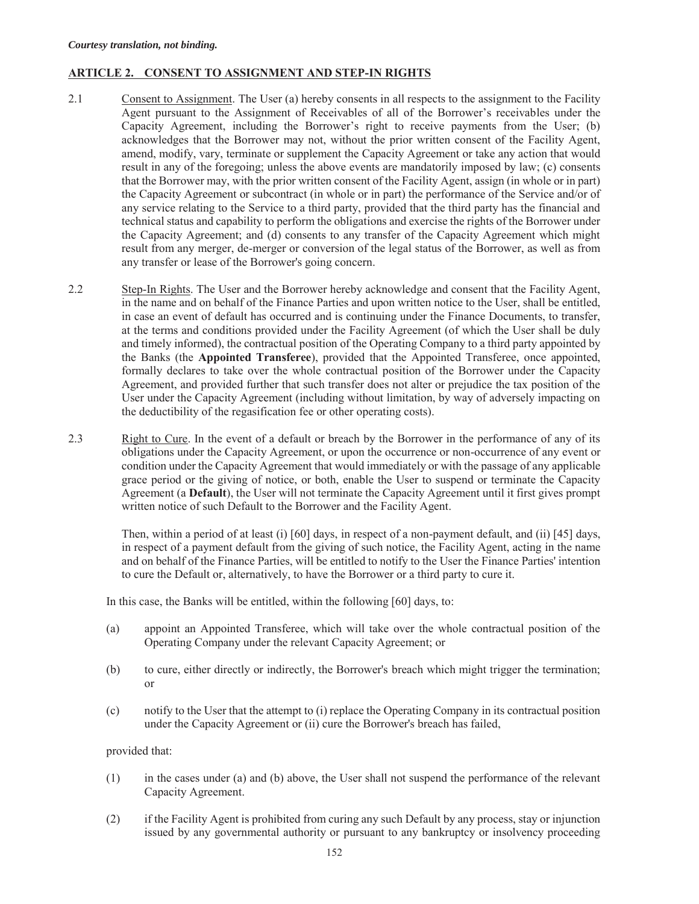*Courtesy translation, not binding.*

## ARTICLE 2. CONSENT TO ASSIGNMENT AND STEP-IN RIGHTS

2.1 Consent to Assignment. The User (a) hereby consents in all respects to the assignment to the Facility Agent pursuant to the Assignment of Receivables of all of the Borrower's receivables under the Capacity Agreement, including the Borrower's right to receive payments from the User; (b) acknowledges that the Borrower may not, without the prior written consent of the Facility Agent, amend, modify, vary, terminate or supplement the Capacity Agreement or take any action that would result in any of the foregoing; unless the above events are mandatorily imposed by law; (c) consents that the Borrower may, with the prior written consent of the Facility Agent, assign (in whole or in part) the Capacity Agreement or subcontract (in whole or in part) the performance of the Service and/or of any service relating to the Service to a third party, provided that the third party has the financial and technical status and capability to perform the obligations and exercise the rights of the Borrower under the Capacity Agreement; and (d) consents to any transfer of the Capacity Agreement which might result from any merger, de-merger or conversion of the legal status of the Borrower, as well as from any transfer or lease of the Borrower's going concern.

2.2 Step-In Rights. The User and the Borrower hereby acknowledge and consent that the Facility Agent, in the name and on behalf of the Finance Parties and upon written notice to the User, shall be entitled, in case an event of default has occurred and is continuing under the Finance Documents, to transfer, at the terms and conditions provided under the Facility Agreement (of which the User shall be duly and timely informed), the contractual position of the Operating Company to a third party appointed by the Banks (the **Appointed Transferee**), provided that the Appointed Transferee, once appointed, formally declares to take over the whole contractual position of the Borrower under the Capacity Agreement, and provided further that such transfer does not alter or prejudice the tax position of the User under the Capacity Agreement (including without limitation, by way of adversely impacting on the deductibility of the regasification fee or other operating costs).

2.3 Right to Cure. In the event of a default or breach by the Borrower in the performance of any of its obligations under the Capacity Agreement, or upon the occurrence or non-occurrence of any event or condition under the Capacity Agreement that would immediately or with the passage of any applicable grace period or the giving of notice, or both, enable the User to suspend or terminate the Capacity Agreement (a **Default**), the User will not terminate the Capacity Agreement until it first gives prompt written notice of such Default to the Borrower and the Facility Agent.

Then, within a period of at least (i) [60] days, in respect of a non-payment default, and (ii) [45] days, in respect of a payment default from the giving of such notice, the Facility Agent, acting in the name and on behalf of the Finance Parties, will be entitled to notify to the User the Finance Parties' intention to cure the Default or, alternatively, to have the Borrower or a third party to cure it.

In this case, the Banks will be entitled, within the following [60] days, to:

(a) appoint an Appointed Transferee, which will take over the whole contractual position of the Operating Company under the relevant Capacity Agreement; or

(b) to cure, either directly or indirectly, the Borrower's breach which might trigger the termination; or

(c) notify to the User that the attempt to (i) replace the Operating Company in its contractual position under the Capacity Agreement or (ii) cure the Borrower's breach has failed,

provided that:

(1) in the cases under (a) and (b) above, the User shall not suspend the performance of the relevant Capacity Agreement.

(2) if the Facility Agent is prohibited from curing any such Default by any process, stay or injunction issued by any governmental authority or pursuant to any bankruptcy or insolvency proceeding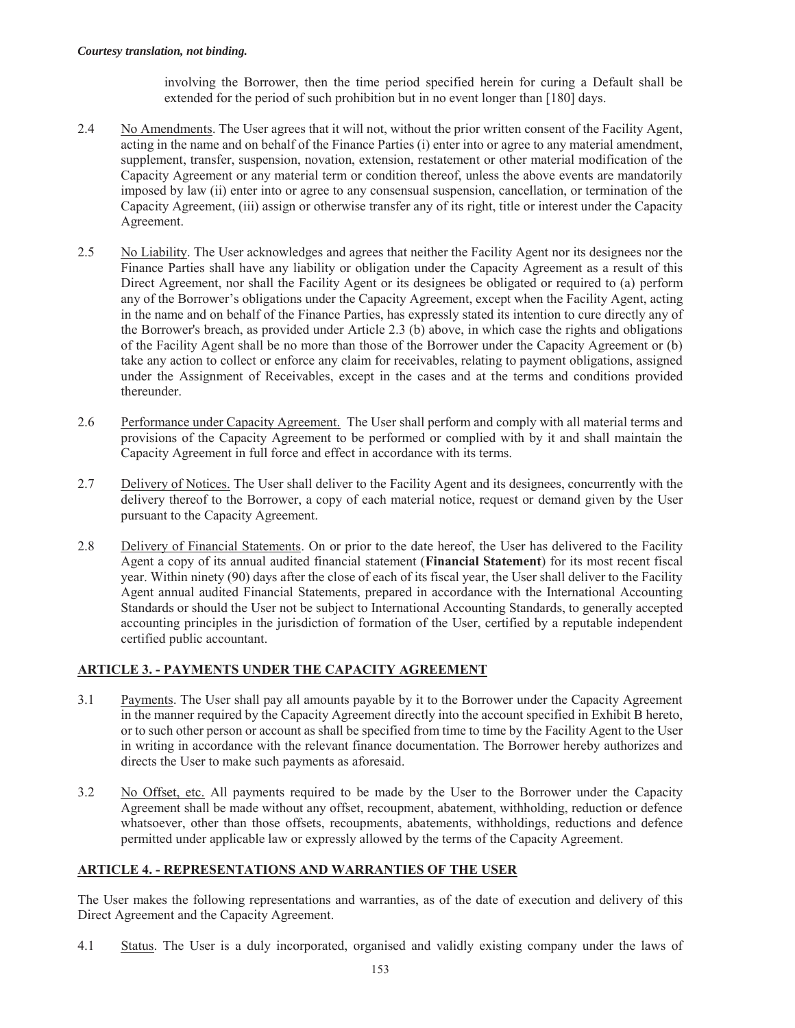involving the Borrower, then the time period specified herein for curing a Default shall be extended for the period of such prohibition but in no event longer than [180] days.

2.4 No Amendments. The User agrees that it will not, without the prior written consent of the Facility Agent, acting in the name and on behalf of the Finance Parties (i) enter into or agree to any material amendment, supplement, transfer, suspension, novation, extension, restatement or other material modification of the Capacity Agreement or any material term or condition thereof, unless the above events are mandatorily imposed by law (ii) enter into or agree to any consensual suspension, cancellation, or termination of the Capacity Agreement, (iii) assign or otherwise transfer any of its right, title or interest under the Capacity Agreement.

2.5 No Liability. The User acknowledges and agrees that neither the Facility Agent nor its designees nor the Finance Parties shall have any liability or obligation under the Capacity Agreement as a result of this Direct Agreement, nor shall the Facility Agent or its designees be obligated or required to (a) perform any of the Borrower's obligations under the Capacity Agreement, except when the Facility Agent, acting in the name and on behalf of the Finance Parties, has expressly stated its intention to cure directly any of the Borrower's breach, as provided under Article 2.3 (b) above, in which case the rights and obligations of the Facility Agent shall be no more than those of the Borrower under the Capacity Agreement or (b) take any action to collect or enforce any claim for receivables, relating to payment obligations, assigned under the Assignment of Receivables, except in the cases and at the terms and conditions provided thereunder.

2.6 Performance under Capacity Agreement. The User shall perform and comply with all material terms and provisions of the Capacity Agreement to be performed or complied with by it and shall maintain the Capacity Agreement in full force and effect in accordance with its terms.

2.7 Delivery of Notices. The User shall deliver to the Facility Agent and its designees, concurrently with the delivery thereof to the Borrower, a copy of each material notice, request or demand given by the User pursuant to the Capacity Agreement.

2.8 Delivery of Financial Statements. On or prior to the date hereof, the User has delivered to the Facility Agent a copy of its annual audited financial statement (**Financial Statement**) for its most recent fiscal year. Within ninety (90) days after the close of each of its fiscal year, the User shall deliver to the Facility Agent annual audited Financial Statements, prepared in accordance with the International Accounting Standards or should the User not be subject to International Accounting Standards, to generally accepted accounting principles in the jurisdiction of formation of the User, certified by a reputable independent certified public accountant.

## ARTICLE 3. - PAYMENTS UNDER THE CAPACITY AGREEMENT

3.1 Payments. The User shall pay all amounts payable by it to the Borrower under the Capacity Agreement in the manner required by the Capacity Agreement directly into the account specified in Exhibit B hereto, or to such other person or account as shall be specified from time to time by the Facility Agent to the User in writing in accordance with the relevant finance documentation. The Borrower hereby authorizes and directs the User to make such payments as aforesaid.

3.2 No Offset, etc. All payments required to be made by the User to the Borrower under the Capacity Agreement shall be made without any offset, recoupment, abatement, withholding, reduction or defence whatsoever, other than those offsets, recoupments, abatements, withholdings, reductions and defence permitted under applicable law or expressly allowed by the terms of the Capacity Agreement.

## ARTICLE 4. - REPRESENTATIONS AND WARRANTIES OF THE USER

The User makes the following representations and warranties, as of the date of execution and delivery of this Direct Agreement and the Capacity Agreement.

4.1 Status. The User is a duly incorporated, organised and validly existing company under the laws of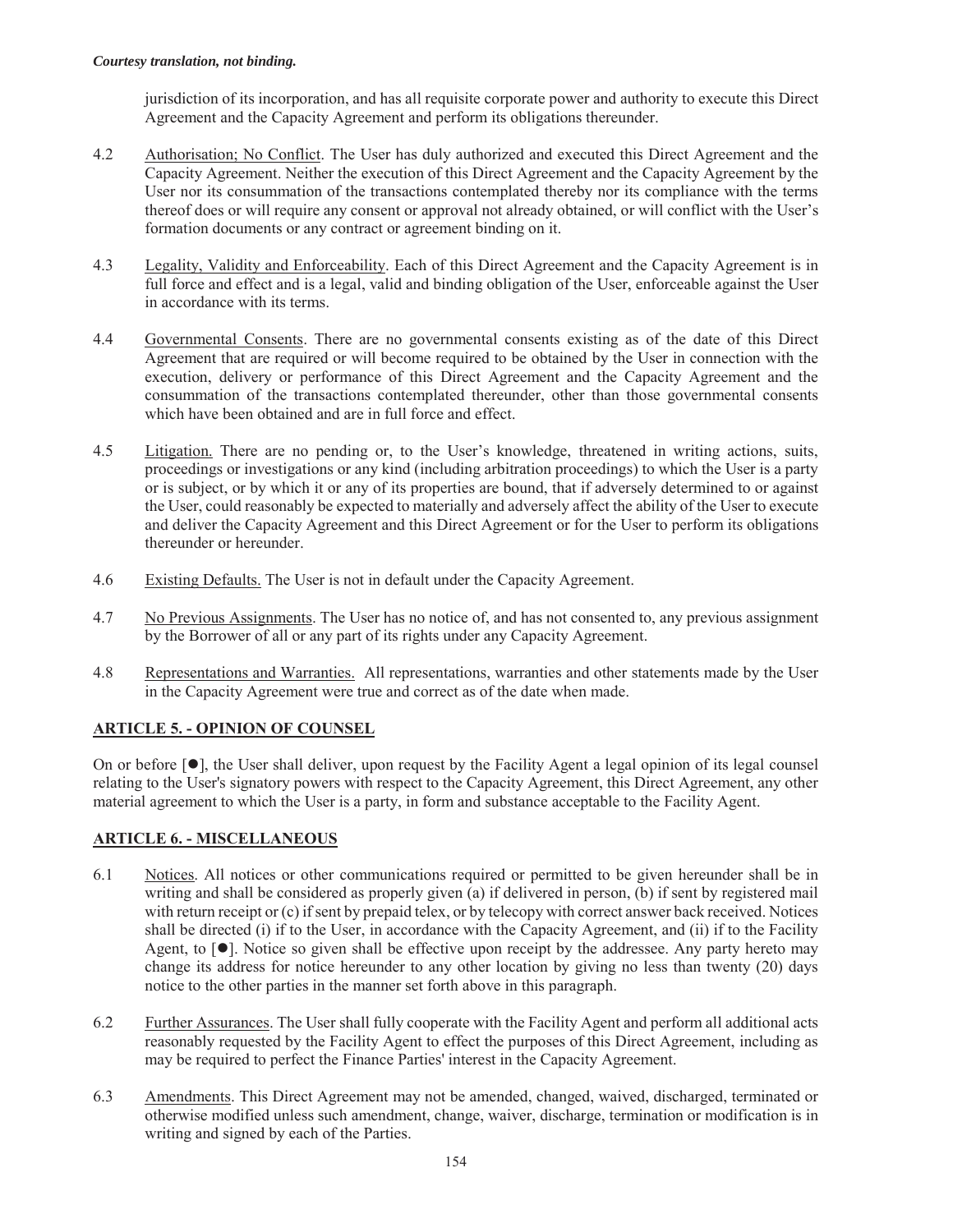*Courtesy translation, not binding.*

jurisdiction of its incorporation, and has all requisite corporate power and authority to execute this Direct Agreement and the Capacity Agreement and perform its obligations thereunder.

4.2 Authorisation; No Conflict. The User has duly authorized and executed this Direct Agreement and the Capacity Agreement. Neither the execution of this Direct Agreement and the Capacity Agreement by the User nor its consummation of the transactions contemplated thereby nor its compliance with the terms thereof does or will require any consent or approval not already obtained, or will conflict with the User's formation documents or any contract or agreement binding on it.

4.3 Legality, Validity and Enforceability. Each of this Direct Agreement and the Capacity Agreement is in full force and effect and is a legal, valid and binding obligation of the User, enforceable against the User in accordance with its terms.

4.4 Governmental Consents. There are no governmental consents existing as of the date of this Direct Agreement that are required or will become required to be obtained by the User in connection with the execution, delivery or performance of this Direct Agreement and the Capacity Agreement and the consummation of the transactions contemplated thereunder, other than those governmental consents which have been obtained and are in full force and effect.

4.5 Litigation. There are no pending or, to the User's knowledge, threatened in writing actions, suits, proceedings or investigations or any kind (including arbitration proceedings) to which the User is a party or is subject, or by which it or any of its properties are bound, that if adversely determined to or against the User, could reasonably be expected to materially and adversely affect the ability of the User to execute and deliver the Capacity Agreement and this Direct Agreement or for the User to perform its obligations thereunder or hereunder.

4.6 Existing Defaults. The User is not in default under the Capacity Agreement.

4.7 No Previous Assignments. The User has no notice of, and has not consented to, any previous assignment by the Borrower of all or any part of its rights under any Capacity Agreement.

4.8 Representations and Warranties. All representations, warranties and other statements made by the User in the Capacity Agreement were true and correct as of the date when made.

## ARTICLE 5. - OPINION OF COUNSEL

On or before [●], the User shall deliver, upon request by the Facility Agent a legal opinion of its legal counsel relating to the User's signatory powers with respect to the Capacity Agreement, this Direct Agreement, any other material agreement to which the User is a party, in form and substance acceptable to the Facility Agent.

## ARTICLE 6. - MISCELLANEOUS

6.1 Notices. All notices or other communications required or permitted to be given hereunder shall be in writing and shall be considered as properly given (a) if delivered in person, (b) if sent by registered mail with return receipt or (c) if sent by prepaid telex, or by telecopy with correct answer back received. Notices shall be directed (i) if to the User, in accordance with the Capacity Agreement, and (ii) if to the Facility Agent, to [●]. Notice so given shall be effective upon receipt by the addressee. Any party hereto may change its address for notice hereunder to any other location by giving no less than twenty (20) days notice to the other parties in the manner set forth above in this paragraph.

6.2 Further Assurances. The User shall fully cooperate with the Facility Agent and perform all additional acts reasonably requested by the Facility Agent to effect the purposes of this Direct Agreement, including as may be required to perfect the Finance Parties' interest in the Capacity Agreement.

6.3 Amendments. This Direct Agreement may not be amended, changed, waived, discharged, terminated or otherwise modified unless such amendment, change, waiver, discharge, termination or modification is in writing and signed by each of the Parties.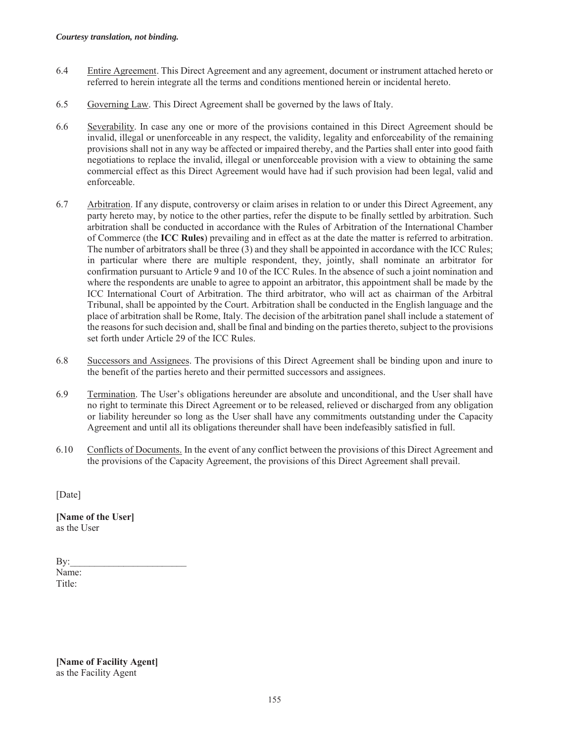*Courtesy translation, not binding.*

6.4 Entire Agreement. This Direct Agreement and any agreement, document or instrument attached hereto or referred to herein integrate all the terms and conditions mentioned herein or incidental hereto.

6.5 Governing Law. This Direct Agreement shall be governed by the laws of Italy.

6.6 Severability. In case any one or more of the provisions contained in this Direct Agreement should be invalid, illegal or unenforceable in any respect, the validity, legality and enforceability of the remaining provisions shall not in any way be affected or impaired thereby, and the Parties shall enter into good faith negotiations to replace the invalid, illegal or unenforceable provision with a view to obtaining the same commercial effect as this Direct Agreement would have had if such provision had been legal, valid and enforceable.

6.7 Arbitration. If any dispute, controversy or claim arises in relation to or under this Direct Agreement, any party hereto may, by notice to the other parties, refer the dispute to be finally settled by arbitration. Such arbitration shall be conducted in accordance with the Rules of Arbitration of the International Chamber of Commerce (the **ICC Rules**) prevailing and in effect as at the date the matter is referred to arbitration. The number of arbitrators shall be three (3) and they shall be appointed in accordance with the ICC Rules; in particular where there are multiple respondent, they, jointly, shall nominate an arbitrator for confirmation pursuant to Article 9 and 10 of the ICC Rules. In the absence of such a joint nomination and where the respondents are unable to agree to appoint an arbitrator, this appointment shall be made by the ICC International Court of Arbitration. The third arbitrator, who will act as chairman of the Arbitral Tribunal, shall be appointed by the Court. Arbitration shall be conducted in the English language and the place of arbitration shall be Rome, Italy. The decision of the arbitration panel shall include a statement of the reasons for such decision and, shall be final and binding on the parties thereto, subject to the provisions set forth under Article 29 of the ICC Rules.

6.8 Successors and Assignees. The provisions of this Direct Agreement shall be binding upon and inure to the benefit of the parties hereto and their permitted successors and assignees.

6.9 Termination. The User's obligations hereunder are absolute and unconditional, and the User shall have no right to terminate this Direct Agreement or to be released, relieved or discharged from any obligation or liability hereunder so long as the User shall have any commitments outstanding under the Capacity Agreement and until all its obligations thereunder shall have been indefeasibly satisfied in full.

6.10 Conflicts of Documents. In the event of any conflict between the provisions of this Direct Agreement and the provisions of the Capacity Agreement, the provisions of this Direct Agreement shall prevail.

[Date]

**[Name of the User]**
as the User

By:_______________________
Name:
Title:

**[Name of Facility Agent]**
as the Facility Agent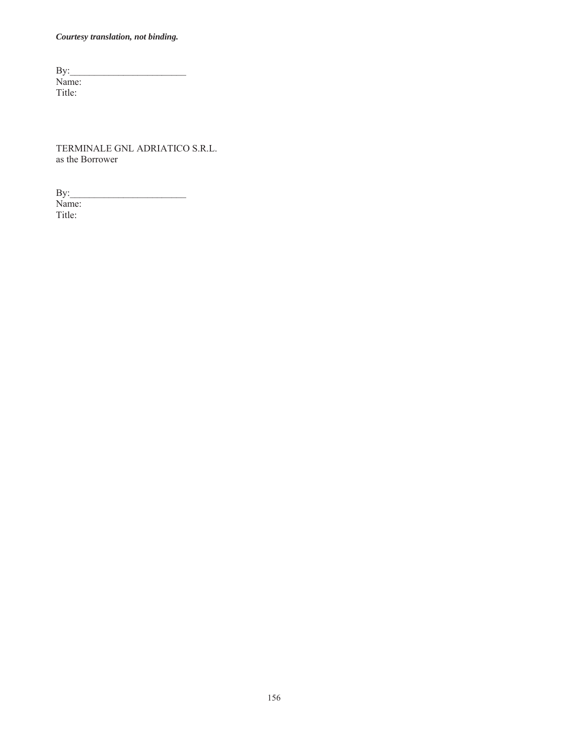*Courtesy translation, not binding.*

By:________________________
Name:
Title:

TERMINALE GNL ADRIATICO S.R.L.
as the Borrower

By:________________________
Name:
Title: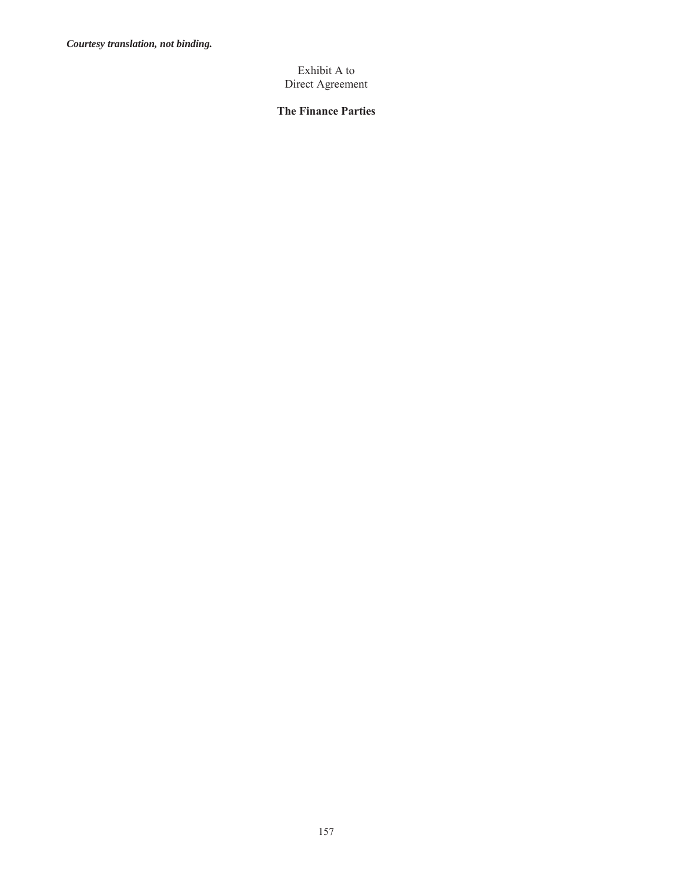*Courtesy translation, not binding.*

Exhibit A to
Direct Agreement

**The Finance Parties**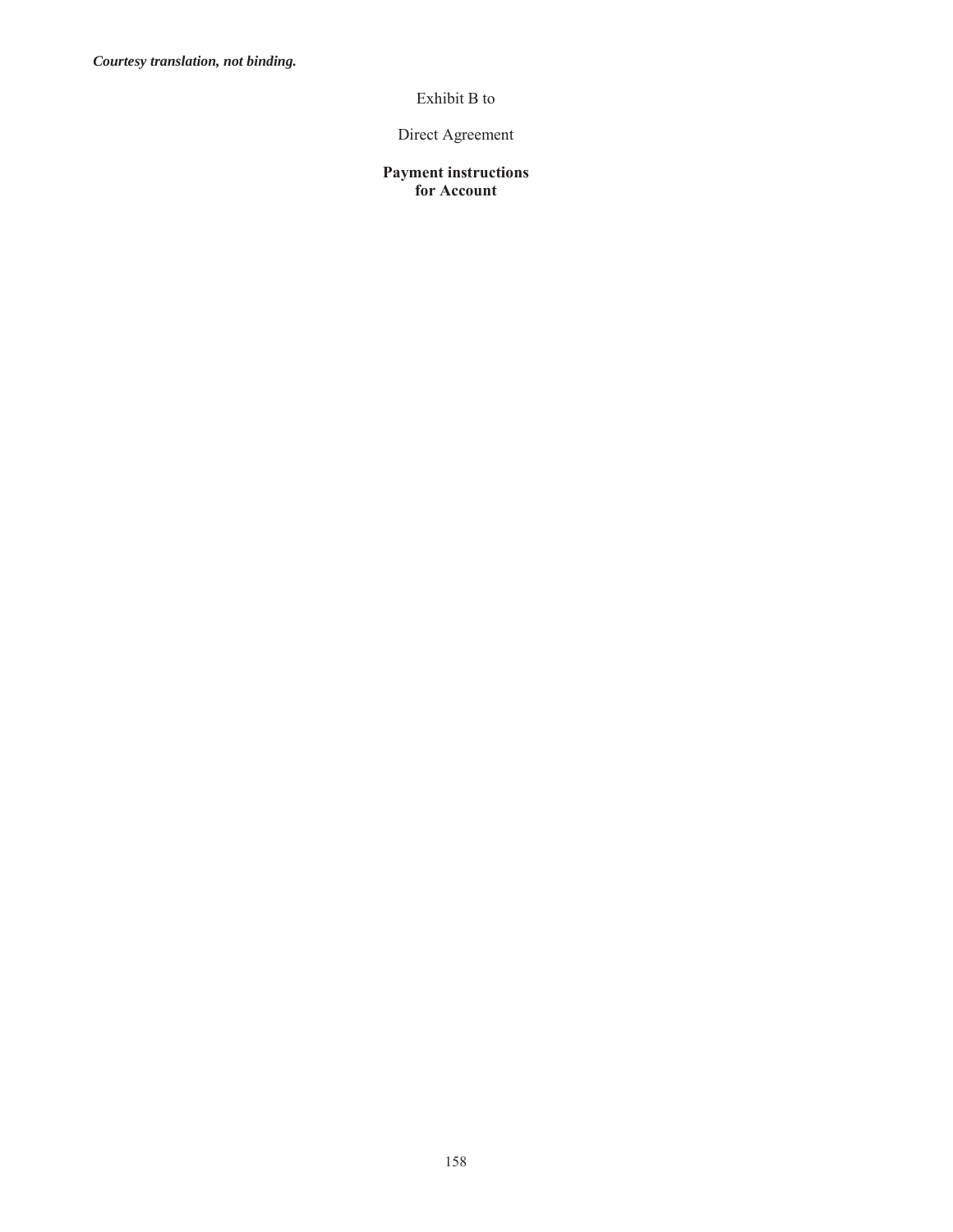***Courtesy translation, not binding.***

Exhibit B to

Direct Agreement

**Payment instructions**
**for Account**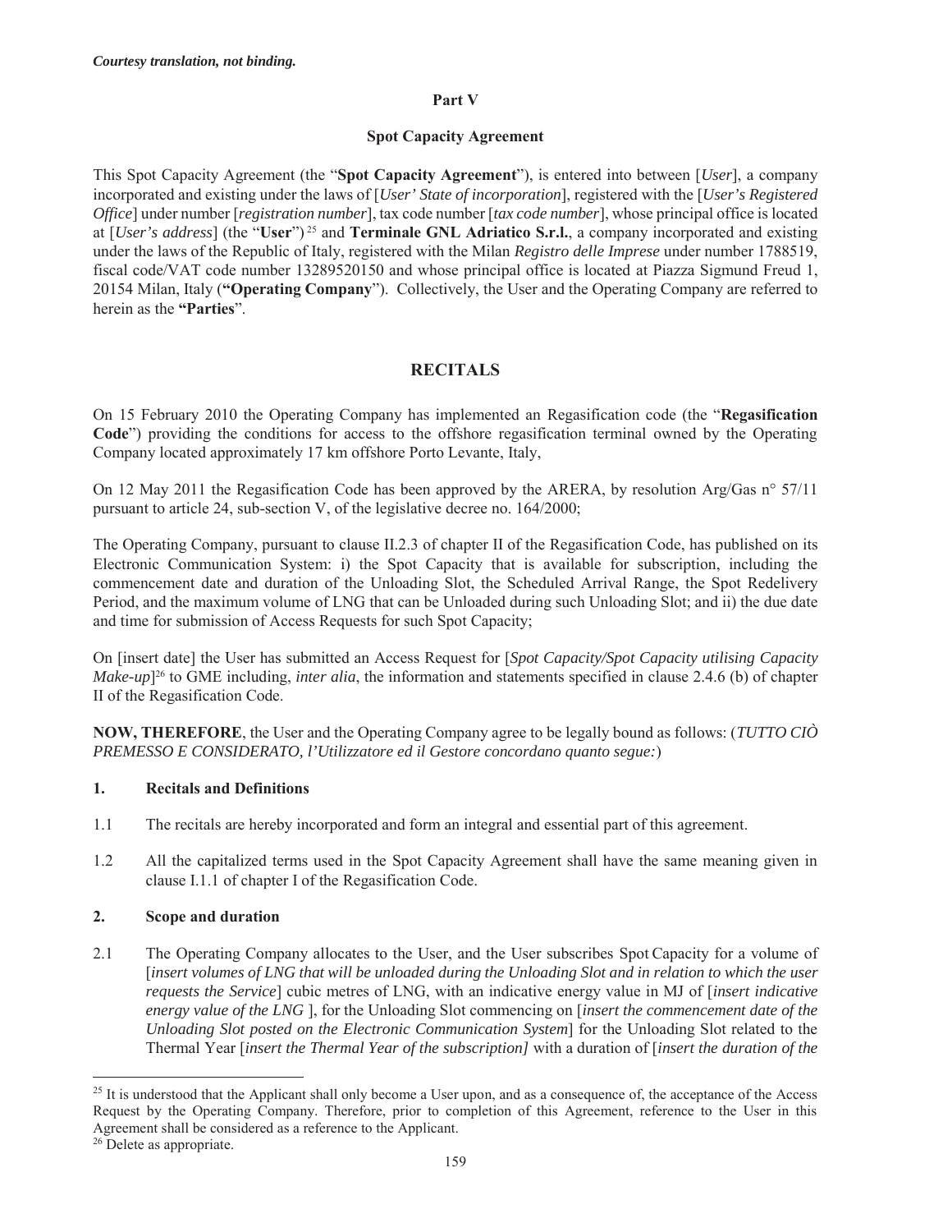*Courtesy translation, not binding.*

**Part V**

**Spot Capacity Agreement**

This Spot Capacity Agreement (the "**Spot Capacity Agreement**"), is entered into between [*User*], a company incorporated and existing under the laws of [*User' State of incorporation*], registered with the [*User's Registered Office*] under number [*registration number*], tax code number [*tax code number*], whose principal office is located at [*User's address*] (the "**User**")[25] and **Terminale GNL Adriatico S.r.l.**, a company incorporated and existing under the laws of the Republic of Italy, registered with the Milan *Registro delle Imprese* under number 1788519, fiscal code/VAT code number 13289520150 and whose principal office is located at Piazza Sigmund Freud 1, 20154 Milan, Italy (**"Operating Company**"). Collectively, the User and the Operating Company are referred to herein as the **"Parties**".

## RECITALS

On 15 February 2010 the Operating Company has implemented an Regasification code (the "**Regasification Code**") providing the conditions for access to the offshore regasification terminal owned by the Operating Company located approximately 17 km offshore Porto Levante, Italy,

On 12 May 2011 the Regasification Code has been approved by the ARERA, by resolution Arg/Gas n° 57/11 pursuant to article 24, sub-section V, of the legislative decree no. 164/2000;

The Operating Company, pursuant to clause II.2.3 of chapter II of the Regasification Code, has published on its Electronic Communication System: i) the Spot Capacity that is available for subscription, including the commencement date and duration of the Unloading Slot, the Scheduled Arrival Range, the Spot Redelivery Period, and the maximum volume of LNG that can be Unloaded during such Unloading Slot; and ii) the due date and time for submission of Access Requests for such Spot Capacity;

On [insert date] the User has submitted an Access Request for [*Spot Capacity/Spot Capacity utilising Capacity Make-up*][26] to GME including, *inter alia*, the information and statements specified in clause 2.4.6 (b) of chapter II of the Regasification Code.

**NOW, THEREFORE**, the User and the Operating Company agree to be legally bound as follows: (*TUTTO CIÒ PREMESSO E CONSIDERATO, l'Utilizzatore ed il Gestore concordano quanto segue:*)

### 1. Recitals and Definitions

1.1 The recitals are hereby incorporated and form an integral and essential part of this agreement.

1.2 All the capitalized terms used in the Spot Capacity Agreement shall have the same meaning given in clause I.1.1 of chapter I of the Regasification Code.

### 2. Scope and duration

2.1 The Operating Company allocates to the User, and the User subscribes Spot Capacity for a volume of [*insert volumes of LNG that will be unloaded during the Unloading Slot and in relation to which the user requests the Service*] cubic metres of LNG, with an indicative energy value in MJ of [*insert indicative energy value of the LNG* ], for the Unloading Slot commencing on [*insert the commencement date of the Unloading Slot posted on the Electronic Communication System*] for the Unloading Slot related to the Thermal Year [*insert the Thermal Year of the subscription]* with a duration of [*insert the duration of the*

---

[25] It is understood that the Applicant shall only become a User upon, and as a consequence of, the acceptance of the Access Request by the Operating Company. Therefore, prior to completion of this Agreement, reference to the User in this Agreement shall be considered as a reference to the Applicant.

[26] Delete as appropriate.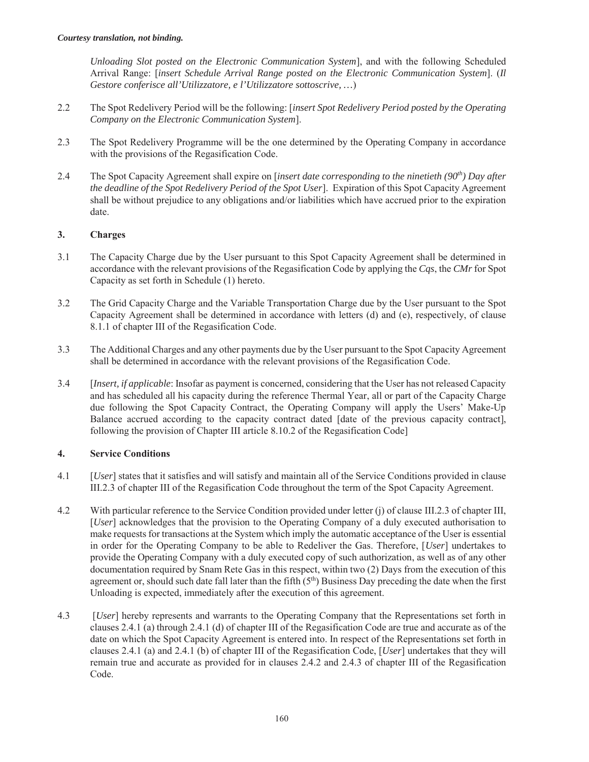*Unloading Slot posted on the Electronic Communication System*], and with the following Scheduled Arrival Range: [*insert Schedule Arrival Range posted on the Electronic Communication System*]. (*Il Gestore conferisce all'Utilizzatore, e l'Utilizzatore sottoscrive, …*)

2.2 The Spot Redelivery Period will be the following: [*insert Spot Redelivery Period posted by the Operating Company on the Electronic Communication System*].

2.3 The Spot Redelivery Programme will be the one determined by the Operating Company in accordance with the provisions of the Regasification Code.

2.4 The Spot Capacity Agreement shall expire on [*insert date corresponding to the ninetieth (90th) Day after the deadline of the Spot Redelivery Period of the Spot User*]. Expiration of this Spot Capacity Agreement shall be without prejudice to any obligations and/or liabilities which have accrued prior to the expiration date.

## 3. Charges

3.1 The Capacity Charge due by the User pursuant to this Spot Capacity Agreement shall be determined in accordance with the relevant provisions of the Regasification Code by applying the *Cqs*, the *CMr* for Spot Capacity as set forth in Schedule (1) hereto.

3.2 The Grid Capacity Charge and the Variable Transportation Charge due by the User pursuant to the Spot Capacity Agreement shall be determined in accordance with letters (d) and (e), respectively, of clause 8.1.1 of chapter III of the Regasification Code.

3.3 The Additional Charges and any other payments due by the User pursuant to the Spot Capacity Agreement shall be determined in accordance with the relevant provisions of the Regasification Code.

3.4 [*Insert, if applicable*: Insofar as payment is concerned, considering that the User has not released Capacity and has scheduled all his capacity during the reference Thermal Year, all or part of the Capacity Charge due following the Spot Capacity Contract, the Operating Company will apply the Users' Make-Up Balance accrued according to the capacity contract dated [date of the previous capacity contract], following the provision of Chapter III article 8.10.2 of the Regasification Code]

## 4. Service Conditions

4.1 [*User*] states that it satisfies and will satisfy and maintain all of the Service Conditions provided in clause III.2.3 of chapter III of the Regasification Code throughout the term of the Spot Capacity Agreement.

4.2 With particular reference to the Service Condition provided under letter (j) of clause III.2.3 of chapter III, [*User*] acknowledges that the provision to the Operating Company of a duly executed authorisation to make requests for transactions at the System which imply the automatic acceptance of the User is essential in order for the Operating Company to be able to Redeliver the Gas. Therefore, [*User*] undertakes to provide the Operating Company with a duly executed copy of such authorization, as well as of any other documentation required by Snam Rete Gas in this respect, within two (2) Days from the execution of this agreement or, should such date fall later than the fifth (5th) Business Day preceding the date when the first Unloading is expected, immediately after the execution of this agreement.

4.3 [*User*] hereby represents and warrants to the Operating Company that the Representations set forth in clauses 2.4.1 (a) through 2.4.1 (d) of chapter III of the Regasification Code are true and accurate as of the date on which the Spot Capacity Agreement is entered into. In respect of the Representations set forth in clauses 2.4.1 (a) and 2.4.1 (b) of chapter III of the Regasification Code, [*User*] undertakes that they will remain true and accurate as provided for in clauses 2.4.2 and 2.4.3 of chapter III of the Regasification Code.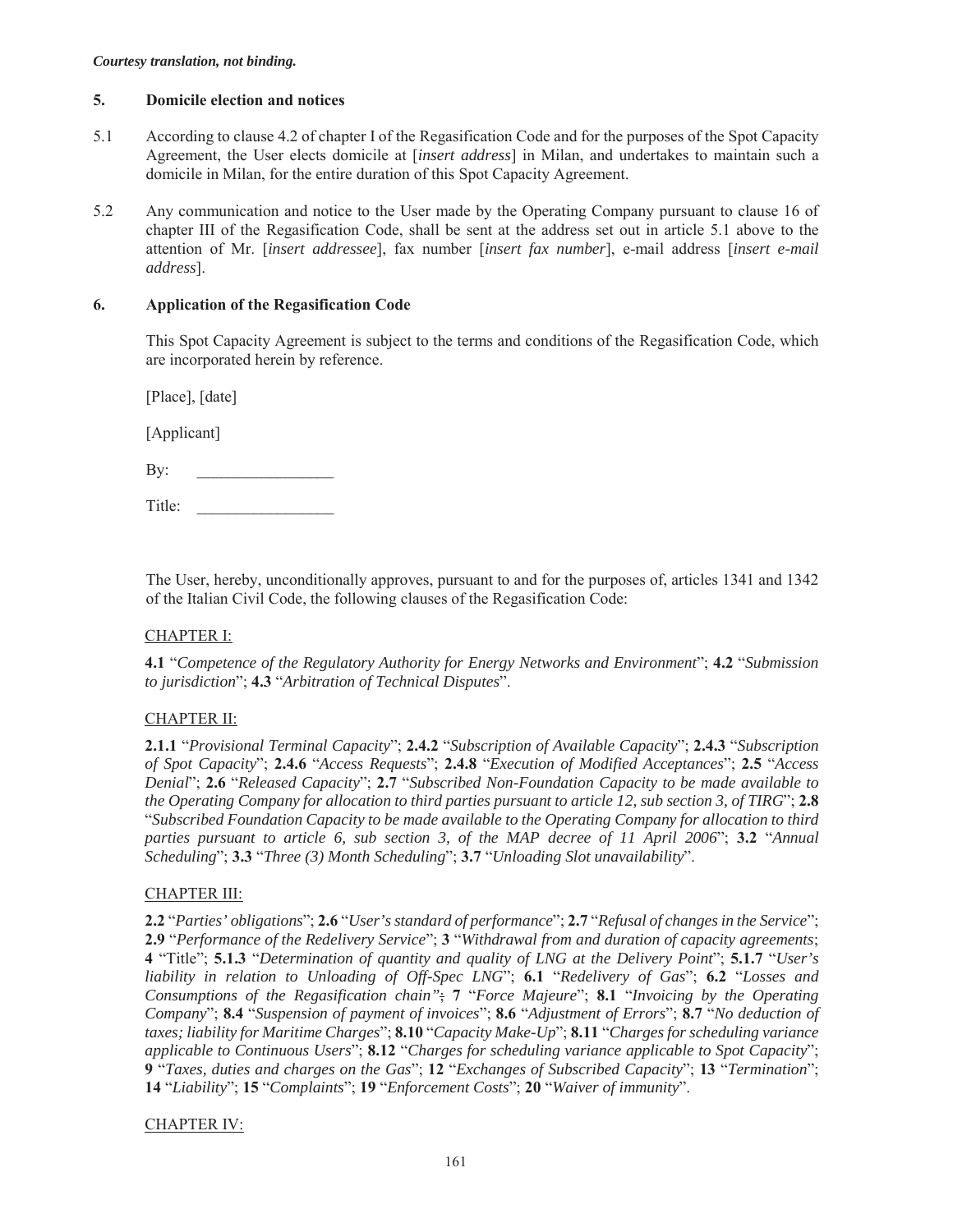*Courtesy translation, not binding.*

## 5. Domicile election and notices

5.1 According to clause 4.2 of chapter I of the Regasification Code and for the purposes of the Spot Capacity Agreement, the User elects domicile at [*insert address*] in Milan, and undertakes to maintain such a domicile in Milan, for the entire duration of this Spot Capacity Agreement.

5.2 Any communication and notice to the User made by the Operating Company pursuant to clause 16 of chapter III of the Regasification Code, shall be sent at the address set out in article 5.1 above to the attention of Mr. [*insert addressee*], fax number [*insert fax number*], e-mail address [*insert e-mail address*].

## 6. Application of the Regasification Code

This Spot Capacity Agreement is subject to the terms and conditions of the Regasification Code, which are incorporated herein by reference.

[Place], [date]

[Applicant]

By: \_\_\_\_\_\_\_\_\_\_\_\_\_\_\_\_\_

Title: \_\_\_\_\_\_\_\_\_\_\_\_\_\_\_\_\_

The User, hereby, unconditionally approves, pursuant to and for the purposes of, articles 1341 and 1342 of the Italian Civil Code, the following clauses of the Regasification Code:

<u>CHAPTER I:</u>

**4.1** "*Competence of the Regulatory Authority for Energy Networks and Environment*"; **4.2** "*Submission to jurisdiction*"; **4.3** "*Arbitration of Technical Disputes*".

<u>CHAPTER II:</u>

**2.1.1** "*Provisional Terminal Capacity*"; **2.4.2** "*Subscription of Available Capacity*"; **2.4.3** "*Subscription of Spot Capacity*"; **2.4.6** "*Access Requests*"; **2.4.8** "*Execution of Modified Acceptances*"; **2.5** "*Access Denial*"; **2.6** "*Released Capacity*"; **2.7** "*Subscribed Non-Foundation Capacity to be made available to the Operating Company for allocation to third parties pursuant to article 12, sub section 3, of TIRG*"; **2.8** "*Subscribed Foundation Capacity to be made available to the Operating Company for allocation to third parties pursuant to article 6, sub section 3, of the MAP decree of 11 April 2006*"; **3.2** "*Annual Scheduling*"; **3.3** "*Three (3) Month Scheduling*"; **3.7** "*Unloading Slot unavailability*".

<u>CHAPTER III:</u>

**2.2** "*Parties' obligations*"; **2.6** "*User's standard of performance*"; **2.7** "*Refusal of changes in the Service*"; **2.9** "*Performance of the Redelivery Service*"; **3** "*Withdrawal from and duration of capacity agreements*; **4** "Title"; **5.1.3** "*Determination of quantity and quality of LNG at the Delivery Point*"; **5.1.7** "*User's liability in relation to Unloading of Off-Spec LNG*"; **6.1** "*Redelivery of Gas*"; **6.2** "*Losses and Consumptions of the Regasification chain"*; **7** "*Force Majeure*"; **8.1** "*Invoicing by the Operating Company*"; **8.4** "*Suspension of payment of invoices*"; **8.6** "*Adjustment of Errors*"; **8.7** "*No deduction of taxes; liability for Maritime Charges*"; **8.10** "*Capacity Make-Up*"; **8.11** "*Charges for scheduling variance applicable to Continuous Users*"; **8.12** "*Charges for scheduling variance applicable to Spot Capacity*"; **9** "*Taxes, duties and charges on the Gas*"; **12** "*Exchanges of Subscribed Capacity*"; **13** "*Termination*"; **14** "*Liability*"; **15** "*Complaints*"; **19** "*Enforcement Costs*"; **20** "*Waiver of immunity*".

<u>CHAPTER IV:</u>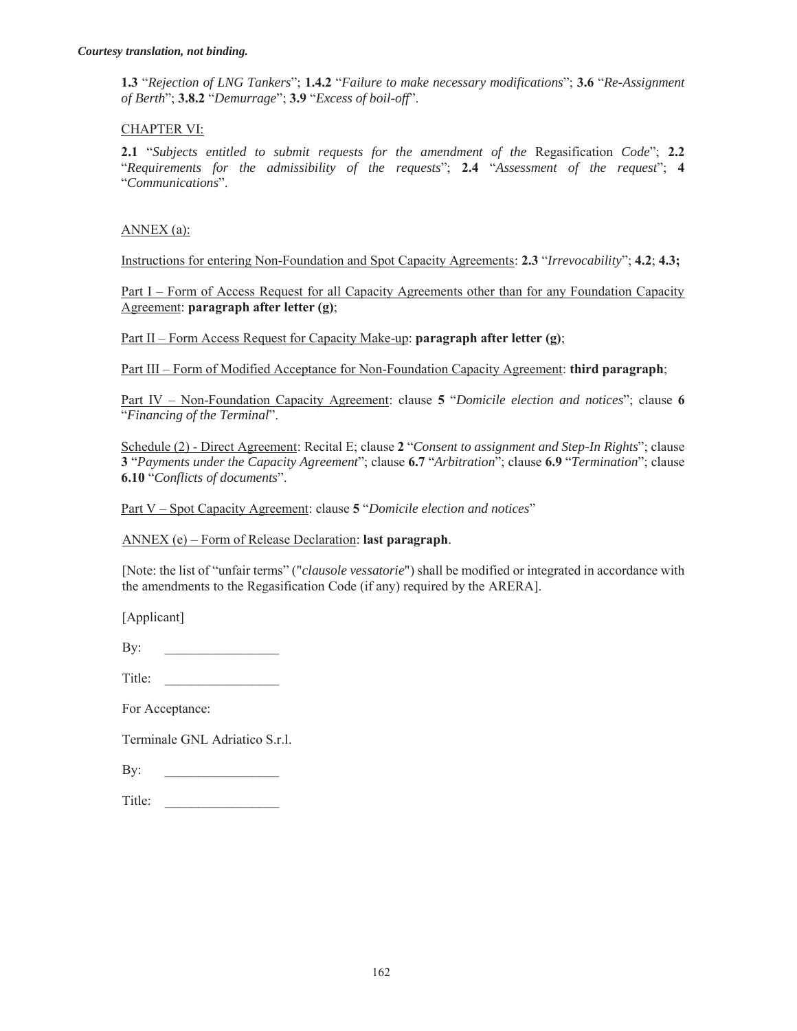**1.3** "*Rejection of LNG Tankers*"; **1.4.2** "*Failure to make necessary modifications*"; **3.6** "*Re-Assignment of Berth*"; **3.8.2** "*Demurrage*"; **3.9** "*Excess of boil-off*".

CHAPTER VI:

**2.1** "*Subjects entitled to submit requests for the amendment of the* Regasification *Code*"; **2.2** "*Requirements for the admissibility of the requests*"; **2.4** "*Assessment of the request*"; **4** "*Communications*".

ANNEX (a):

Instructions for entering Non-Foundation and Spot Capacity Agreements: **2.3** "*Irrevocability*"; **4.2**; **4.3;**

Part I – Form of Access Request for all Capacity Agreements other than for any Foundation Capacity Agreement: **paragraph after letter (g)**;

Part II – Form Access Request for Capacity Make-up: **paragraph after letter (g)**;

Part III – Form of Modified Acceptance for Non-Foundation Capacity Agreement: **third paragraph**;

Part IV – Non-Foundation Capacity Agreement: clause **5** "*Domicile election and notices*"; clause **6** "*Financing of the Terminal*".

Schedule (2) - Direct Agreement: Recital E; clause **2** "*Consent to assignment and Step-In Rights*"; clause **3** "*Payments under the Capacity Agreement*"; clause **6.7** "*Arbitration*"; clause **6.9** "*Termination*"; clause **6.10** "*Conflicts of documents*".

Part V – Spot Capacity Agreement: clause **5** "*Domicile election and notices*"

ANNEX (e) – Form of Release Declaration: **last paragraph**.

[Note: the list of "unfair terms" ("*clausole vessatorie*") shall be modified or integrated in accordance with the amendments to the Regasification Code (if any) required by the ARERA].

[Applicant]

By: \_\_\_\_\_\_\_\_\_\_\_\_\_\_\_\_\_

Title: \_\_\_\_\_\_\_\_\_\_\_\_\_\_\_\_\_

For Acceptance:

Terminale GNL Adriatico S.r.l.

By: \_\_\_\_\_\_\_\_\_\_\_\_\_\_\_\_\_

Title: \_\_\_\_\_\_\_\_\_\_\_\_\_\_\_\_\_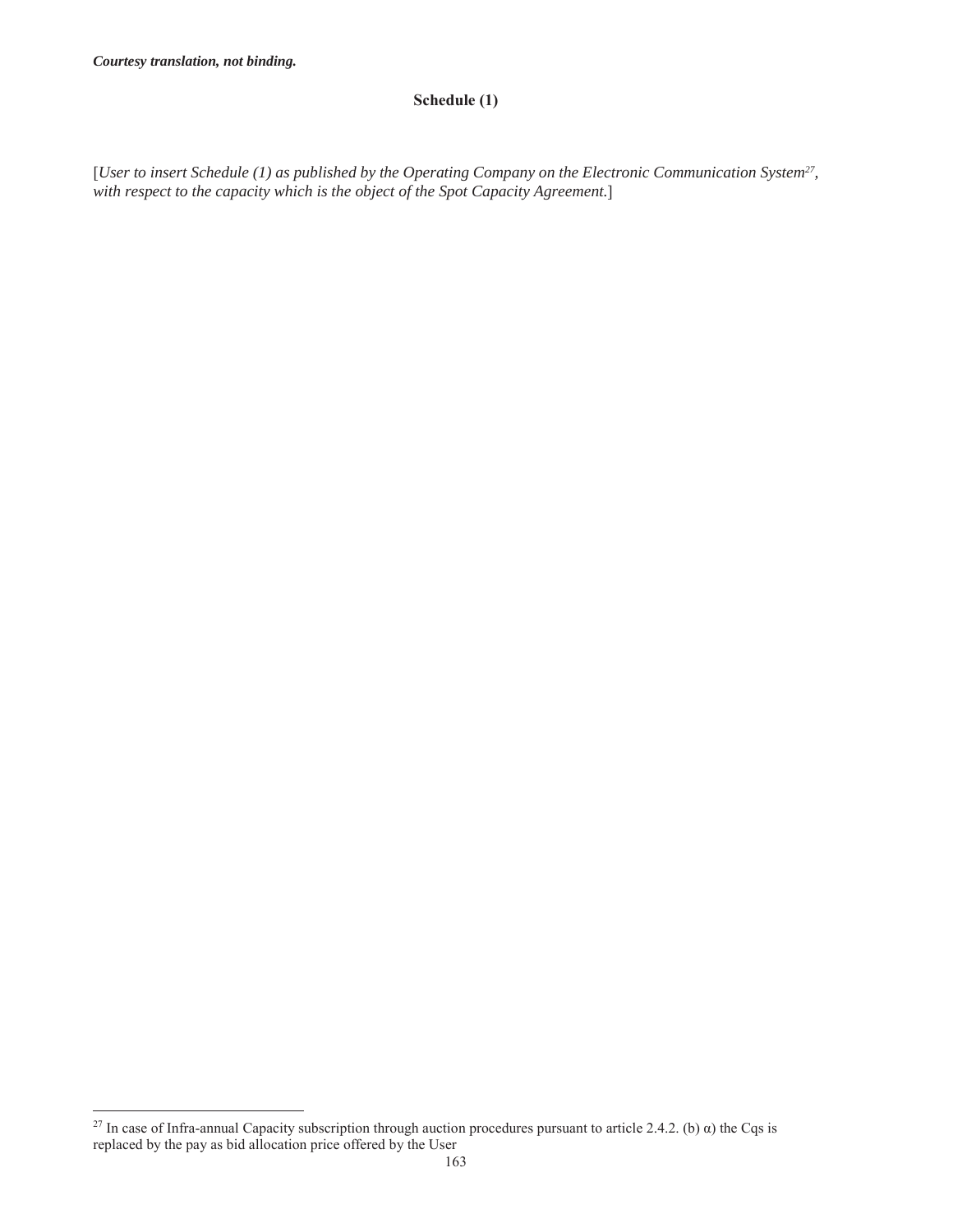***Courtesy translation, not binding.***

## Schedule (1)

[*User to insert Schedule (1) as published by the Operating Company on the Electronic Communication System*[27]*, with respect to the capacity which is the object of the Spot Capacity Agreement.*]

[27] In case of Infra-annual Capacity subscription through auction procedures pursuant to article 2.4.2. (b) α) the Cqs is replaced by the pay as bid allocation price offered by the User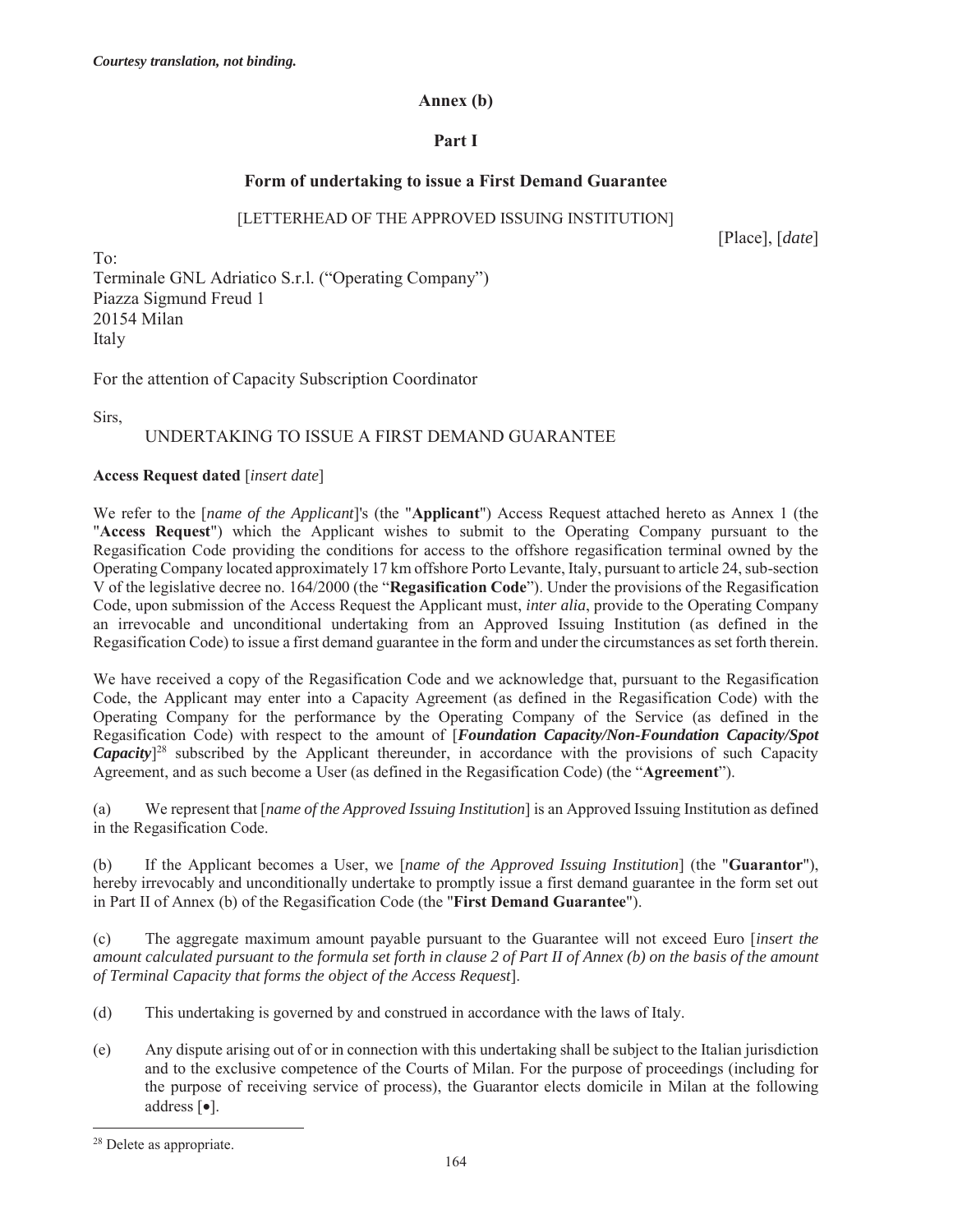*Courtesy translation, not binding.*

## Annex (b)

## Part I

### Form of undertaking to issue a First Demand Guarantee

[LETTERHEAD OF THE APPROVED ISSUING INSTITUTION]

[Place], [*date*]

To:
Terminale GNL Adriatico S.r.l. ("Operating Company")
Piazza Sigmund Freud 1
20154 Milan
Italy

For the attention of Capacity Subscription Coordinator

Sirs,

UNDERTAKING TO ISSUE A FIRST DEMAND GUARANTEE

**Access Request dated** [*insert date*]

We refer to the [*name of the Applicant*]'s (the "**Applicant**") Access Request attached hereto as Annex 1 (the "**Access Request**") which the Applicant wishes to submit to the Operating Company pursuant to the Regasification Code providing the conditions for access to the offshore regasification terminal owned by the Operating Company located approximately 17 km offshore Porto Levante, Italy, pursuant to article 24, sub-section V of the legislative decree no. 164/2000 (the "**Regasification Code**"). Under the provisions of the Regasification Code, upon submission of the Access Request the Applicant must, *inter alia*, provide to the Operating Company an irrevocable and unconditional undertaking from an Approved Issuing Institution (as defined in the Regasification Code) to issue a first demand guarantee in the form and under the circumstances as set forth therein.

We have received a copy of the Regasification Code and we acknowledge that, pursuant to the Regasification Code, the Applicant may enter into a Capacity Agreement (as defined in the Regasification Code) with the Operating Company for the performance by the Operating Company of the Service (as defined in the Regasification Code) with respect to the amount of [***Foundation Capacity/Non-Foundation Capacity/Spot Capacity***][28] subscribed by the Applicant thereunder, in accordance with the provisions of such Capacity Agreement, and as such become a User (as defined in the Regasification Code) (the "**Agreement**").

(a) We represent that [*name of the Approved Issuing Institution*] is an Approved Issuing Institution as defined in the Regasification Code.

(b) If the Applicant becomes a User, we [*name of the Approved Issuing Institution*] (the "**Guarantor**"), hereby irrevocably and unconditionally undertake to promptly issue a first demand guarantee in the form set out in Part II of Annex (b) of the Regasification Code (the "**First Demand Guarantee**").

(c) The aggregate maximum amount payable pursuant to the Guarantee will not exceed Euro [*insert the amount calculated pursuant to the formula set forth in clause 2 of Part II of Annex (b) on the basis of the amount of Terminal Capacity that forms the object of the Access Request*].

(d) This undertaking is governed by and construed in accordance with the laws of Italy.

(e) Any dispute arising out of or in connection with this undertaking shall be subject to the Italian jurisdiction and to the exclusive competence of the Courts of Milan. For the purpose of proceedings (including for the purpose of receiving service of process), the Guarantor elects domicile in Milan at the following address [•].

[28] Delete as appropriate.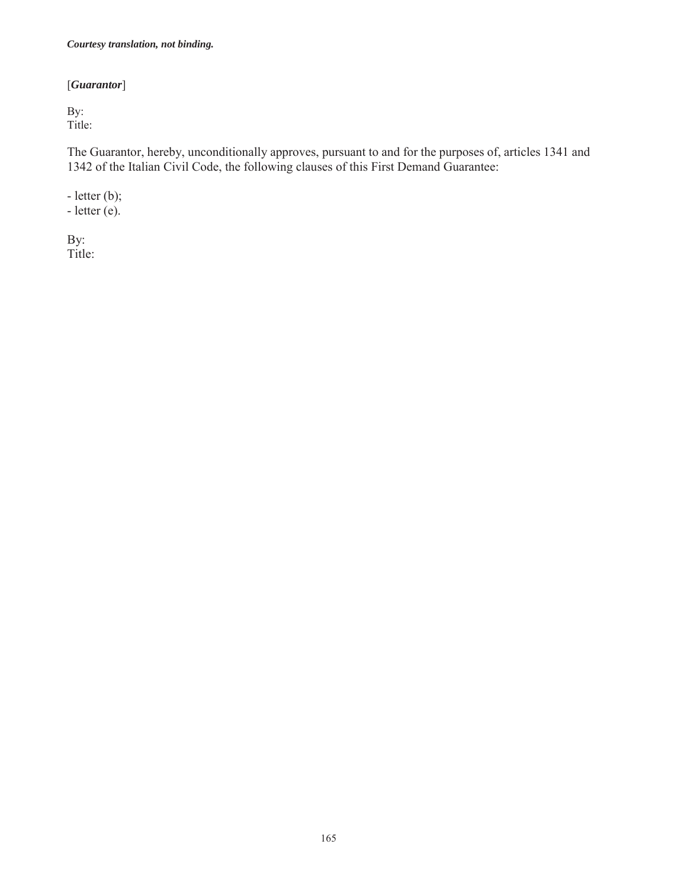***Courtesy translation, not binding.***

[***Guarantor***]

By:
Title:

The Guarantor, hereby, unconditionally approves, pursuant to and for the purposes of, articles 1341 and 1342 of the Italian Civil Code, the following clauses of this First Demand Guarantee:

- letter (b);
- letter (e).

By:
Title: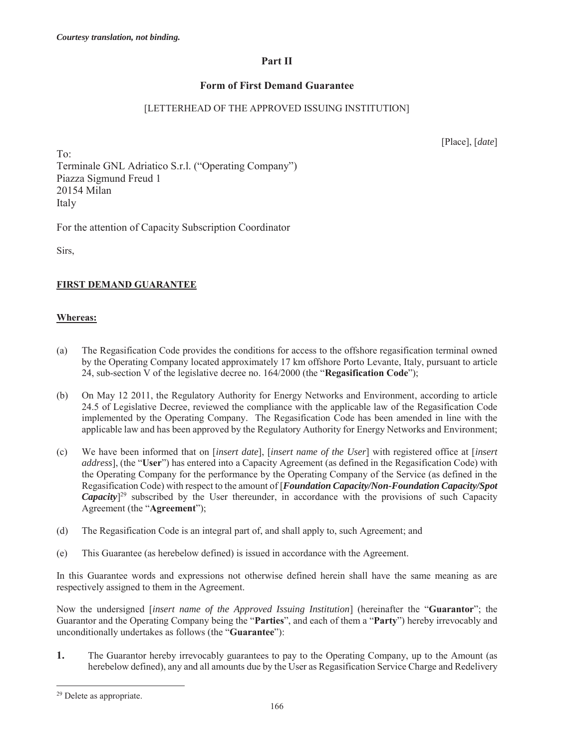*Courtesy translation, not binding.*

## Part II

### Form of First Demand Guarantee

[LETTERHEAD OF THE APPROVED ISSUING INSTITUTION]

[Place], [*date*]

To:
Terminale GNL Adriatico S.r.l. ("Operating Company")
Piazza Sigmund Freud 1
20154 Milan
Italy

For the attention of Capacity Subscription Coordinator

Sirs,

**FIRST DEMAND GUARANTEE**

**Whereas:**

(a) The Regasification Code provides the conditions for access to the offshore regasification terminal owned by the Operating Company located approximately 17 km offshore Porto Levante, Italy, pursuant to article 24, sub-section V of the legislative decree no. 164/2000 (the "**Regasification Code**");

(b) On May 12 2011, the Regulatory Authority for Energy Networks and Environment, according to article 24.5 of Legislative Decree, reviewed the compliance with the applicable law of the Regasification Code implemented by the Operating Company. The Regasification Code has been amended in line with the applicable law and has been approved by the Regulatory Authority for Energy Networks and Environment;

(c) We have been informed that on [*insert date*], [*insert name of the User*] with registered office at [*insert address*], (the "**User**") has entered into a Capacity Agreement (as defined in the Regasification Code) with the Operating Company for the performance by the Operating Company of the Service (as defined in the Regasification Code) with respect to the amount of [***Foundation Capacity/Non-Foundation Capacity/Spot Capacity***][29] subscribed by the User thereunder, in accordance with the provisions of such Capacity Agreement (the "**Agreement**");

(d) The Regasification Code is an integral part of, and shall apply to, such Agreement; and

(e) This Guarantee (as herebelow defined) is issued in accordance with the Agreement.

In this Guarantee words and expressions not otherwise defined herein shall have the same meaning as are respectively assigned to them in the Agreement.

Now the undersigned [*insert name of the Approved Issuing Institution*] (hereinafter the "**Guarantor**"; the Guarantor and the Operating Company being the "**Parties**", and each of them a "**Party**") hereby irrevocably and unconditionally undertakes as follows (the "**Guarantee**"):

**1.** The Guarantor hereby irrevocably guarantees to pay to the Operating Company, up to the Amount (as herebelow defined), any and all amounts due by the User as Regasification Service Charge and Redelivery

---

[29] Delete as appropriate.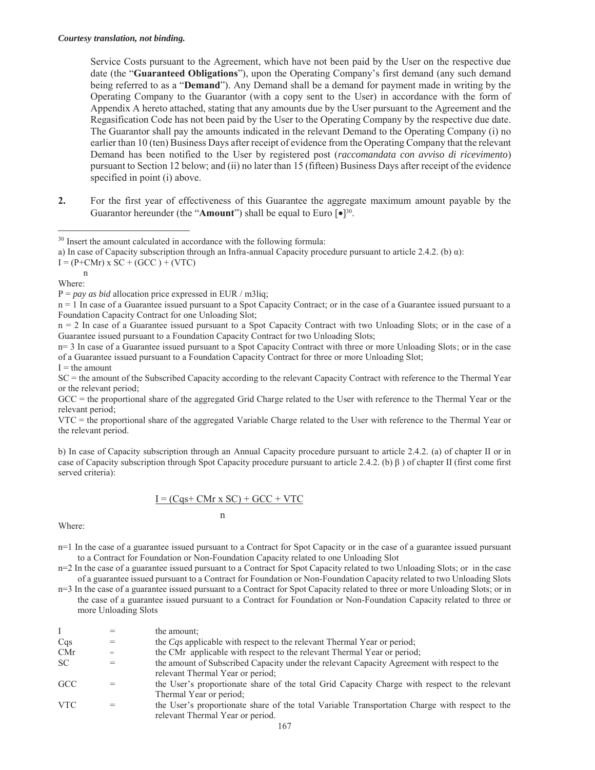*Courtesy translation, not binding.*

Service Costs pursuant to the Agreement, which have not been paid by the User on the respective due date (the "**Guaranteed Obligations**"), upon the Operating Company's first demand (any such demand being referred to as a "**Demand**"). Any Demand shall be a demand for payment made in writing by the Operating Company to the Guarantor (with a copy sent to the User) in accordance with the form of Appendix A hereto attached, stating that any amounts due by the User pursuant to the Agreement and the Regasification Code has not been paid by the User to the Operating Company by the respective due date. The Guarantor shall pay the amounts indicated in the relevant Demand to the Operating Company (i) no earlier than 10 (ten) Business Days after receipt of evidence from the Operating Company that the relevant Demand has been notified to the User by registered post (*raccomandata con avviso di ricevimento*) pursuant to Section 12 below; and (ii) no later than 15 (fifteen) Business Days after receipt of the evidence specified in point (i) above.

**2.** For the first year of effectiveness of this Guarantee the aggregate maximum amount payable by the Guarantor hereunder (the "**Amount**") shall be equal to Euro [•][30].

---

[30] Insert the amount calculated in accordance with the following formula:

a) In case of Capacity subscription through an Infra-annual Capacity procedure pursuant to article 2.4.2. (b) α):

$$I = \frac{(P+CMr) \times SC + (GCC) + (VTC)}{n}$$

Where:

P = *pay as bid* allocation price expressed in EUR / m3liq;

n = 1 In case of a Guarantee issued pursuant to a Spot Capacity Contract; or in the case of a Guarantee issued pursuant to a Foundation Capacity Contract for one Unloading Slot;

n = 2 In case of a Guarantee issued pursuant to a Spot Capacity Contract with two Unloading Slots; or in the case of a Guarantee issued pursuant to a Foundation Capacity Contract for two Unloading Slots;

n= 3 In case of a Guarantee issued pursuant to a Spot Capacity Contract with three or more Unloading Slots; or in the case of a Guarantee issued pursuant to a Foundation Capacity Contract for three or more Unloading Slot;

I = the amount

SC = the amount of the Subscribed Capacity according to the relevant Capacity Contract with reference to the Thermal Year or the relevant period;

GCC = the proportional share of the aggregated Grid Charge related to the User with reference to the Thermal Year or the relevant period;

VTC = the proportional share of the aggregated Variable Charge related to the User with reference to the Thermal Year or the relevant period.

b) In case of Capacity subscription through an Annual Capacity procedure pursuant to article 2.4.2. (a) of chapter II or in case of Capacity subscription through Spot Capacity procedure pursuant to article 2.4.2. (b) β ) of chapter II (first come first served criteria):

$$I = \frac{(Cqs + CMr \times SC) + GCC + VTC}{n}$$

Where:

n=1 In the case of a guarantee issued pursuant to a Contract for Spot Capacity or in the case of a guarantee issued pursuant to a Contract for Foundation or Non-Foundation Capacity related to one Unloading Slot

n=2 In the case of a guarantee issued pursuant to a Contract for Spot Capacity related to two Unloading Slots; or in the case of a guarantee issued pursuant to a Contract for Foundation or Non-Foundation Capacity related to two Unloading Slots

n=3 In the case of a guarantee issued pursuant to a Contract for Spot Capacity related to three or more Unloading Slots; or in the case of a guarantee issued pursuant to a Contract for Foundation or Non-Foundation Capacity related to three or more Unloading Slots

| | | |
|---|---|---|
| I | = | the amount; |
| Cqs | = | the *Cqs* applicable with respect to the relevant Thermal Year or period; |
| CMr | = | the CMr applicable with respect to the relevant Thermal Year or period; |
| SC | = | the amount of Subscribed Capacity under the relevant Capacity Agreement with respect to the relevant Thermal Year or period; |
| GCC | = | the User's proportionate share of the total Grid Capacity Charge with respect to the relevant Thermal Year or period; |
| VTC | = | the User's proportionate share of the total Variable Transportation Charge with respect to the relevant Thermal Year or period. |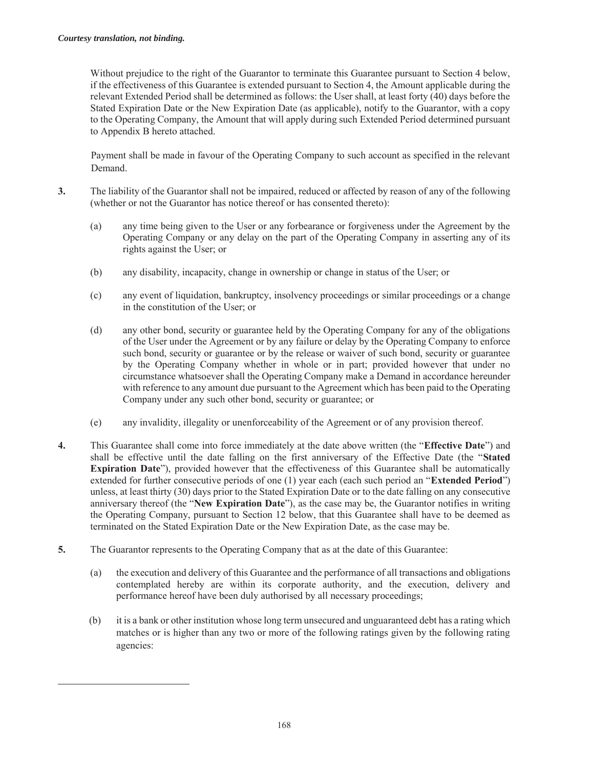*Courtesy translation, not binding.*

Without prejudice to the right of the Guarantor to terminate this Guarantee pursuant to Section 4 below, if the effectiveness of this Guarantee is extended pursuant to Section 4, the Amount applicable during the relevant Extended Period shall be determined as follows: the User shall, at least forty (40) days before the Stated Expiration Date or the New Expiration Date (as applicable), notify to the Guarantor, with a copy to the Operating Company, the Amount that will apply during such Extended Period determined pursuant to Appendix B hereto attached.

Payment shall be made in favour of the Operating Company to such account as specified in the relevant Demand.

**3.** The liability of the Guarantor shall not be impaired, reduced or affected by reason of any of the following (whether or not the Guarantor has notice thereof or has consented thereto):

(a) any time being given to the User or any forbearance or forgiveness under the Agreement by the Operating Company or any delay on the part of the Operating Company in asserting any of its rights against the User; or

(b) any disability, incapacity, change in ownership or change in status of the User; or

(c) any event of liquidation, bankruptcy, insolvency proceedings or similar proceedings or a change in the constitution of the User; or

(d) any other bond, security or guarantee held by the Operating Company for any of the obligations of the User under the Agreement or by any failure or delay by the Operating Company to enforce such bond, security or guarantee or by the release or waiver of such bond, security or guarantee by the Operating Company whether in whole or in part; provided however that under no circumstance whatsoever shall the Operating Company make a Demand in accordance hereunder with reference to any amount due pursuant to the Agreement which has been paid to the Operating Company under any such other bond, security or guarantee; or

(e) any invalidity, illegality or unenforceability of the Agreement or of any provision thereof.

**4.** This Guarantee shall come into force immediately at the date above written (the "**Effective Date**") and shall be effective until the date falling on the first anniversary of the Effective Date (the "**Stated Expiration Date**"), provided however that the effectiveness of this Guarantee shall be automatically extended for further consecutive periods of one (1) year each (each such period an "**Extended Period**") unless, at least thirty (30) days prior to the Stated Expiration Date or to the date falling on any consecutive anniversary thereof (the "**New Expiration Date**"), as the case may be, the Guarantor notifies in writing the Operating Company, pursuant to Section 12 below, that this Guarantee shall have to be deemed as terminated on the Stated Expiration Date or the New Expiration Date, as the case may be.

**5.** The Guarantor represents to the Operating Company that as at the date of this Guarantee:

(a) the execution and delivery of this Guarantee and the performance of all transactions and obligations contemplated hereby are within its corporate authority, and the execution, delivery and performance hereof have been duly authorised by all necessary proceedings;

(b) it is a bank or other institution whose long term unsecured and unguaranteed debt has a rating which matches or is higher than any two or more of the following ratings given by the following rating agencies: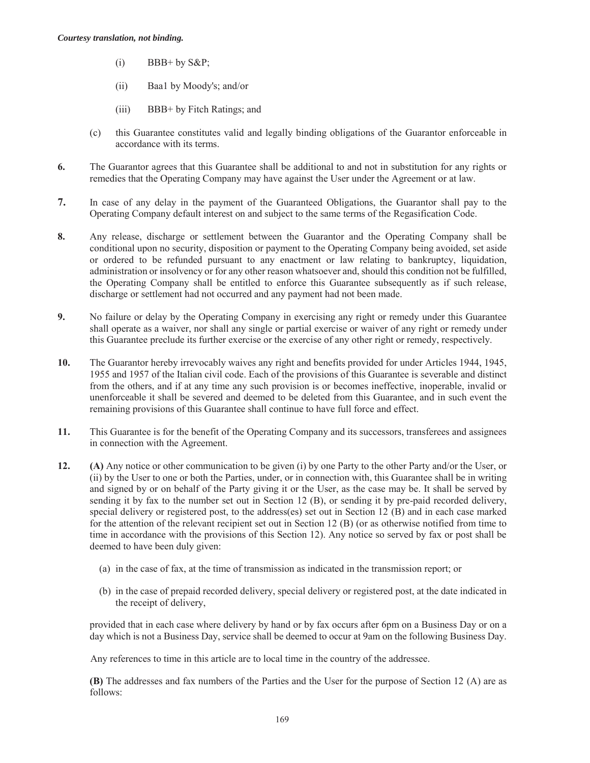(i) BBB+ by S&P;

(ii) Baa1 by Moody's; and/or

(iii) BBB+ by Fitch Ratings; and

(c) this Guarantee constitutes valid and legally binding obligations of the Guarantor enforceable in accordance with its terms.

**6.** The Guarantor agrees that this Guarantee shall be additional to and not in substitution for any rights or remedies that the Operating Company may have against the User under the Agreement or at law.

**7.** In case of any delay in the payment of the Guaranteed Obligations, the Guarantor shall pay to the Operating Company default interest on and subject to the same terms of the Regasification Code.

**8.** Any release, discharge or settlement between the Guarantor and the Operating Company shall be conditional upon no security, disposition or payment to the Operating Company being avoided, set aside or ordered to be refunded pursuant to any enactment or law relating to bankruptcy, liquidation, administration or insolvency or for any other reason whatsoever and, should this condition not be fulfilled, the Operating Company shall be entitled to enforce this Guarantee subsequently as if such release, discharge or settlement had not occurred and any payment had not been made.

**9.** No failure or delay by the Operating Company in exercising any right or remedy under this Guarantee shall operate as a waiver, nor shall any single or partial exercise or waiver of any right or remedy under this Guarantee preclude its further exercise or the exercise of any other right or remedy, respectively.

**10.** The Guarantor hereby irrevocably waives any right and benefits provided for under Articles 1944, 1945, 1955 and 1957 of the Italian civil code. Each of the provisions of this Guarantee is severable and distinct from the others, and if at any time any such provision is or becomes ineffective, inoperable, invalid or unenforceable it shall be severed and deemed to be deleted from this Guarantee, and in such event the remaining provisions of this Guarantee shall continue to have full force and effect.

**11.** This Guarantee is for the benefit of the Operating Company and its successors, transferees and assignees in connection with the Agreement.

**12.** **(A)** Any notice or other communication to be given (i) by one Party to the other Party and/or the User, or (ii) by the User to one or both the Parties, under, or in connection with, this Guarantee shall be in writing and signed by or on behalf of the Party giving it or the User, as the case may be. It shall be served by sending it by fax to the number set out in Section 12 (B), or sending it by pre-paid recorded delivery, special delivery or registered post, to the address(es) set out in Section 12 (B) and in each case marked for the attention of the relevant recipient set out in Section 12 (B) (or as otherwise notified from time to time in accordance with the provisions of this Section 12). Any notice so served by fax or post shall be deemed to have been duly given:

(a) in the case of fax, at the time of transmission as indicated in the transmission report; or

(b) in the case of prepaid recorded delivery, special delivery or registered post, at the date indicated in the receipt of delivery,

provided that in each case where delivery by hand or by fax occurs after 6pm on a Business Day or on a day which is not a Business Day, service shall be deemed to occur at 9am on the following Business Day.

Any references to time in this article are to local time in the country of the addressee.

**(B)** The addresses and fax numbers of the Parties and the User for the purpose of Section 12 (A) are as follows: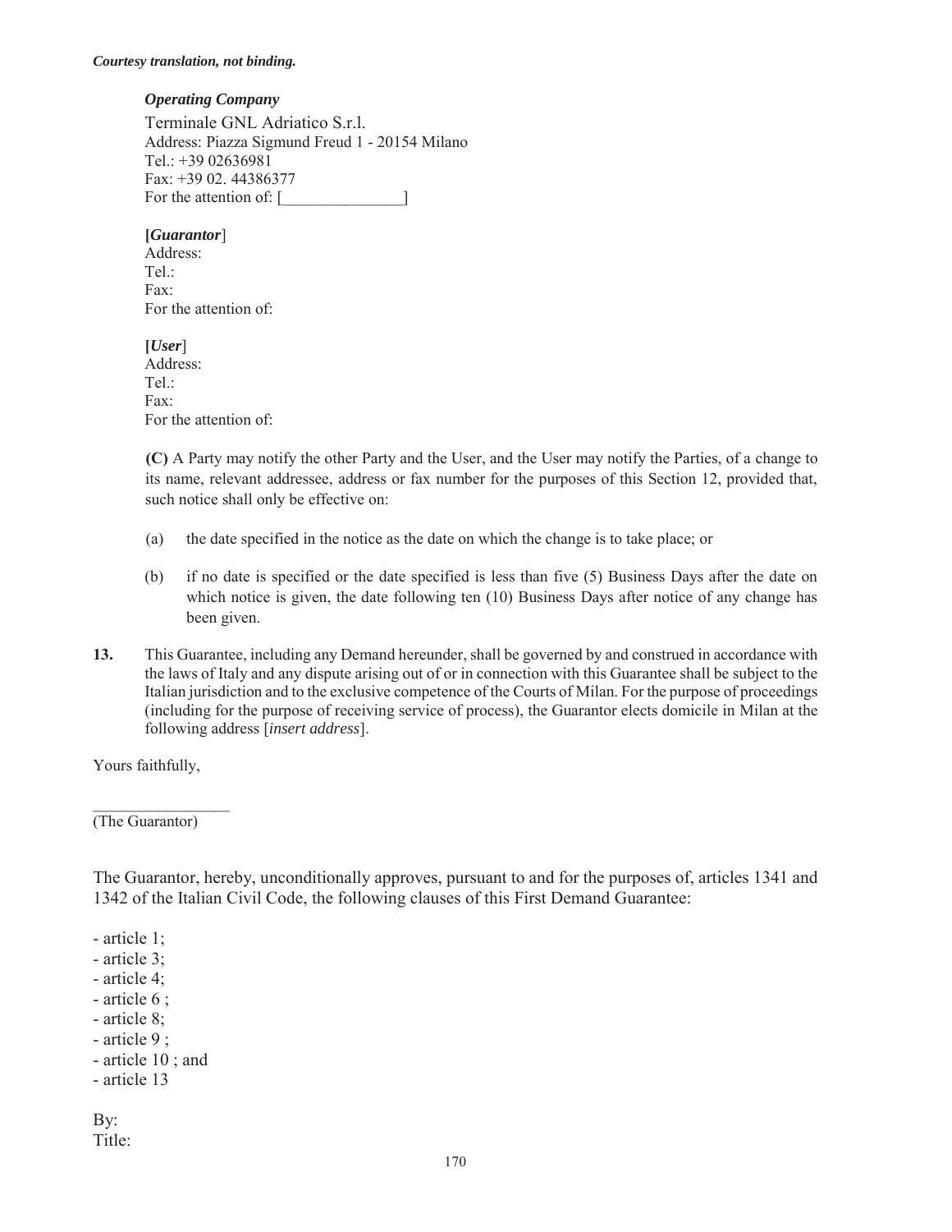*Courtesy translation, not binding.*

***Operating Company***

Terminale GNL Adriatico S.r.l.
Address: Piazza Sigmund Freud 1 - 20154 Milano
Tel.: +39 02636981
Fax: +39 02. 44386377
For the attention of: [_______________]

**[*Guarantor*]**
Address:
Tel.:
Fax:
For the attention of:

**[*User*]**
Address:
Tel.:
Fax:
For the attention of:

**(C)** A Party may notify the other Party and the User, and the User may notify the Parties, of a change to its name, relevant addressee, address or fax number for the purposes of this Section 12, provided that, such notice shall only be effective on:

(a) the date specified in the notice as the date on which the change is to take place; or

(b) if no date is specified or the date specified is less than five (5) Business Days after the date on which notice is given, the date following ten (10) Business Days after notice of any change has been given.

**13.** This Guarantee, including any Demand hereunder, shall be governed by and construed in accordance with the laws of Italy and any dispute arising out of or in connection with this Guarantee shall be subject to the Italian jurisdiction and to the exclusive competence of the Courts of Milan. For the purpose of proceedings (including for the purpose of receiving service of process), the Guarantor elects domicile in Milan at the following address [*insert address*].

Yours faithfully,

_________________
(The Guarantor)

The Guarantor, hereby, unconditionally approves, pursuant to and for the purposes of, articles 1341 and 1342 of the Italian Civil Code, the following clauses of this First Demand Guarantee:

- article 1;
- article 3;
- article 4;
- article 6 ;
- article 8;
- article 9 ;
- article 10 ; and
- article 13

By:
Title: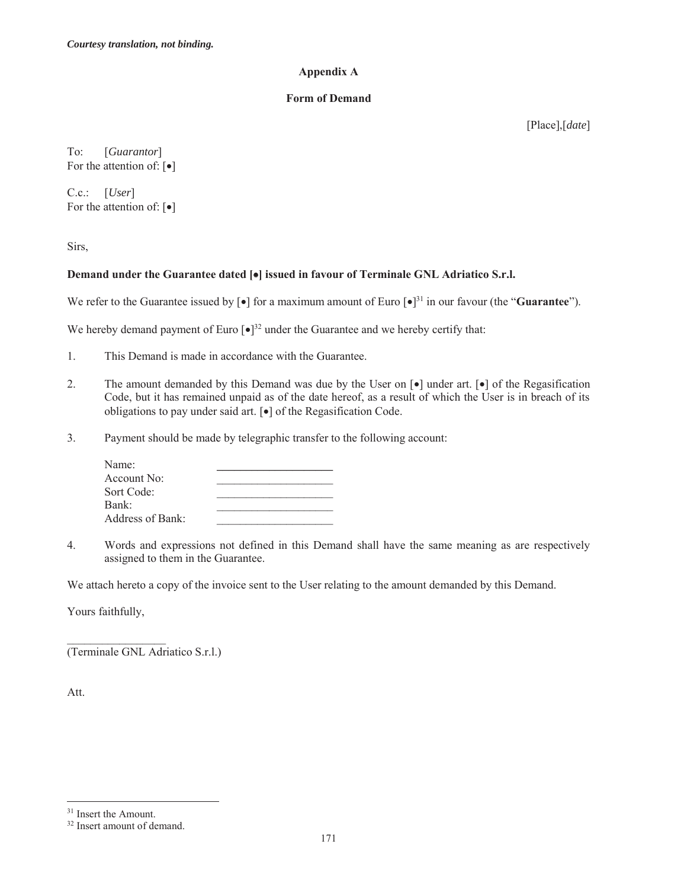*Courtesy translation, not binding.*

## Appendix A

### Form of Demand

[Place],[*date*]

To: [*Guarantor*]
For the attention of: [•]

C.c.: [*User*]
For the attention of: [•]

Sirs,

**Demand under the Guarantee dated [•] issued in favour of Terminale GNL Adriatico S.r.l.**

We refer to the Guarantee issued by [•] for a maximum amount of Euro [•][31] in our favour (the "**Guarantee**").

We hereby demand payment of Euro [•][32] under the Guarantee and we hereby certify that:

1. This Demand is made in accordance with the Guarantee.

2. The amount demanded by this Demand was due by the User on [•] under art. [•] of the Regasification Code, but it has remained unpaid as of the date hereof, as a result of which the User is in breach of its obligations to pay under said art. [•] of the Regasification Code.

3. Payment should be made by telegraphic transfer to the following account:

   Name: ____________________
   Account No: ____________________
   Sort Code: ____________________
   Bank: ____________________
   Address of Bank: ____________________

4. Words and expressions not defined in this Demand shall have the same meaning as are respectively assigned to them in the Guarantee.

We attach hereto a copy of the invoice sent to the User relating to the amount demanded by this Demand.

Yours faithfully,

________________
(Terminale GNL Adriatico S.r.l.)

Att.

---

[31] Insert the Amount.
[32] Insert amount of demand.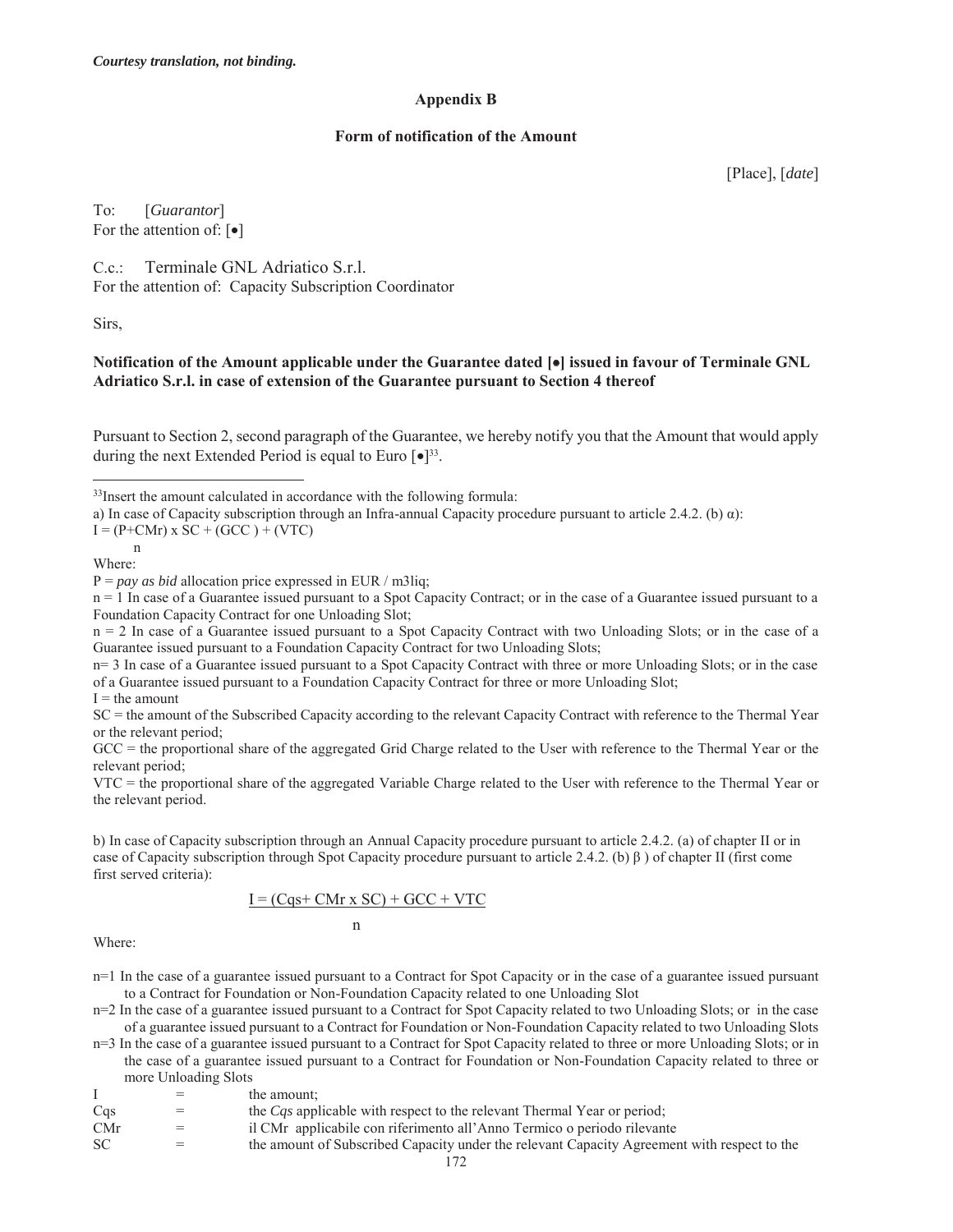*Courtesy translation, not binding.*

## Appendix B

### Form of notification of the Amount

[Place], [*date*]

To: [*Guarantor*]
For the attention of: [•]

C.c.: Terminale GNL Adriatico S.r.l.
For the attention of: Capacity Subscription Coordinator

Sirs,

**Notification of the Amount applicable under the Guarantee dated [•] issued in favour of Terminale GNL Adriatico S.r.l. in case of extension of the Guarantee pursuant to Section 4 thereof**

Pursuant to Section 2, second paragraph of the Guarantee, we hereby notify you that the Amount that would apply during the next Extended Period is equal to Euro [•][33].

---

[33]Insert the amount calculated in accordance with the following formula:

a) In case of Capacity subscription through an Infra-annual Capacity procedure pursuant to article 2.4.2. (b) α):

$$I = \frac{(P+CMr) \times SC + (GCC) + (VTC)}{n}$$

Where:

P = *pay as bid* allocation price expressed in EUR / m3liq;

n = 1 In case of a Guarantee issued pursuant to a Spot Capacity Contract; or in the case of a Guarantee issued pursuant to a Foundation Capacity Contract for one Unloading Slot;

n = 2 In case of a Guarantee issued pursuant to a Spot Capacity Contract with two Unloading Slots; or in the case of a Guarantee issued pursuant to a Foundation Capacity Contract for two Unloading Slots;

n= 3 In case of a Guarantee issued pursuant to a Spot Capacity Contract with three or more Unloading Slots; or in the case of a Guarantee issued pursuant to a Foundation Capacity Contract for three or more Unloading Slot;

I = the amount

SC = the amount of the Subscribed Capacity according to the relevant Capacity Contract with reference to the Thermal Year or the relevant period;

GCC = the proportional share of the aggregated Grid Charge related to the User with reference to the Thermal Year or the relevant period;

VTC = the proportional share of the aggregated Variable Charge related to the User with reference to the Thermal Year or the relevant period.

b) In case of Capacity subscription through an Annual Capacity procedure pursuant to article 2.4.2. (a) of chapter II or in case of Capacity subscription through Spot Capacity procedure pursuant to article 2.4.2. (b) β ) of chapter II (first come first served criteria):

$$I = \frac{(Cqs + CMr \times SC) + GCC + VTC}{n}$$

Where:

n=1 In the case of a guarantee issued pursuant to a Contract for Spot Capacity or in the case of a guarantee issued pursuant to a Contract for Foundation or Non-Foundation Capacity related to one Unloading Slot

n=2 In the case of a guarantee issued pursuant to a Contract for Spot Capacity related to two Unloading Slots; or in the case of a guarantee issued pursuant to a Contract for Foundation or Non-Foundation Capacity related to two Unloading Slots

n=3 In the case of a guarantee issued pursuant to a Contract for Spot Capacity related to three or more Unloading Slots; or in the case of a guarantee issued pursuant to a Contract for Foundation or Non-Foundation Capacity related to three or more Unloading Slots

| | | |
|---|---|---|
| I | = | the amount; |
| Cqs | = | the *Cqs* applicable with respect to the relevant Thermal Year or period; |
| CMr | = | il CMr applicabile con riferimento all'Anno Termico o periodo rilevante |
| SC | = | the amount of Subscribed Capacity under the relevant Capacity Agreement with respect to the |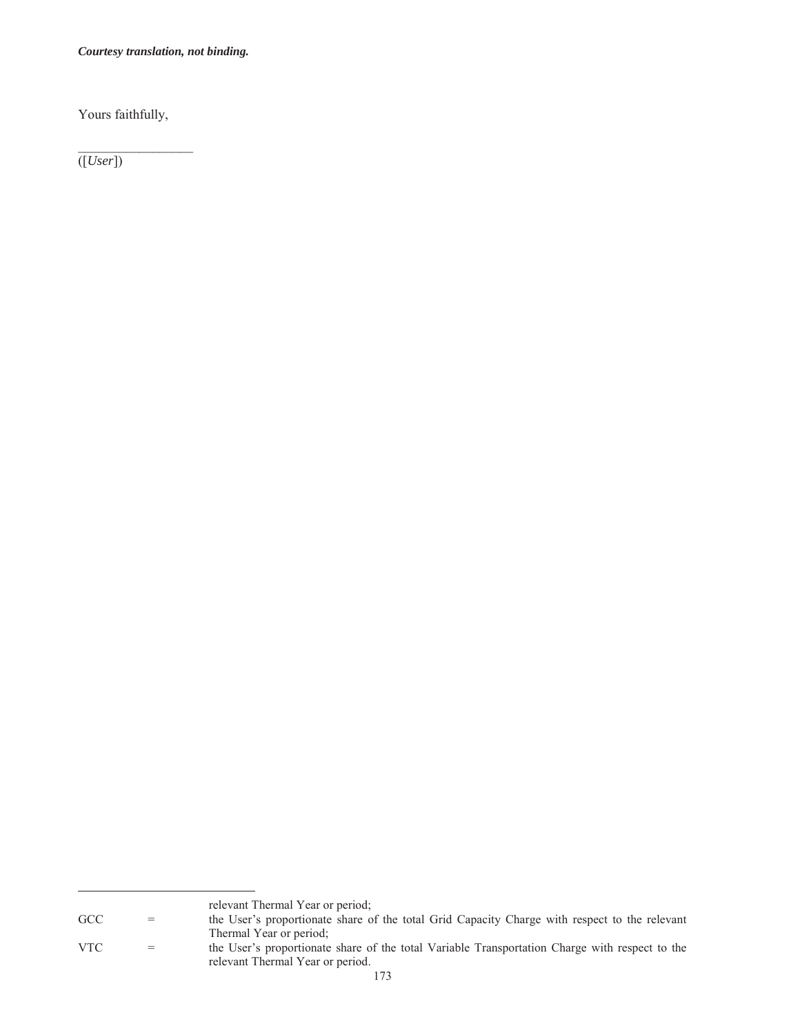*Courtesy translation, not binding.*

Yours faithfully,

_________________
([*User*])

---

relevant Thermal Year or period;

| | | |
|---|---|---|
| GCC | = | the User's proportionate share of the total Grid Capacity Charge with respect to the relevant Thermal Year or period; |
| VTC | = | the User's proportionate share of the total Variable Transportation Charge with respect to the relevant Thermal Year or period. |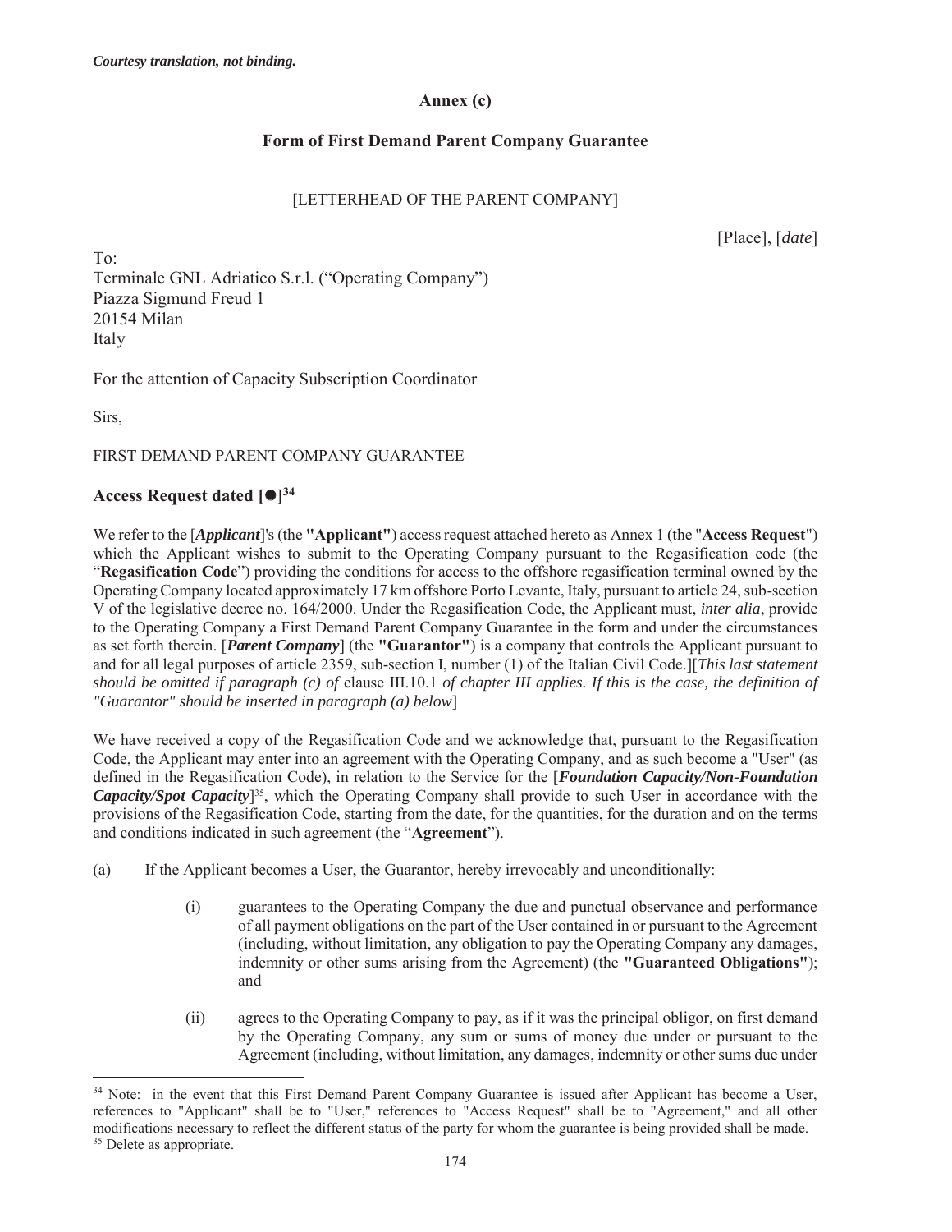*Courtesy translation, not binding.*

## Annex (c)

## Form of First Demand Parent Company Guarantee

[LETTERHEAD OF THE PARENT COMPANY]

[Place], [*date*]

To:
Terminale GNL Adriatico S.r.l. ("Operating Company")
Piazza Sigmund Freud 1
20154 Milan
Italy

For the attention of Capacity Subscription Coordinator

Sirs,

FIRST DEMAND PARENT COMPANY GUARANTEE

**Access Request dated [●][34]**

We refer to the [***Applicant***]'s (the **"Applicant"**) access request attached hereto as Annex 1 (the "**Access Request**") which the Applicant wishes to submit to the Operating Company pursuant to the Regasification code (the "**Regasification Code**") providing the conditions for access to the offshore regasification terminal owned by the Operating Company located approximately 17 km offshore Porto Levante, Italy, pursuant to article 24, sub-section V of the legislative decree no. 164/2000. Under the Regasification Code, the Applicant must, *inter alia*, provide to the Operating Company a First Demand Parent Company Guarantee in the form and under the circumstances as set forth therein. [***Parent Company***] (the **"Guarantor"**) is a company that controls the Applicant pursuant to and for all legal purposes of article 2359, sub-section I, number (1) of the Italian Civil Code.][*This last statement should be omitted if paragraph (c) of* clause III.10.1 *of chapter III applies. If this is the case, the definition of "Guarantor" should be inserted in paragraph (a) below*]

We have received a copy of the Regasification Code and we acknowledge that, pursuant to the Regasification Code, the Applicant may enter into an agreement with the Operating Company, and as such become a "User" (as defined in the Regasification Code), in relation to the Service for the [***Foundation Capacity/Non-Foundation Capacity/Spot Capacity***][35], which the Operating Company shall provide to such User in accordance with the provisions of the Regasification Code, starting from the date, for the quantities, for the duration and on the terms and conditions indicated in such agreement (the "**Agreement**").

(a) If the Applicant becomes a User, the Guarantor, hereby irrevocably and unconditionally:

   (i) guarantees to the Operating Company the due and punctual observance and performance of all payment obligations on the part of the User contained in or pursuant to the Agreement (including, without limitation, any obligation to pay the Operating Company any damages, indemnity or other sums arising from the Agreement) (the **"Guaranteed Obligations"**); and

   (ii) agrees to the Operating Company to pay, as if it was the principal obligor, on first demand by the Operating Company, any sum or sums of money due under or pursuant to the Agreement (including, without limitation, any damages, indemnity or other sums due under

---

[34] Note: in the event that this First Demand Parent Company Guarantee is issued after Applicant has become a User, references to "Applicant" shall be to "User," references to "Access Request" shall be to "Agreement," and all other modifications necessary to reflect the different status of the party for whom the guarantee is being provided shall be made.

[35] Delete as appropriate.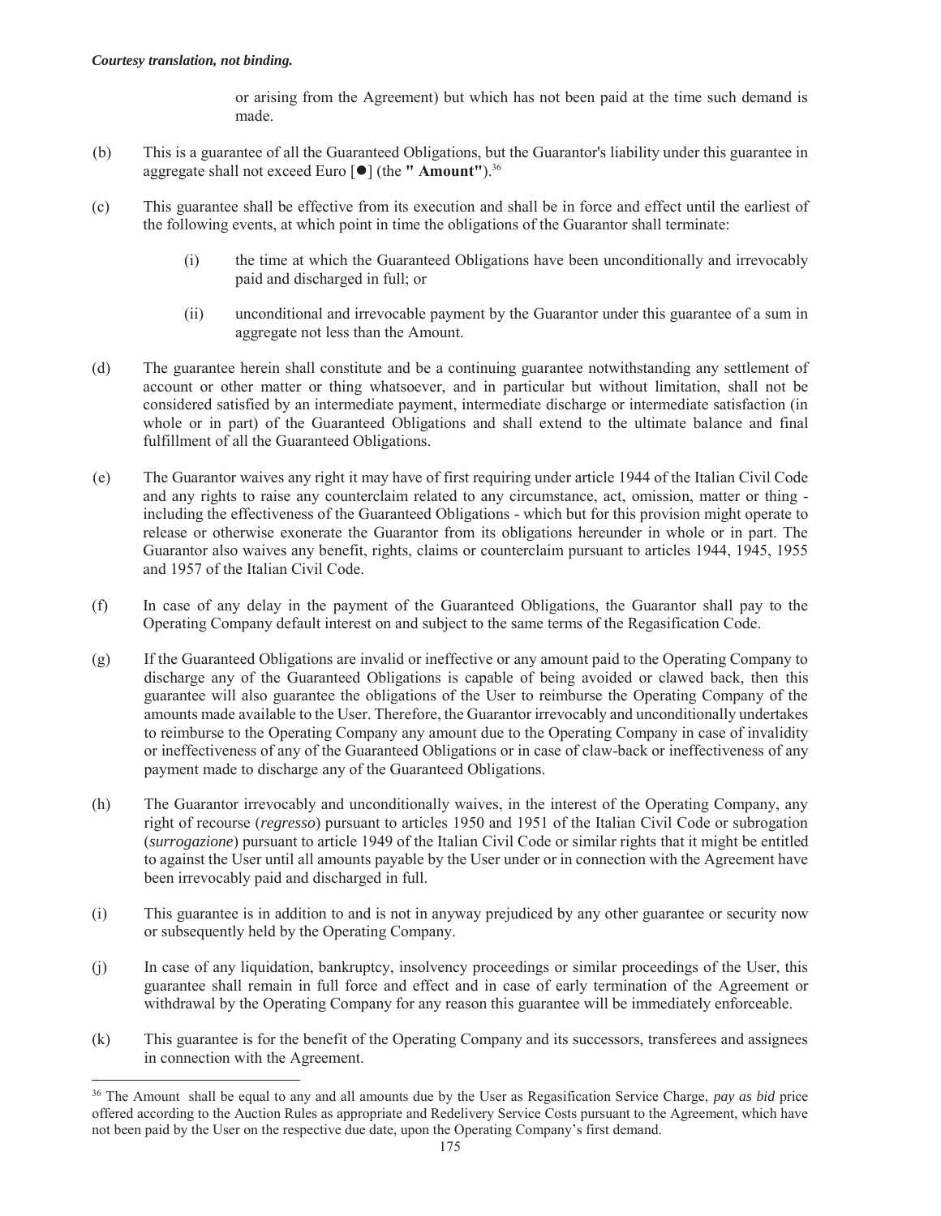or arising from the Agreement) but which has not been paid at the time such demand is made.

(b) This is a guarantee of all the Guaranteed Obligations, but the Guarantor's liability under this guarantee in aggregate shall not exceed Euro [●] (the **" Amount"**).[36]

(c) This guarantee shall be effective from its execution and shall be in force and effect until the earliest of the following events, at which point in time the obligations of the Guarantor shall terminate:

   (i) the time at which the Guaranteed Obligations have been unconditionally and irrevocably paid and discharged in full; or

   (ii) unconditional and irrevocable payment by the Guarantor under this guarantee of a sum in aggregate not less than the Amount.

(d) The guarantee herein shall constitute and be a continuing guarantee notwithstanding any settlement of account or other matter or thing whatsoever, and in particular but without limitation, shall not be considered satisfied by an intermediate payment, intermediate discharge or intermediate satisfaction (in whole or in part) of the Guaranteed Obligations and shall extend to the ultimate balance and final fulfillment of all the Guaranteed Obligations.

(e) The Guarantor waives any right it may have of first requiring under article 1944 of the Italian Civil Code and any rights to raise any counterclaim related to any circumstance, act, omission, matter or thing - including the effectiveness of the Guaranteed Obligations - which but for this provision might operate to release or otherwise exonerate the Guarantor from its obligations hereunder in whole or in part. The Guarantor also waives any benefit, rights, claims or counterclaim pursuant to articles 1944, 1945, 1955 and 1957 of the Italian Civil Code.

(f) In case of any delay in the payment of the Guaranteed Obligations, the Guarantor shall pay to the Operating Company default interest on and subject to the same terms of the Regasification Code.

(g) If the Guaranteed Obligations are invalid or ineffective or any amount paid to the Operating Company to discharge any of the Guaranteed Obligations is capable of being avoided or clawed back, then this guarantee will also guarantee the obligations of the User to reimburse the Operating Company of the amounts made available to the User. Therefore, the Guarantor irrevocably and unconditionally undertakes to reimburse to the Operating Company any amount due to the Operating Company in case of invalidity or ineffectiveness of any of the Guaranteed Obligations or in case of claw-back or ineffectiveness of any payment made to discharge any of the Guaranteed Obligations.

(h) The Guarantor irrevocably and unconditionally waives, in the interest of the Operating Company, any right of recourse (*regresso*) pursuant to articles 1950 and 1951 of the Italian Civil Code or subrogation (*surrogazione*) pursuant to article 1949 of the Italian Civil Code or similar rights that it might be entitled to against the User until all amounts payable by the User under or in connection with the Agreement have been irrevocably paid and discharged in full.

(i) This guarantee is in addition to and is not in anyway prejudiced by any other guarantee or security now or subsequently held by the Operating Company.

(j) In case of any liquidation, bankruptcy, insolvency proceedings or similar proceedings of the User, this guarantee shall remain in full force and effect and in case of early termination of the Agreement or withdrawal by the Operating Company for any reason this guarantee will be immediately enforceable.

(k) This guarantee is for the benefit of the Operating Company and its successors, transferees and assignees in connection with the Agreement.

---

[36] The Amount shall be equal to any and all amounts due by the User as Regasification Service Charge, *pay as bid* price offered according to the Auction Rules as appropriate and Redelivery Service Costs pursuant to the Agreement, which have not been paid by the User on the respective due date, upon the Operating Company's first demand.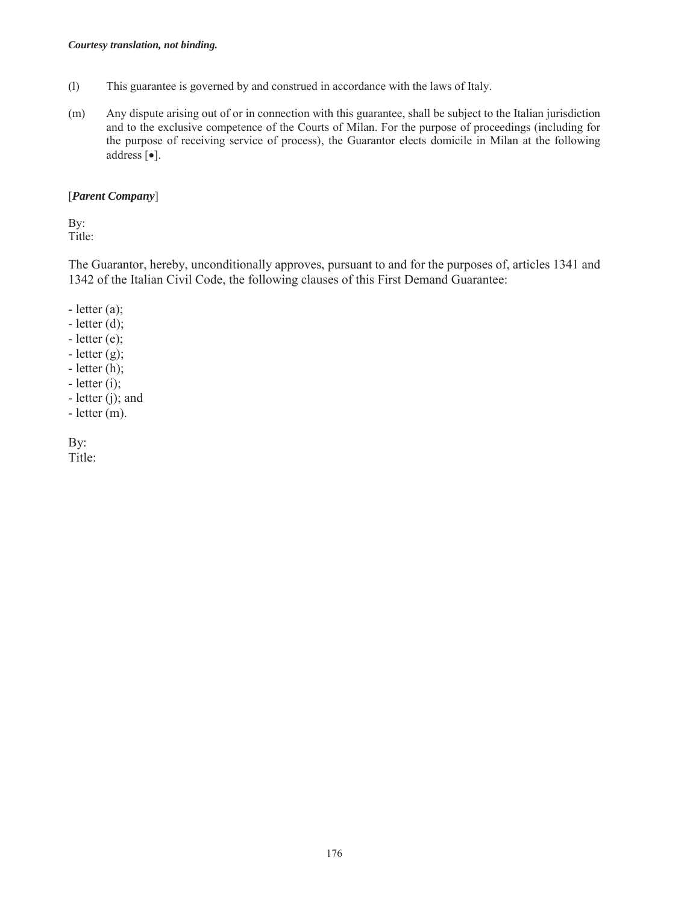*Courtesy translation, not binding.*

(l) This guarantee is governed by and construed in accordance with the laws of Italy.

(m) Any dispute arising out of or in connection with this guarantee, shall be subject to the Italian jurisdiction and to the exclusive competence of the Courts of Milan. For the purpose of proceedings (including for the purpose of receiving service of process), the Guarantor elects domicile in Milan at the following address [•].

[***Parent Company***]

By:
Title:

The Guarantor, hereby, unconditionally approves, pursuant to and for the purposes of, articles 1341 and 1342 of the Italian Civil Code, the following clauses of this First Demand Guarantee:

- letter (a);
- letter (d);
- letter (e);
- letter (g);
- letter (h);
- letter (i);
- letter (j); and
- letter (m).

By:
Title: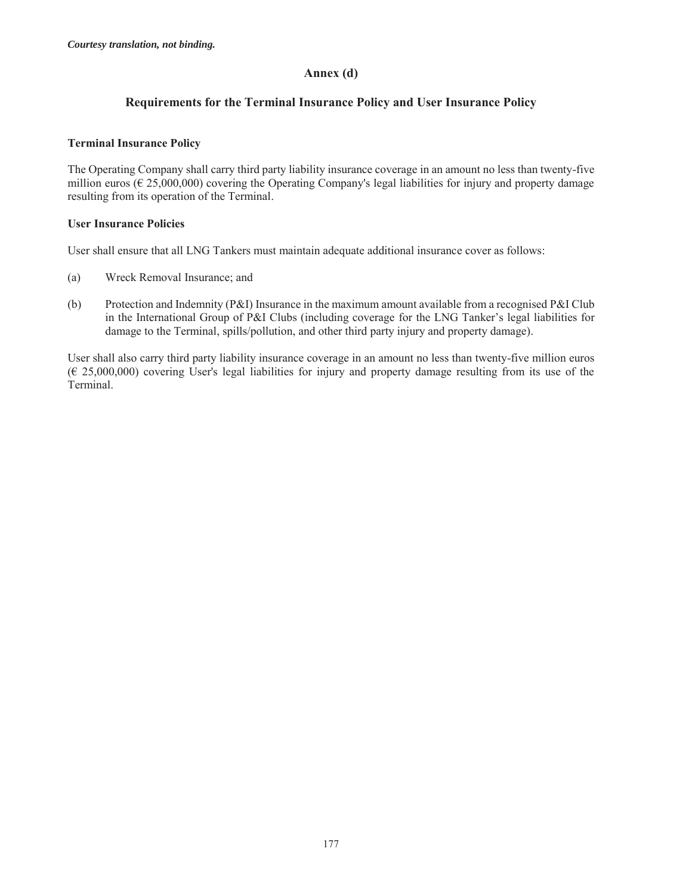*Courtesy translation, not binding.*

# Annex (d)

## Requirements for the Terminal Insurance Policy and User Insurance Policy

**Terminal Insurance Policy**

The Operating Company shall carry third party liability insurance coverage in an amount no less than twenty-five million euros (€ 25,000,000) covering the Operating Company's legal liabilities for injury and property damage resulting from its operation of the Terminal.

**User Insurance Policies**

User shall ensure that all LNG Tankers must maintain adequate additional insurance cover as follows:

(a) Wreck Removal Insurance; and

(b) Protection and Indemnity (P&I) Insurance in the maximum amount available from a recognised P&I Club in the International Group of P&I Clubs (including coverage for the LNG Tanker's legal liabilities for damage to the Terminal, spills/pollution, and other third party injury and property damage).

User shall also carry third party liability insurance coverage in an amount no less than twenty-five million euros (€ 25,000,000) covering User's legal liabilities for injury and property damage resulting from its use of the Terminal.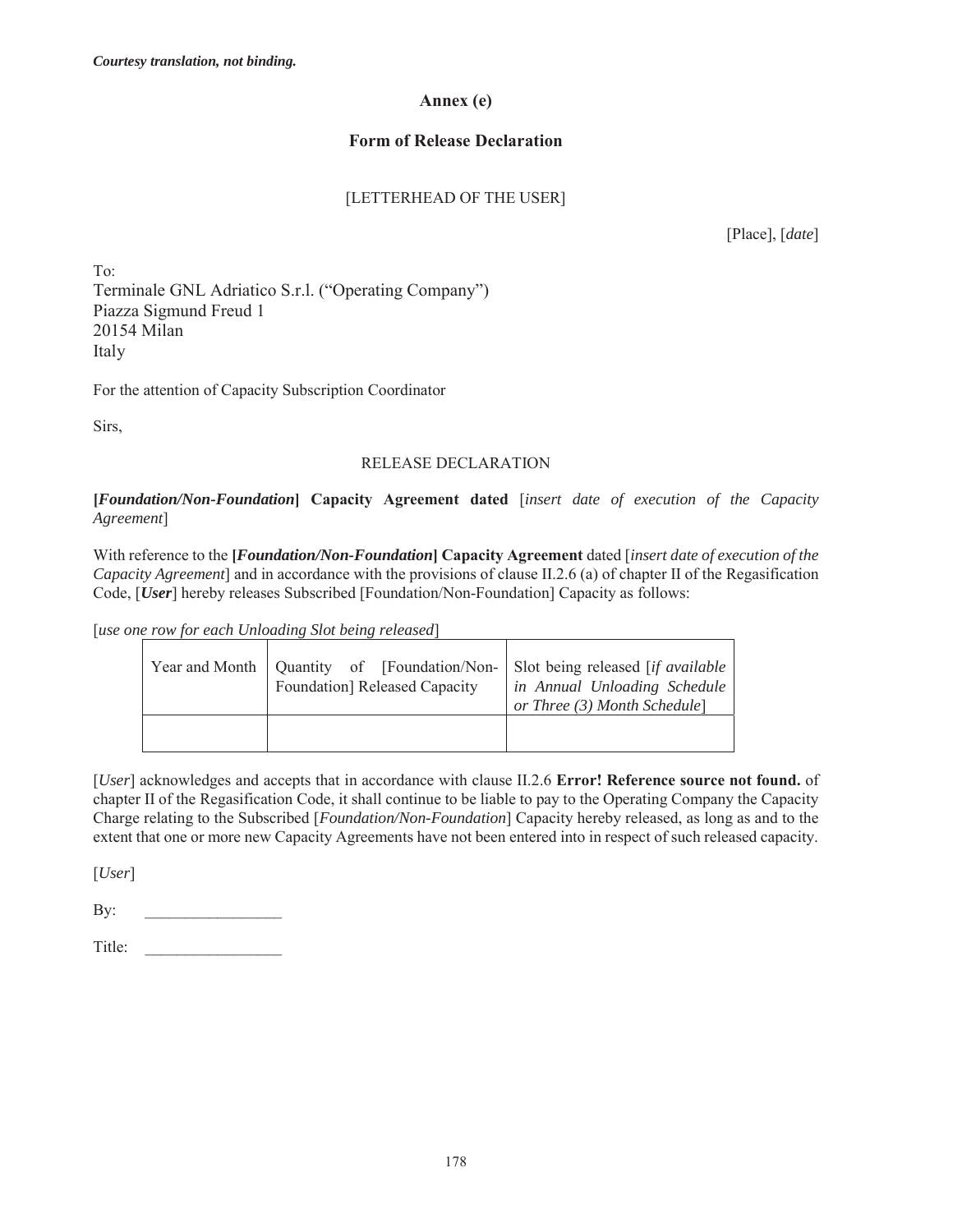*Courtesy translation, not binding.*

## Annex (e)

## Form of Release Declaration

[LETTERHEAD OF THE USER]

[Place], [*date*]

To:
Terminale GNL Adriatico S.r.l. ("Operating Company")
Piazza Sigmund Freud 1
20154 Milan
Italy

For the attention of Capacity Subscription Coordinator

Sirs,

RELEASE DECLARATION

**[*Foundation/Non-Foundation*] Capacity Agreement dated** [*insert date of execution of the Capacity Agreement*]

With reference to the **[*Foundation/Non-Foundation*] Capacity Agreement** dated [*insert date of execution of the Capacity Agreement*] and in accordance with the provisions of clause II.2.6 (a) of chapter II of the Regasification Code, [***User***] hereby releases Subscribed [Foundation/Non-Foundation] Capacity as follows:

[*use one row for each Unloading Slot being released*]

| Year and Month | Quantity of [Foundation/Non-Foundation] Released Capacity | Slot being released [*if available in Annual Unloading Schedule or Three (3) Month Schedule*] |
|---|---|---|
| | | |

[*User*] acknowledges and accepts that in accordance with clause II.2.6 **Error! Reference source not found.** of chapter II of the Regasification Code, it shall continue to be liable to pay to the Operating Company the Capacity Charge relating to the Subscribed [*Foundation/Non-Foundation*] Capacity hereby released, as long as and to the extent that one or more new Capacity Agreements have not been entered into in respect of such released capacity.

[*User*]

By: \_\_\_\_\_\_\_\_\_\_\_\_\_\_\_\_

Title: \_\_\_\_\_\_\_\_\_\_\_\_\_\_\_\_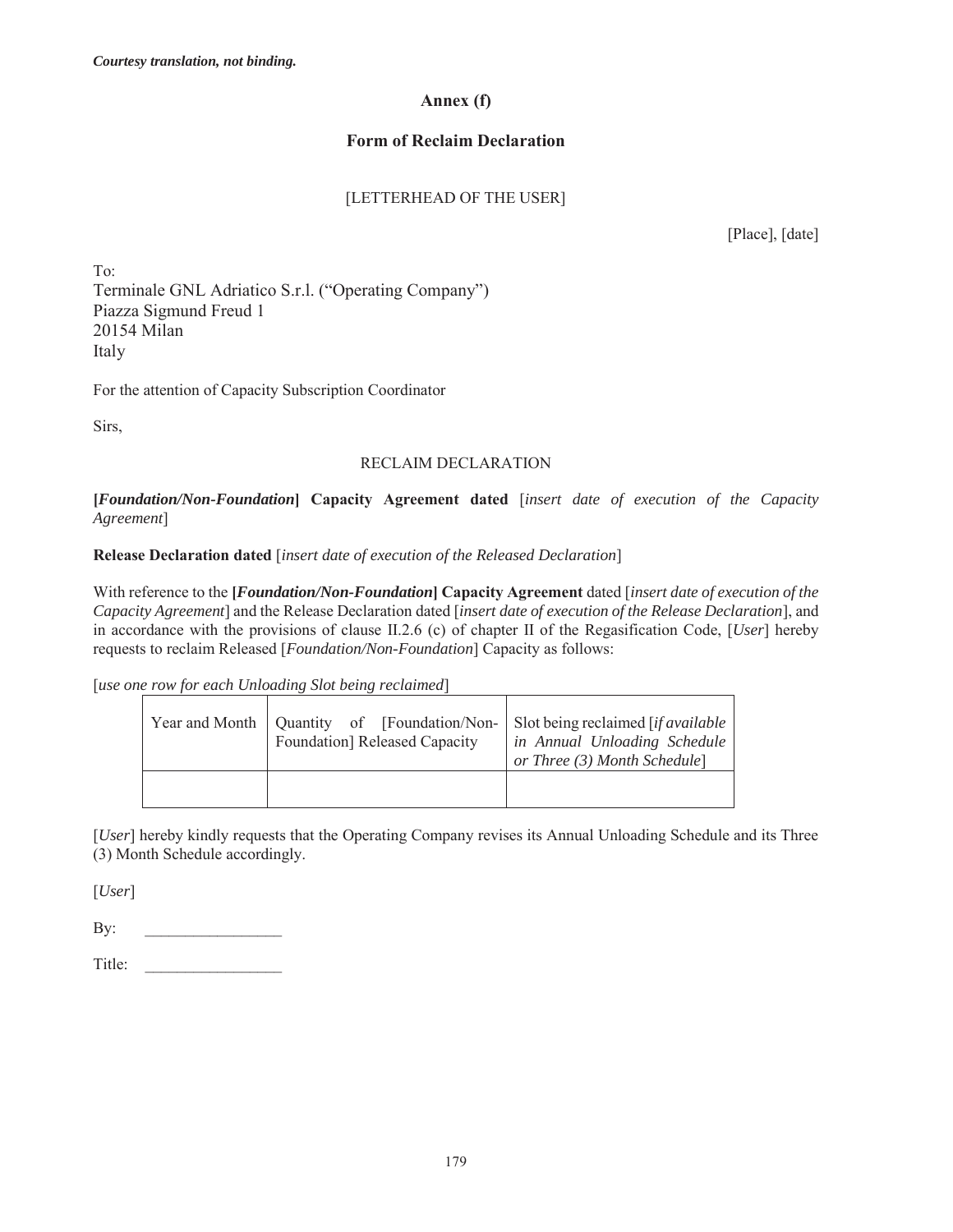*Courtesy translation, not binding.*

## Annex (f)

## Form of Reclaim Declaration

[LETTERHEAD OF THE USER]

[Place], [date]

To:
Terminale GNL Adriatico S.r.l. ("Operating Company")
Piazza Sigmund Freud 1
20154 Milan
Italy

For the attention of Capacity Subscription Coordinator

Sirs,

RECLAIM DECLARATION

**[*Foundation/Non-Foundation*] Capacity Agreement dated** [*insert date of execution of the Capacity Agreement*]

**Release Declaration dated** [*insert date of execution of the Released Declaration*]

With reference to the **[*Foundation/Non-Foundation*] Capacity Agreement** dated [*insert date of execution of the Capacity Agreement*] and the Release Declaration dated [*insert date of execution of the Release Declaration*], and in accordance with the provisions of clause II.2.6 (c) of chapter II of the Regasification Code, [*User*] hereby requests to reclaim Released [*Foundation/Non-Foundation*] Capacity as follows:

[*use one row for each Unloading Slot being reclaimed*]

| Year and Month | Quantity of [Foundation/Non-Foundation] Released Capacity | Slot being reclaimed [*if available in Annual Unloading Schedule or Three (3) Month Schedule*] |
|---|---|---|
| | | |

[*User*] hereby kindly requests that the Operating Company revises its Annual Unloading Schedule and its Three (3) Month Schedule accordingly.

[*User*]

By: \_\_\_\_\_\_\_\_\_\_\_\_\_\_\_\_\_

Title: \_\_\_\_\_\_\_\_\_\_\_\_\_\_\_\_\_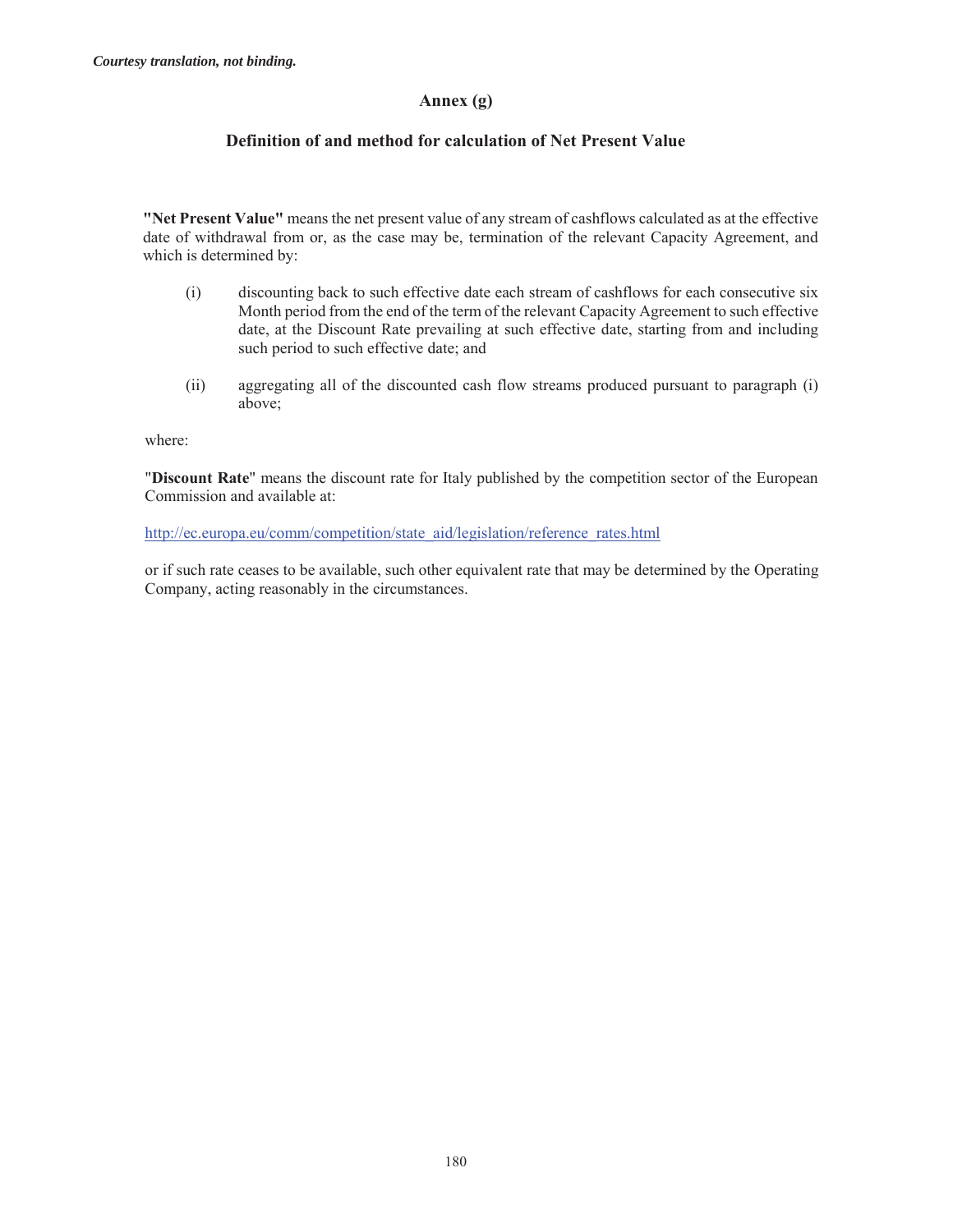*Courtesy translation, not binding.*

## Annex (g)

### Definition of and method for calculation of Net Present Value

**"Net Present Value"** means the net present value of any stream of cashflows calculated as at the effective date of withdrawal from or, as the case may be, termination of the relevant Capacity Agreement, and which is determined by:

(i) discounting back to such effective date each stream of cashflows for each consecutive six Month period from the end of the term of the relevant Capacity Agreement to such effective date, at the Discount Rate prevailing at such effective date, starting from and including such period to such effective date; and

(ii) aggregating all of the discounted cash flow streams produced pursuant to paragraph (i) above;

where:

"**Discount Rate**" means the discount rate for Italy published by the competition sector of the European Commission and available at:

http://ec.europa.eu/comm/competition/state_aid/legislation/reference_rates.html

or if such rate ceases to be available, such other equivalent rate that may be determined by the Operating Company, acting reasonably in the circumstances.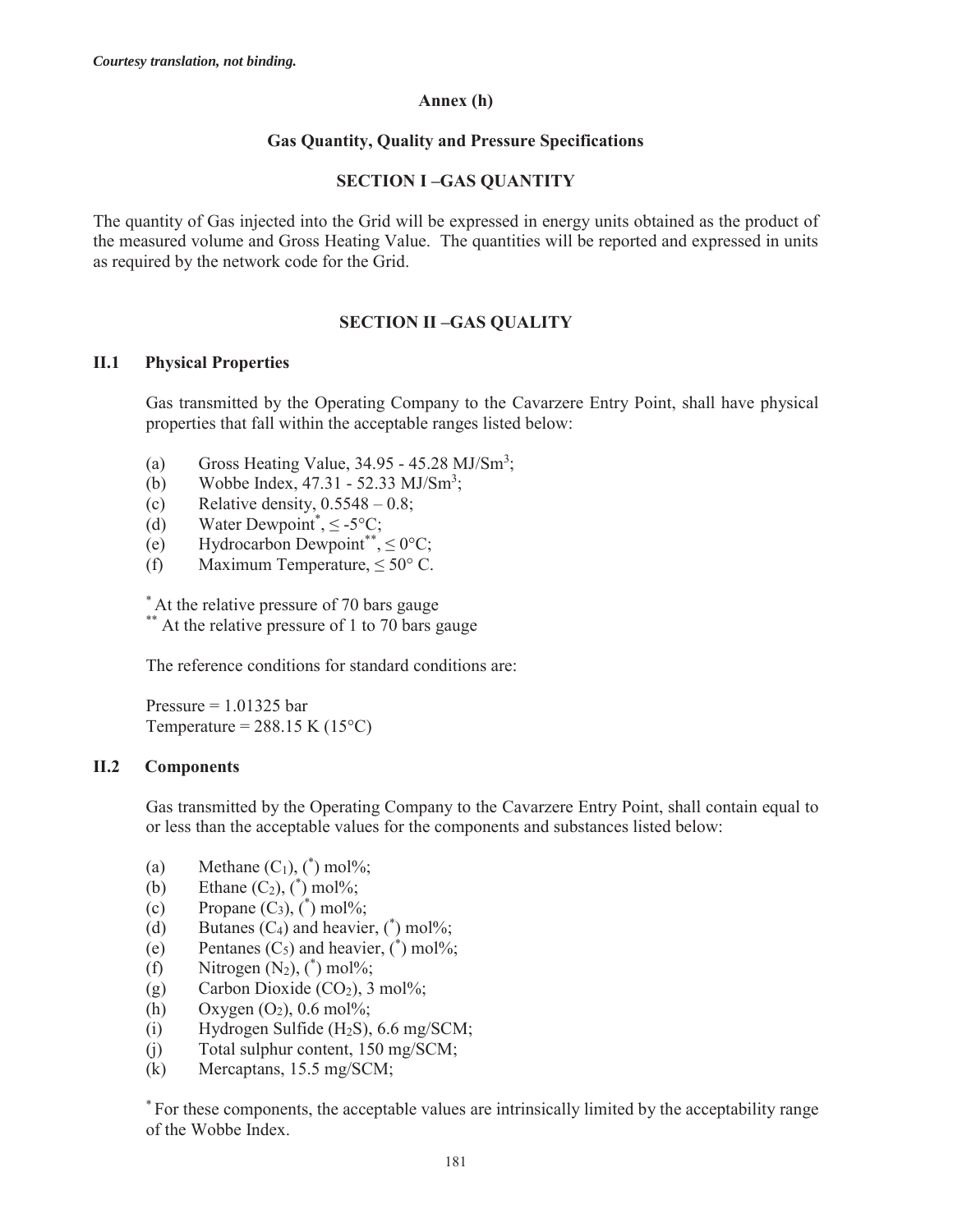*Courtesy translation, not binding.*

# Annex (h)

## Gas Quantity, Quality and Pressure Specifications

### SECTION I –GAS QUANTITY

The quantity of Gas injected into the Grid will be expressed in energy units obtained as the product of the measured volume and Gross Heating Value. The quantities will be reported and expressed in units as required by the network code for the Grid.

### SECTION II –GAS QUALITY

#### II.1 Physical Properties

Gas transmitted by the Operating Company to the Cavarzere Entry Point, shall have physical properties that fall within the acceptable ranges listed below:

(a) Gross Heating Value, 34.95 - 45.28 $MJ/Sm^3$;
(b) Wobbe Index, 47.31 - 52.33 $MJ/Sm^3$;
(c) Relative density, 0.5548 – 0.8;
(d) Water Dewpoint*, ≤ -5°C;
(e) Hydrocarbon Dewpoint**, ≤ 0°C;
(f) Maximum Temperature, ≤ 50° C.

* At the relative pressure of 70 bars gauge
** At the relative pressure of 1 to 70 bars gauge

The reference conditions for standard conditions are:

Pressure = 1.01325 bar
Temperature = 288.15 K (15°C)

#### II.2 Components

Gas transmitted by the Operating Company to the Cavarzere Entry Point, shall contain equal to or less than the acceptable values for the components and substances listed below:

(a) Methane ($C_1$), (*) mol%;
(b) Ethane ($C_2$), (*) mol%;
(c) Propane ($C_3$), (*) mol%;
(d) Butanes ($C_4$) and heavier, (*) mol%;
(e) Pentanes ($C_5$) and heavier, (*) mol%;
(f) Nitrogen ($N_2$), (*) mol%;
(g) Carbon Dioxide ($CO_2$), 3 mol%;
(h) Oxygen ($O_2$), 0.6 mol%;
(i) Hydrogen Sulfide ($H_2S$), 6.6 mg/SCM;
(j) Total sulphur content, 150 mg/SCM;
(k) Mercaptans, 15.5 mg/SCM;

* For these components, the acceptable values are intrinsically limited by the acceptability range of the Wobbe Index.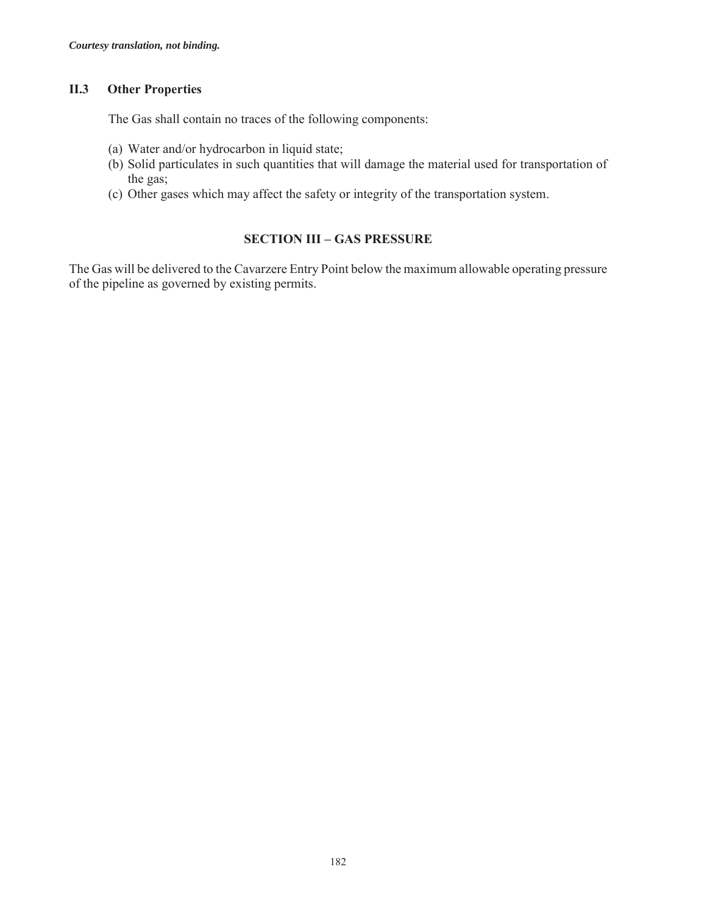### II.3 Other Properties

The Gas shall contain no traces of the following components:

(a) Water and/or hydrocarbon in liquid state;
(b) Solid particulates in such quantities that will damage the material used for transportation of the gas;
(c) Other gases which may affect the safety or integrity of the transportation system.

## SECTION III – GAS PRESSURE

The Gas will be delivered to the Cavarzere Entry Point below the maximum allowable operating pressure of the pipeline as governed by existing permits.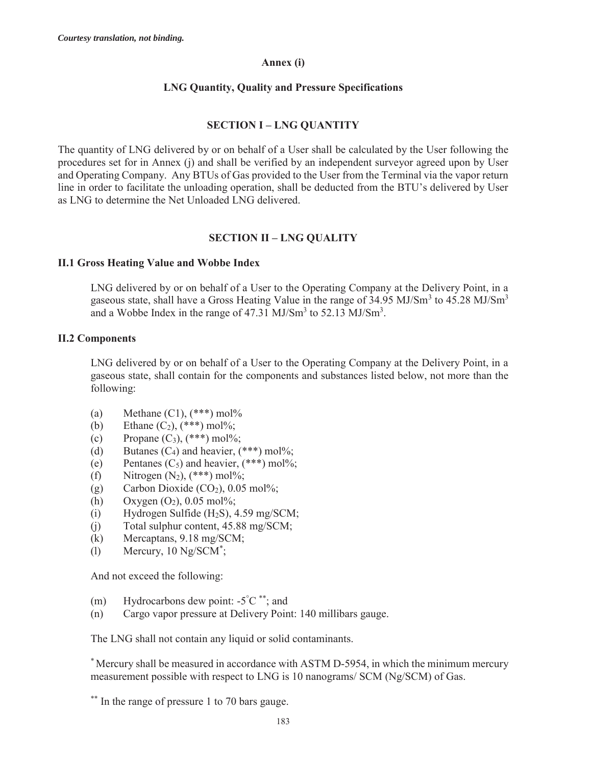*Courtesy translation, not binding.*

**Annex (i)**

**LNG Quantity, Quality and Pressure Specifications**

## SECTION I – LNG QUANTITY

The quantity of LNG delivered by or on behalf of a User shall be calculated by the User following the procedures set for in Annex (j) and shall be verified by an independent surveyor agreed upon by User and Operating Company. Any BTUs of Gas provided to the User from the Terminal via the vapor return line in order to facilitate the unloading operation, shall be deducted from the BTU's delivered by User as LNG to determine the Net Unloaded LNG delivered.

## SECTION II – LNG QUALITY

### II.1 Gross Heating Value and Wobbe Index

LNG delivered by or on behalf of a User to the Operating Company at the Delivery Point, in a gaseous state, shall have a Gross Heating Value in the range of 34.95 MJ/Sm$^3$ to 45.28 MJ/Sm$^3$ and a Wobbe Index in the range of 47.31 MJ/Sm$^3$ to 52.13 MJ/Sm$^3$.

### II.2 Components

LNG delivered by or on behalf of a User to the Operating Company at the Delivery Point, in a gaseous state, shall contain for the components and substances listed below, not more than the following:

(a) Methane (C1), (***) mol%
(b) Ethane ($C_2$), (***) mol%;
(c) Propane ($C_3$), (***) mol%;
(d) Butanes ($C_4$) and heavier, (***) mol%;
(e) Pentanes ($C_5$) and heavier, (***) mol%;
(f) Nitrogen ($N_2$), (***) mol%;
(g) Carbon Dioxide ($CO_2$), 0.05 mol%;
(h) Oxygen ($O_2$), 0.05 mol%;
(i) Hydrogen Sulfide ($H_2S$), 4.59 mg/SCM;
(j) Total sulphur content, 45.88 mg/SCM;
(k) Mercaptans, 9.18 mg/SCM;
(l) Mercury, 10 Ng/SCM*;

And not exceed the following:

(m) Hydrocarbons dew point: -5°C **; and
(n) Cargo vapor pressure at Delivery Point: 140 millibars gauge.

The LNG shall not contain any liquid or solid contaminants.

* Mercury shall be measured in accordance with ASTM D-5954, in which the minimum mercury measurement possible with respect to LNG is 10 nanograms/ SCM (Ng/SCM) of Gas.

** In the range of pressure 1 to 70 bars gauge.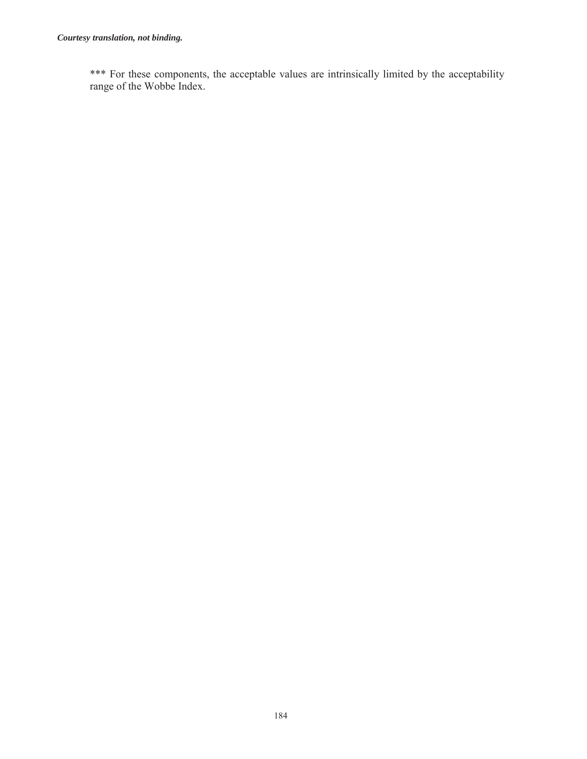*** For these components, the acceptable values are intrinsically limited by the acceptability range of the Wobbe Index.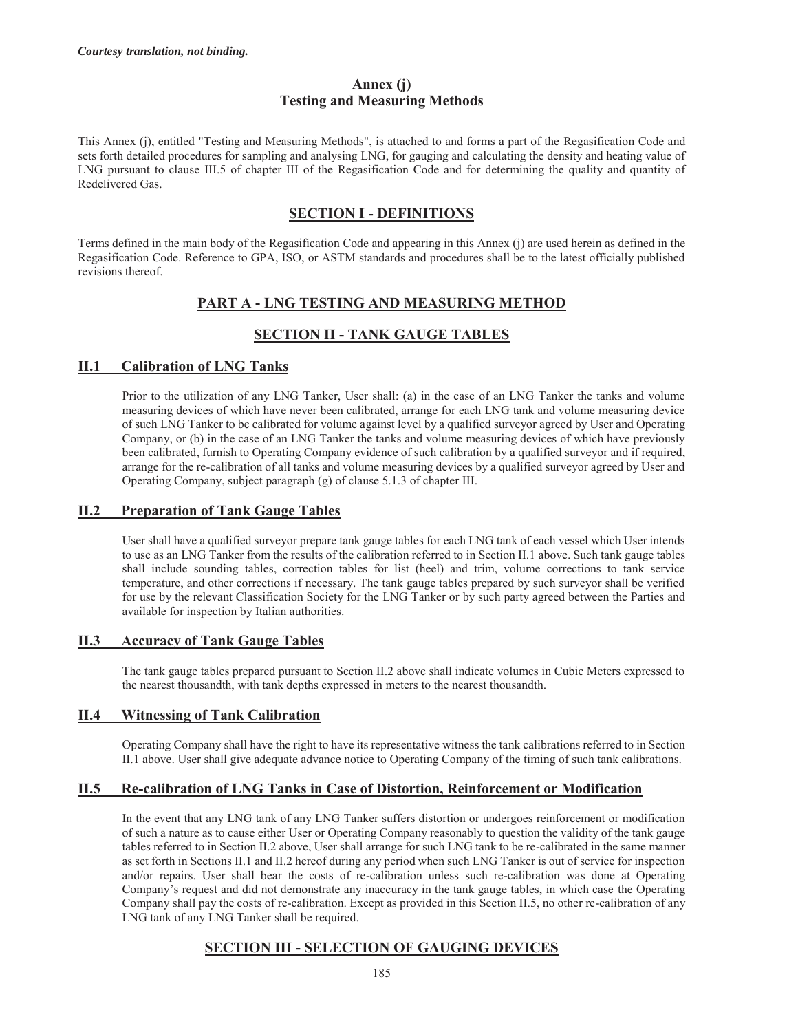*Courtesy translation, not binding.*

# Annex (j)
# Testing and Measuring Methods

This Annex (j), entitled "Testing and Measuring Methods", is attached to and forms a part of the Regasification Code and sets forth detailed procedures for sampling and analysing LNG, for gauging and calculating the density and heating value of LNG pursuant to clause III.5 of chapter III of the Regasification Code and for determining the quality and quantity of Redelivered Gas.

## SECTION I - DEFINITIONS

Terms defined in the main body of the Regasification Code and appearing in this Annex (j) are used herein as defined in the Regasification Code. Reference to GPA, ISO, or ASTM standards and procedures shall be to the latest officially published revisions thereof.

## PART A - LNG TESTING AND MEASURING METHOD

## SECTION II - TANK GAUGE TABLES

### II.1 Calibration of LNG Tanks

Prior to the utilization of any LNG Tanker, User shall: (a) in the case of an LNG Tanker the tanks and volume measuring devices of which have never been calibrated, arrange for each LNG tank and volume measuring device of such LNG Tanker to be calibrated for volume against level by a qualified surveyor agreed by User and Operating Company, or (b) in the case of an LNG Tanker the tanks and volume measuring devices of which have previously been calibrated, furnish to Operating Company evidence of such calibration by a qualified surveyor and if required, arrange for the re-calibration of all tanks and volume measuring devices by a qualified surveyor agreed by User and Operating Company, subject paragraph (g) of clause 5.1.3 of chapter III.

### II.2 Preparation of Tank Gauge Tables

User shall have a qualified surveyor prepare tank gauge tables for each LNG tank of each vessel which User intends to use as an LNG Tanker from the results of the calibration referred to in Section II.1 above. Such tank gauge tables shall include sounding tables, correction tables for list (heel) and trim, volume corrections to tank service temperature, and other corrections if necessary. The tank gauge tables prepared by such surveyor shall be verified for use by the relevant Classification Society for the LNG Tanker or by such party agreed between the Parties and available for inspection by Italian authorities.

### II.3 Accuracy of Tank Gauge Tables

The tank gauge tables prepared pursuant to Section II.2 above shall indicate volumes in Cubic Meters expressed to the nearest thousandth, with tank depths expressed in meters to the nearest thousandth.

### II.4 Witnessing of Tank Calibration

Operating Company shall have the right to have its representative witness the tank calibrations referred to in Section II.1 above. User shall give adequate advance notice to Operating Company of the timing of such tank calibrations.

### II.5 Re-calibration of LNG Tanks in Case of Distortion, Reinforcement or Modification

In the event that any LNG tank of any LNG Tanker suffers distortion or undergoes reinforcement or modification of such a nature as to cause either User or Operating Company reasonably to question the validity of the tank gauge tables referred to in Section II.2 above, User shall arrange for such LNG tank to be re-calibrated in the same manner as set forth in Sections II.1 and II.2 hereof during any period when such LNG Tanker is out of service for inspection and/or repairs. User shall bear the costs of re-calibration unless such re-calibration was done at Operating Company's request and did not demonstrate any inaccuracy in the tank gauge tables, in which case the Operating Company shall pay the costs of re-calibration. Except as provided in this Section II.5, no other re-calibration of any LNG tank of any LNG Tanker shall be required.

## SECTION III - SELECTION OF GAUGING DEVICES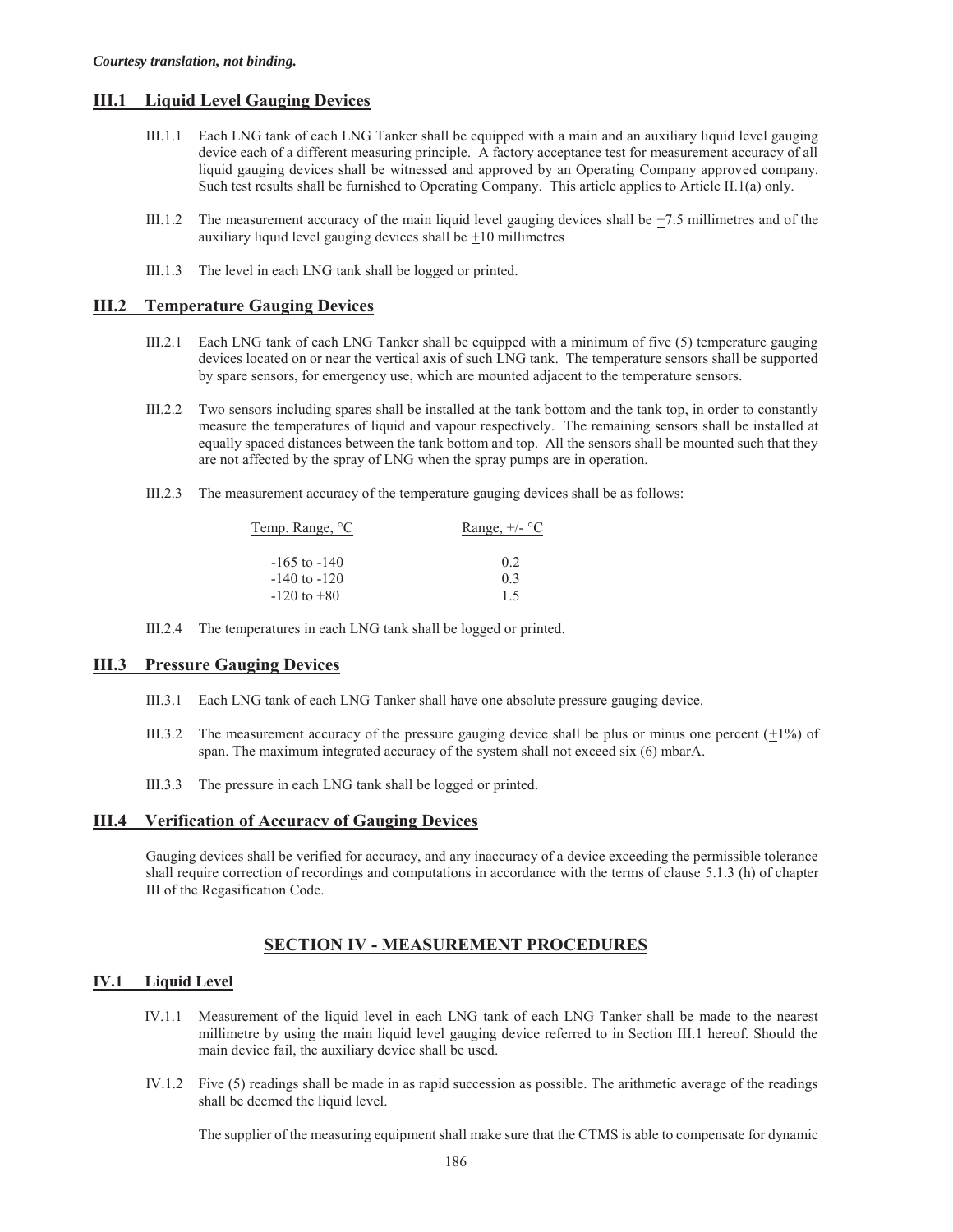*Courtesy translation, not binding.*

## III.1 Liquid Level Gauging Devices

III.1.1 Each LNG tank of each LNG Tanker shall be equipped with a main and an auxiliary liquid level gauging device each of a different measuring principle. A factory acceptance test for measurement accuracy of all liquid gauging devices shall be witnessed and approved by an Operating Company approved company. Such test results shall be furnished to Operating Company. This article applies to Article II.1(a) only.

III.1.2 The measurement accuracy of the main liquid level gauging devices shall be $\pm$7.5 millimetres and of the auxiliary liquid level gauging devices shall be $\pm$10 millimetres

III.1.3 The level in each LNG tank shall be logged or printed.

## III.2 Temperature Gauging Devices

III.2.1 Each LNG tank of each LNG Tanker shall be equipped with a minimum of five (5) temperature gauging devices located on or near the vertical axis of such LNG tank. The temperature sensors shall be supported by spare sensors, for emergency use, which are mounted adjacent to the temperature sensors.

III.2.2 Two sensors including spares shall be installed at the tank bottom and the tank top, in order to constantly measure the temperatures of liquid and vapour respectively. The remaining sensors shall be installed at equally spaced distances between the tank bottom and top. All the sensors shall be mounted such that they are not affected by the spray of LNG when the spray pumps are in operation.

III.2.3 The measurement accuracy of the temperature gauging devices shall be as follows:

| Temp. Range, °C | Range, +/- °C |
|---|---|
| -165 to -140 | 0.2 |
| -140 to -120 | 0.3 |
| -120 to +80 | 1.5 |

III.2.4 The temperatures in each LNG tank shall be logged or printed.

## III.3 Pressure Gauging Devices

III.3.1 Each LNG tank of each LNG Tanker shall have one absolute pressure gauging device.

III.3.2 The measurement accuracy of the pressure gauging device shall be plus or minus one percent ($\pm$1%) of span. The maximum integrated accuracy of the system shall not exceed six (6) mbarA.

III.3.3 The pressure in each LNG tank shall be logged or printed.

## III.4 Verification of Accuracy of Gauging Devices

Gauging devices shall be verified for accuracy, and any inaccuracy of a device exceeding the permissible tolerance shall require correction of recordings and computations in accordance with the terms of clause 5.1.3 (h) of chapter III of the Regasification Code.

# SECTION IV - MEASUREMENT PROCEDURES

## IV.1 Liquid Level

IV.1.1 Measurement of the liquid level in each LNG tank of each LNG Tanker shall be made to the nearest millimetre by using the main liquid level gauging device referred to in Section III.1 hereof. Should the main device fail, the auxiliary device shall be used.

IV.1.2 Five (5) readings shall be made in as rapid succession as possible. The arithmetic average of the readings shall be deemed the liquid level.

The supplier of the measuring equipment shall make sure that the CTMS is able to compensate for dynamic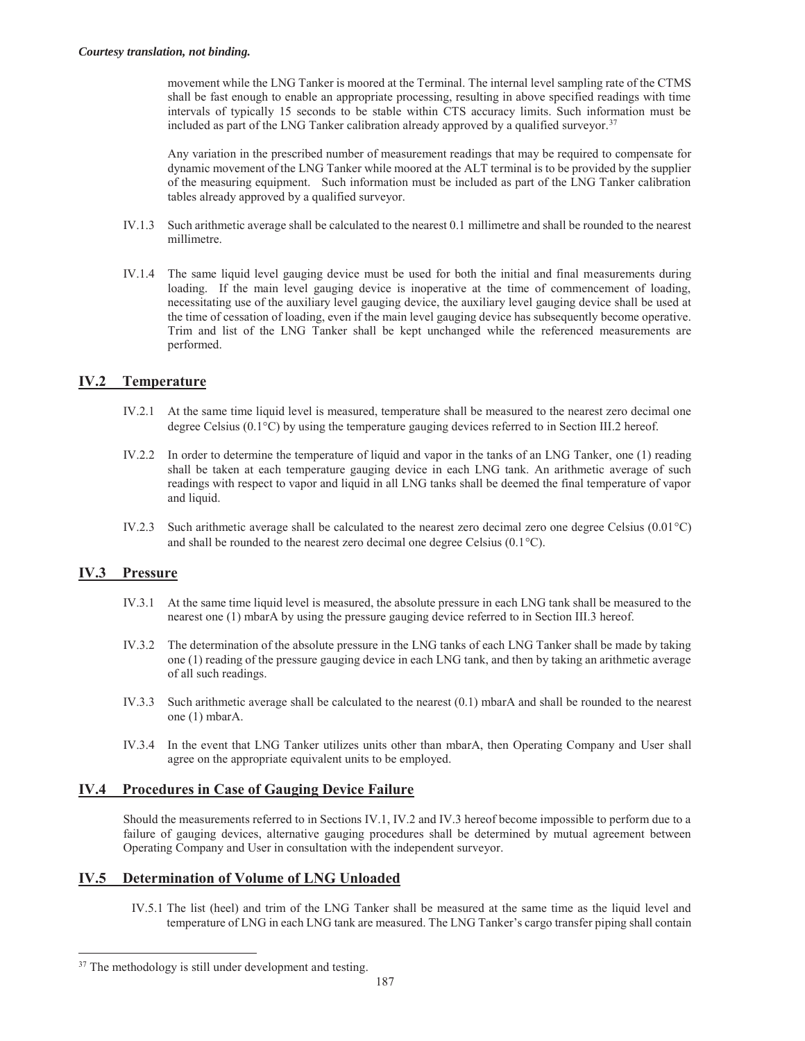movement while the LNG Tanker is moored at the Terminal. The internal level sampling rate of the CTMS shall be fast enough to enable an appropriate processing, resulting in above specified readings with time intervals of typically 15 seconds to be stable within CTS accuracy limits. Such information must be included as part of the LNG Tanker calibration already approved by a qualified surveyor.[37]

Any variation in the prescribed number of measurement readings that may be required to compensate for dynamic movement of the LNG Tanker while moored at the ALT terminal is to be provided by the supplier of the measuring equipment. Such information must be included as part of the LNG Tanker calibration tables already approved by a qualified surveyor.

IV.1.3 Such arithmetic average shall be calculated to the nearest 0.1 millimetre and shall be rounded to the nearest millimetre.

IV.1.4 The same liquid level gauging device must be used for both the initial and final measurements during loading. If the main level gauging device is inoperative at the time of commencement of loading, necessitating use of the auxiliary level gauging device, the auxiliary level gauging device shall be used at the time of cessation of loading, even if the main level gauging device has subsequently become operative. Trim and list of the LNG Tanker shall be kept unchanged while the referenced measurements are performed.

## IV.2 Temperature

IV.2.1 At the same time liquid level is measured, temperature shall be measured to the nearest zero decimal one degree Celsius (0.1°C) by using the temperature gauging devices referred to in Section III.2 hereof.

IV.2.2 In order to determine the temperature of liquid and vapor in the tanks of an LNG Tanker, one (1) reading shall be taken at each temperature gauging device in each LNG tank. An arithmetic average of such readings with respect to vapor and liquid in all LNG tanks shall be deemed the final temperature of vapor and liquid.

IV.2.3 Such arithmetic average shall be calculated to the nearest zero decimal zero one degree Celsius (0.01°C) and shall be rounded to the nearest zero decimal one degree Celsius (0.1°C).

## IV.3 Pressure

IV.3.1 At the same time liquid level is measured, the absolute pressure in each LNG tank shall be measured to the nearest one (1) mbarA by using the pressure gauging device referred to in Section III.3 hereof.

IV.3.2 The determination of the absolute pressure in the LNG tanks of each LNG Tanker shall be made by taking one (1) reading of the pressure gauging device in each LNG tank, and then by taking an arithmetic average of all such readings.

IV.3.3 Such arithmetic average shall be calculated to the nearest (0.1) mbarA and shall be rounded to the nearest one (1) mbarA.

IV.3.4 In the event that LNG Tanker utilizes units other than mbarA, then Operating Company and User shall agree on the appropriate equivalent units to be employed.

## IV.4 Procedures in Case of Gauging Device Failure

Should the measurements referred to in Sections IV.1, IV.2 and IV.3 hereof become impossible to perform due to a failure of gauging devices, alternative gauging procedures shall be determined by mutual agreement between Operating Company and User in consultation with the independent surveyor.

## IV.5 Determination of Volume of LNG Unloaded

IV.5.1 The list (heel) and trim of the LNG Tanker shall be measured at the same time as the liquid level and temperature of LNG in each LNG tank are measured. The LNG Tanker's cargo transfer piping shall contain

[37] The methodology is still under development and testing.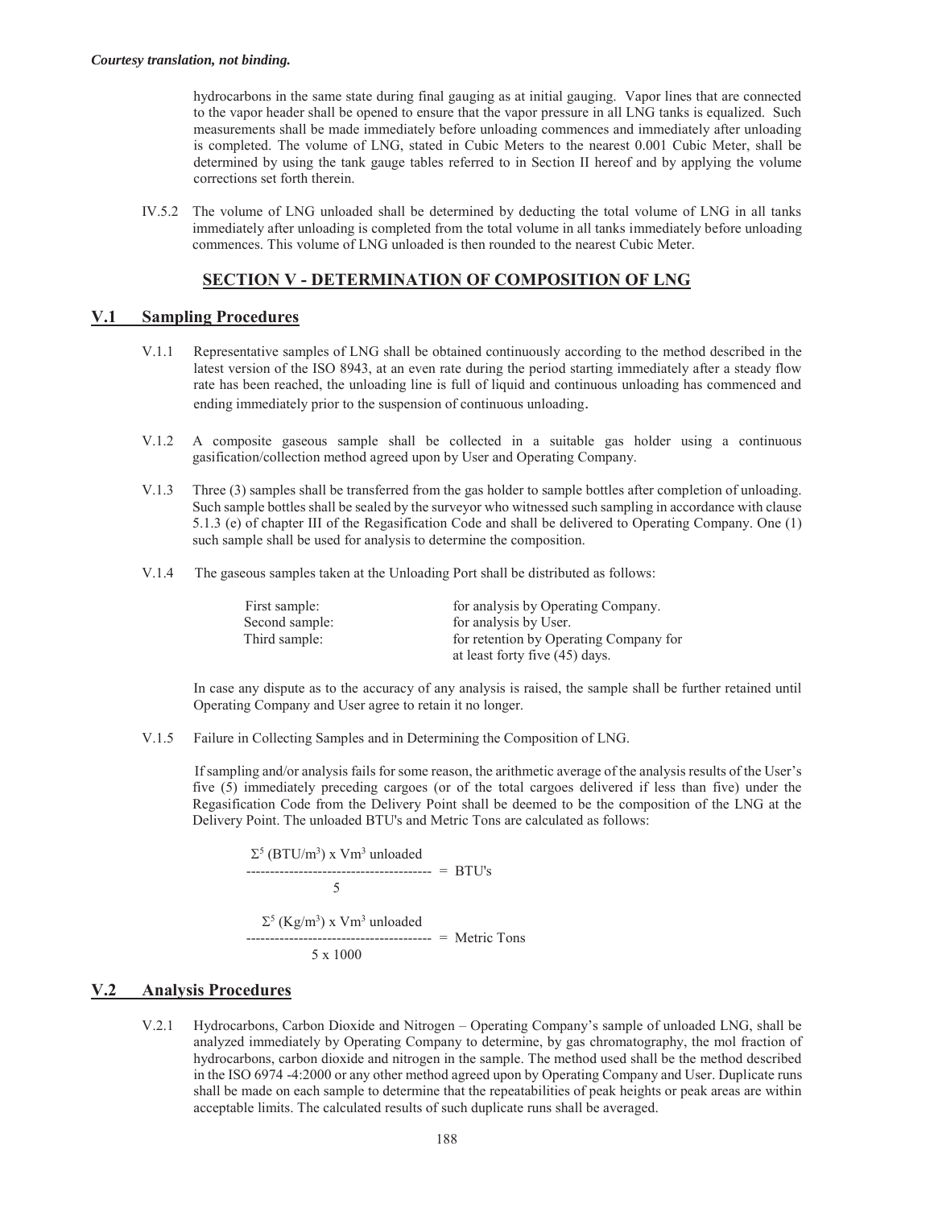*Courtesy translation, not binding.*

hydrocarbons in the same state during final gauging as at initial gauging. Vapor lines that are connected to the vapor header shall be opened to ensure that the vapor pressure in all LNG tanks is equalized. Such measurements shall be made immediately before unloading commences and immediately after unloading is completed. The volume of LNG, stated in Cubic Meters to the nearest 0.001 Cubic Meter, shall be determined by using the tank gauge tables referred to in Section II hereof and by applying the volume corrections set forth therein.

IV.5.2 The volume of LNG unloaded shall be determined by deducting the total volume of LNG in all tanks immediately after unloading is completed from the total volume in all tanks immediately before unloading commences. This volume of LNG unloaded is then rounded to the nearest Cubic Meter.

## SECTION V - DETERMINATION OF COMPOSITION OF LNG

### V.1 Sampling Procedures

V.1.1 Representative samples of LNG shall be obtained continuously according to the method described in the latest version of the ISO 8943, at an even rate during the period starting immediately after a steady flow rate has been reached, the unloading line is full of liquid and continuous unloading has commenced and ending immediately prior to the suspension of continuous unloading.

V.1.2 A composite gaseous sample shall be collected in a suitable gas holder using a continuous gasification/collection method agreed upon by User and Operating Company.

V.1.3 Three (3) samples shall be transferred from the gas holder to sample bottles after completion of unloading. Such sample bottles shall be sealed by the surveyor who witnessed such sampling in accordance with clause 5.1.3 (e) of chapter III of the Regasification Code and shall be delivered to Operating Company. One (1) such sample shall be used for analysis to determine the composition.

V.1.4 The gaseous samples taken at the Unloading Port shall be distributed as follows:

| | |
|---|---|
| First sample: | for analysis by Operating Company. |
| Second sample: | for analysis by User. |
| Third sample: | for retention by Operating Company for at least forty five (45) days. |

In case any dispute as to the accuracy of any analysis is raised, the sample shall be further retained until Operating Company and User agree to retain it no longer.

V.1.5 Failure in Collecting Samples and in Determining the Composition of LNG.

If sampling and/or analysis fails for some reason, the arithmetic average of the analysis results of the User's five (5) immediately preceding cargoes (or of the total cargoes delivered if less than five) under the Regasification Code from the Delivery Point shall be deemed to be the composition of the LNG at the Delivery Point. The unloaded BTU's and Metric Tons are calculated as follows:

$$\frac{\Sigma^5 (BTU/m^3) \times Vm^3 \text{ unloaded}}{5} = BTU's$$

$$\frac{\Sigma^5 (Kg/m^3) \times Vm^3 \text{ unloaded}}{5 \times 1000} = \text{Metric Tons}$$

### V.2 Analysis Procedures

V.2.1 Hydrocarbons, Carbon Dioxide and Nitrogen – Operating Company's sample of unloaded LNG, shall be analyzed immediately by Operating Company to determine, by gas chromatography, the mol fraction of hydrocarbons, carbon dioxide and nitrogen in the sample. The method used shall be the method described in the ISO 6974 -4:2000 or any other method agreed upon by Operating Company and User. Duplicate runs shall be made on each sample to determine that the repeatabilities of peak heights or peak areas are within acceptable limits. The calculated results of such duplicate runs shall be averaged.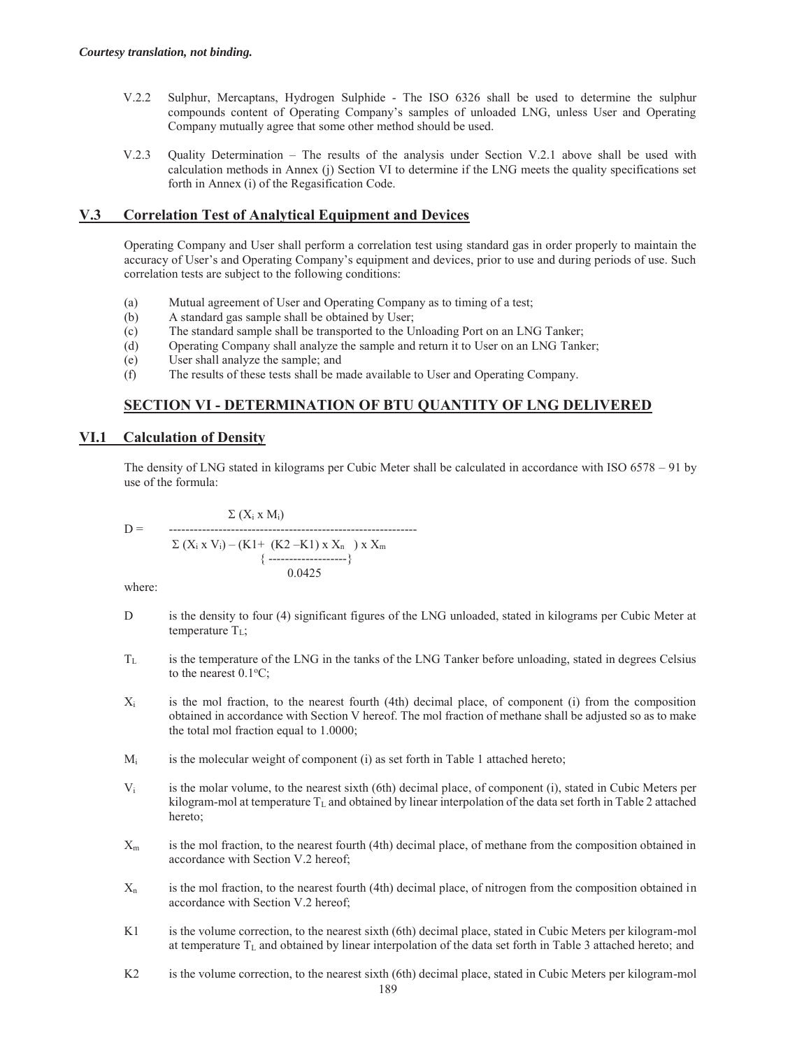*Courtesy translation, not binding.*

V.2.2 Sulphur, Mercaptans, Hydrogen Sulphide - The ISO 6326 shall be used to determine the sulphur compounds content of Operating Company's samples of unloaded LNG, unless User and Operating Company mutually agree that some other method should be used.

V.2.3 Quality Determination – The results of the analysis under Section V.2.1 above shall be used with calculation methods in Annex (j) Section VI to determine if the LNG meets the quality specifications set forth in Annex (i) of the Regasification Code.

## V.3 Correlation Test of Analytical Equipment and Devices

Operating Company and User shall perform a correlation test using standard gas in order properly to maintain the accuracy of User's and Operating Company's equipment and devices, prior to use and during periods of use. Such correlation tests are subject to the following conditions:

(a) Mutual agreement of User and Operating Company as to timing of a test;
(b) A standard gas sample shall be obtained by User;
(c) The standard sample shall be transported to the Unloading Port on an LNG Tanker;
(d) Operating Company shall analyze the sample and return it to User on an LNG Tanker;
(e) User shall analyze the sample; and
(f) The results of these tests shall be made available to User and Operating Company.

## SECTION VI - DETERMINATION OF BTU QUANTITY OF LNG DELIVERED

## VI.1 Calculation of Density

The density of LNG stated in kilograms per Cubic Meter shall be calculated in accordance with ISO 6578 – 91 by use of the formula:

$$D = \frac{\Sigma (X_i \times M_i)}{\Sigma (X_i \times V_i) - \left(K1 + \dfrac{(K2 - K1) \times X_n}{0.0425}\right) \times X_m}$$

where:

D is the density to four (4) significant figures of the LNG unloaded, stated in kilograms per Cubic Meter at temperature $T_L$;

$T_L$ is the temperature of the LNG in the tanks of the LNG Tanker before unloading, stated in degrees Celsius to the nearest 0.1°C;

$X_i$ is the mol fraction, to the nearest fourth (4th) decimal place, of component (i) from the composition obtained in accordance with Section V hereof. The mol fraction of methane shall be adjusted so as to make the total mol fraction equal to 1.0000;

$M_i$ is the molecular weight of component (i) as set forth in Table 1 attached hereto;

$V_i$ is the molar volume, to the nearest sixth (6th) decimal place, of component (i), stated in Cubic Meters per kilogram-mol at temperature $T_L$ and obtained by linear interpolation of the data set forth in Table 2 attached hereto;

$X_m$ is the mol fraction, to the nearest fourth (4th) decimal place, of methane from the composition obtained in accordance with Section V.2 hereof;

$X_n$ is the mol fraction, to the nearest fourth (4th) decimal place, of nitrogen from the composition obtained in accordance with Section V.2 hereof;

K1 is the volume correction, to the nearest sixth (6th) decimal place, stated in Cubic Meters per kilogram-mol at temperature $T_L$ and obtained by linear interpolation of the data set forth in Table 3 attached hereto; and

K2 is the volume correction, to the nearest sixth (6th) decimal place, stated in Cubic Meters per kilogram-mol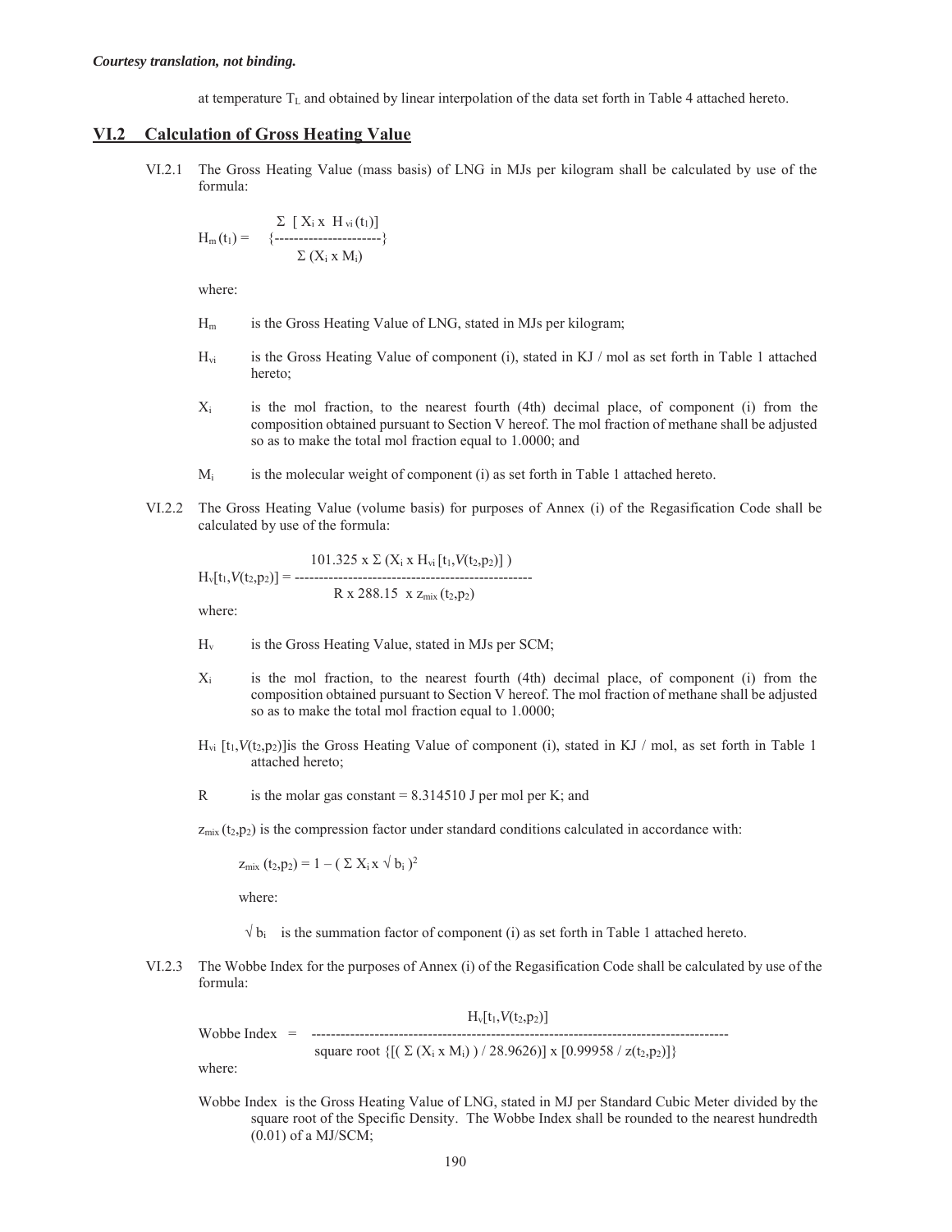*Courtesy translation, not binding.*

at temperature $T_L$ and obtained by linear interpolation of the data set forth in Table 4 attached hereto.

## VI.2 Calculation of Gross Heating Value

VI.2.1 The Gross Heating Value (mass basis) of LNG in MJs per kilogram shall be calculated by use of the formula:

$$H_m(t_1) = \left\{ \frac{\Sigma\ [X_i \times H_{vi}(t_1)]}{\Sigma\ (X_i \times M_i)} \right\}$$

where:

$H_m$ is the Gross Heating Value of LNG, stated in MJs per kilogram;

$H_{vi}$ is the Gross Heating Value of component (i), stated in KJ / mol as set forth in Table 1 attached hereto;

$X_i$ is the mol fraction, to the nearest fourth (4th) decimal place, of component (i) from the composition obtained pursuant to Section V hereof. The mol fraction of methane shall be adjusted so as to make the total mol fraction equal to 1.0000; and

$M_i$ is the molecular weight of component (i) as set forth in Table 1 attached hereto.

VI.2.2 The Gross Heating Value (volume basis) for purposes of Annex (i) of the Regasification Code shall be calculated by use of the formula:

$$H_v[t_1,V(t_2,p_2)] = \frac{101.325 \times \Sigma\ (X_i \times H_{vi}[t_1,V(t_2,p_2)])}{R \times 288.15 \times z_{mix}(t_2,p_2)}$$

where:

$H_v$ is the Gross Heating Value, stated in MJs per SCM;

$X_i$ is the mol fraction, to the nearest fourth (4th) decimal place, of component (i) from the composition obtained pursuant to Section V hereof. The mol fraction of methane shall be adjusted so as to make the total mol fraction equal to 1.0000;

$H_{vi}\ [t_1,V(t_2,p_2)]$ is the Gross Heating Value of component (i), stated in KJ / mol, as set forth in Table 1 attached hereto;

$R$ is the molar gas constant = 8.314510 J per mol per K; and

$z_{mix}(t_2,p_2)$ is the compression factor under standard conditions calculated in accordance with:

$$z_{mix}(t_2,p_2) = 1 - (\Sigma\ X_i \times \sqrt{b_i}\ )^2$$

where:

$\sqrt{b_i}$ is the summation factor of component (i) as set forth in Table 1 attached hereto.

VI.2.3 The Wobbe Index for the purposes of Annex (i) of the Regasification Code shall be calculated by use of the formula:

$$\text{Wobbe Index} = \frac{H_v[t_1,V(t_2,p_2)]}{\text{square root } \{[(\Sigma\ (X_i \times M_i)) / 28.9626)] \times [0.99958 / z(t_2,p_2)]\}}$$

where:

Wobbe Index is the Gross Heating Value of LNG, stated in MJ per Standard Cubic Meter divided by the square root of the Specific Density. The Wobbe Index shall be rounded to the nearest hundredth (0.01) of a MJ/SCM;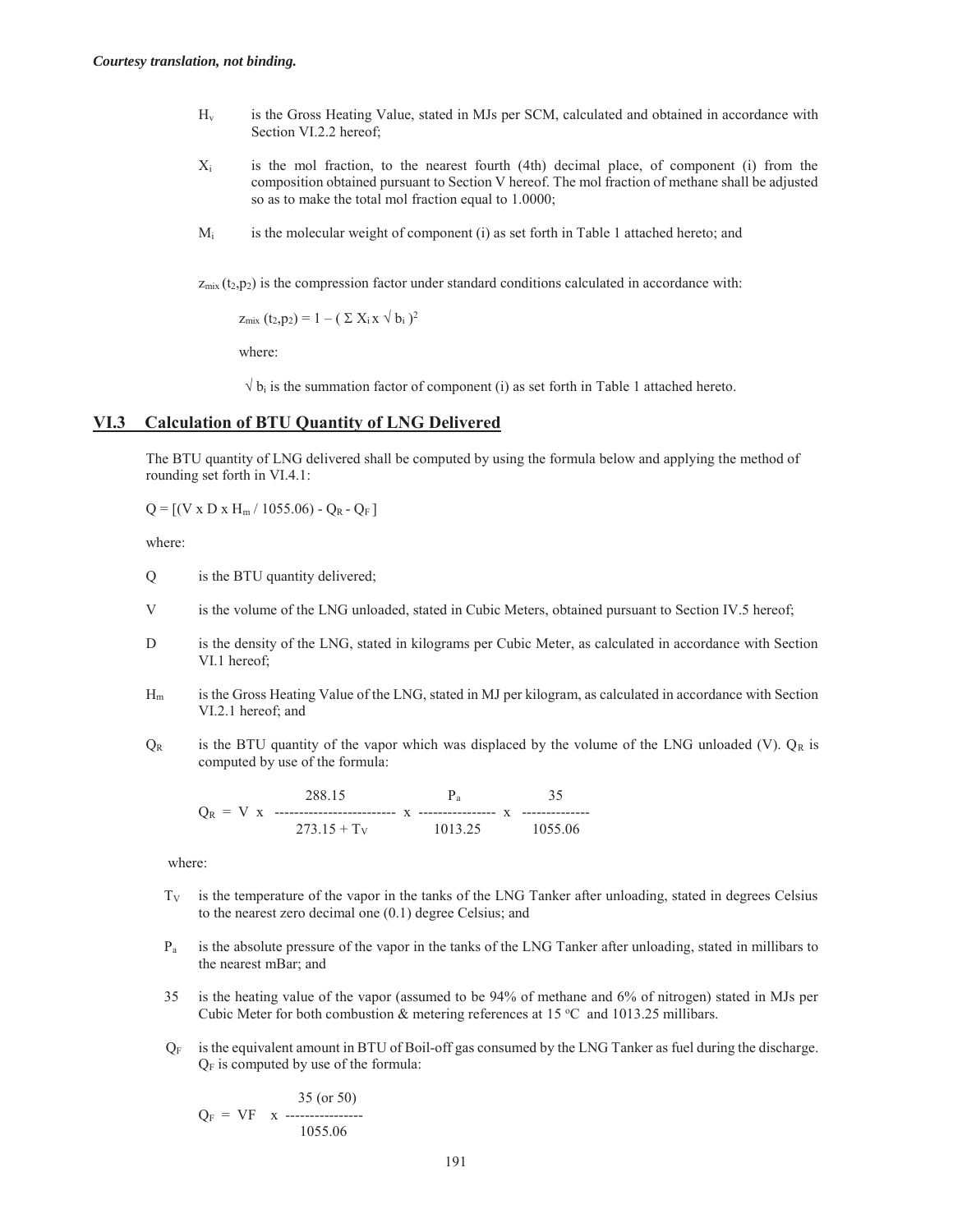*Courtesy translation, not binding.*

$H_v$ is the Gross Heating Value, stated in MJs per SCM, calculated and obtained in accordance with Section VI.2.2 hereof;

$X_i$ is the mol fraction, to the nearest fourth (4th) decimal place, of component (i) from the composition obtained pursuant to Section V hereof. The mol fraction of methane shall be adjusted so as to make the total mol fraction equal to 1.0000;

$M_i$ is the molecular weight of component (i) as set forth in Table 1 attached hereto; and

$z_{mix}(t_2,p_2)$ is the compression factor under standard conditions calculated in accordance with:

$$z_{mix}(t_2,p_2) = 1 - (\Sigma X_i \times \sqrt{b_i})^2$$

where:

$\sqrt{b_i}$ is the summation factor of component (i) as set forth in Table 1 attached hereto.

## VI.3 Calculation of BTU Quantity of LNG Delivered

The BTU quantity of LNG delivered shall be computed by using the formula below and applying the method of rounding set forth in VI.4.1:

$$Q = [(V \times D \times H_m / 1055.06) - Q_R - Q_F]$$

where:

$Q$ is the BTU quantity delivered;

$V$ is the volume of the LNG unloaded, stated in Cubic Meters, obtained pursuant to Section IV.5 hereof;

$D$ is the density of the LNG, stated in kilograms per Cubic Meter, as calculated in accordance with Section VI.1 hereof;

$H_m$ is the Gross Heating Value of the LNG, stated in MJ per kilogram, as calculated in accordance with Section VI.2.1 hereof; and

$Q_R$ is the BTU quantity of the vapor which was displaced by the volume of the LNG unloaded (V). $Q_R$ is computed by use of the formula:

$$Q_R = V \times \frac{288.15}{273.15 + T_V} \times \frac{P_a}{1013.25} \times \frac{35}{1055.06}$$

where:

$T_V$ is the temperature of the vapor in the tanks of the LNG Tanker after unloading, stated in degrees Celsius to the nearest zero decimal one (0.1) degree Celsius; and

$P_a$ is the absolute pressure of the vapor in the tanks of the LNG Tanker after unloading, stated in millibars to the nearest mBar; and

35 is the heating value of the vapor (assumed to be 94% of methane and 6% of nitrogen) stated in MJs per Cubic Meter for both combustion & metering references at 15 °C and 1013.25 millibars.

$Q_F$ is the equivalent amount in BTU of Boil-off gas consumed by the LNG Tanker as fuel during the discharge. $Q_F$ is computed by use of the formula:

$$Q_F = VF \times \frac{35 \text{ (or 50)}}{1055.06}$$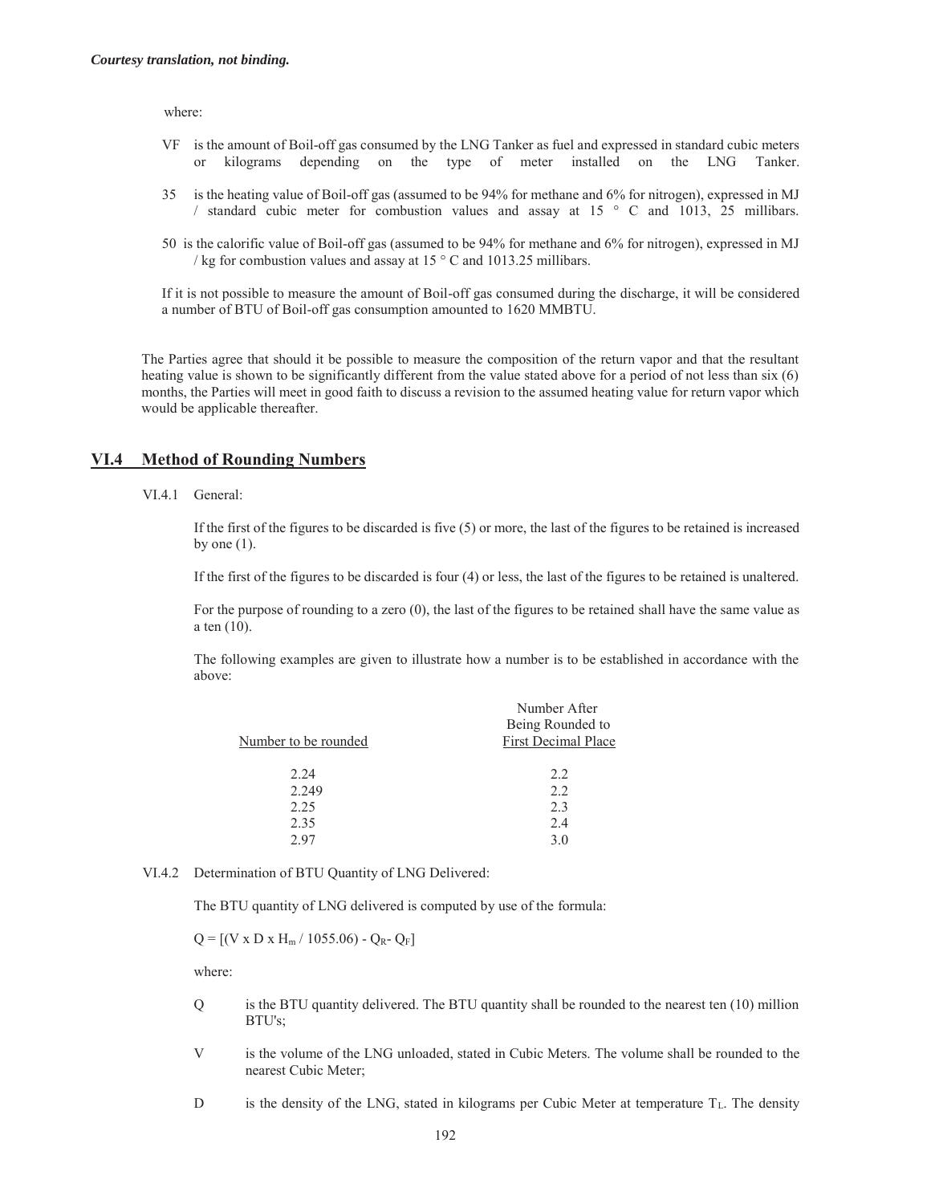where:

VF is the amount of Boil-off gas consumed by the LNG Tanker as fuel and expressed in standard cubic meters or kilograms depending on the type of meter installed on the LNG Tanker.

35 is the heating value of Boil-off gas (assumed to be 94% for methane and 6% for nitrogen), expressed in MJ / standard cubic meter for combustion values and assay at 15 ° C and 1013, 25 millibars.

50 is the calorific value of Boil-off gas (assumed to be 94% for methane and 6% for nitrogen), expressed in MJ / kg for combustion values and assay at 15 ° C and 1013.25 millibars.

If it is not possible to measure the amount of Boil-off gas consumed during the discharge, it will be considered a number of BTU of Boil-off gas consumption amounted to 1620 MMBTU.

The Parties agree that should it be possible to measure the composition of the return vapor and that the resultant heating value is shown to be significantly different from the value stated above for a period of not less than six (6) months, the Parties will meet in good faith to discuss a revision to the assumed heating value for return vapor which would be applicable thereafter.

## VI.4 Method of Rounding Numbers

VI.4.1 General:

If the first of the figures to be discarded is five (5) or more, the last of the figures to be retained is increased by one (1).

If the first of the figures to be discarded is four (4) or less, the last of the figures to be retained is unaltered.

For the purpose of rounding to a zero (0), the last of the figures to be retained shall have the same value as a ten (10).

The following examples are given to illustrate how a number is to be established in accordance with the above:

| Number to be rounded | Number After Being Rounded to First Decimal Place |
|---|---|
| 2.24 | 2.2 |
| 2.249 | 2.2 |
| 2.25 | 2.3 |
| 2.35 | 2.4 |
| 2.97 | 3.0 |

VI.4.2 Determination of BTU Quantity of LNG Delivered:

The BTU quantity of LNG delivered is computed by use of the formula:

$Q = [(V \times D \times H_m / 1055.06) - Q_R - Q_F]$

where:

Q is the BTU quantity delivered. The BTU quantity shall be rounded to the nearest ten (10) million BTU's;

V is the volume of the LNG unloaded, stated in Cubic Meters. The volume shall be rounded to the nearest Cubic Meter;

D is the density of the LNG, stated in kilograms per Cubic Meter at temperature $T_L$. The density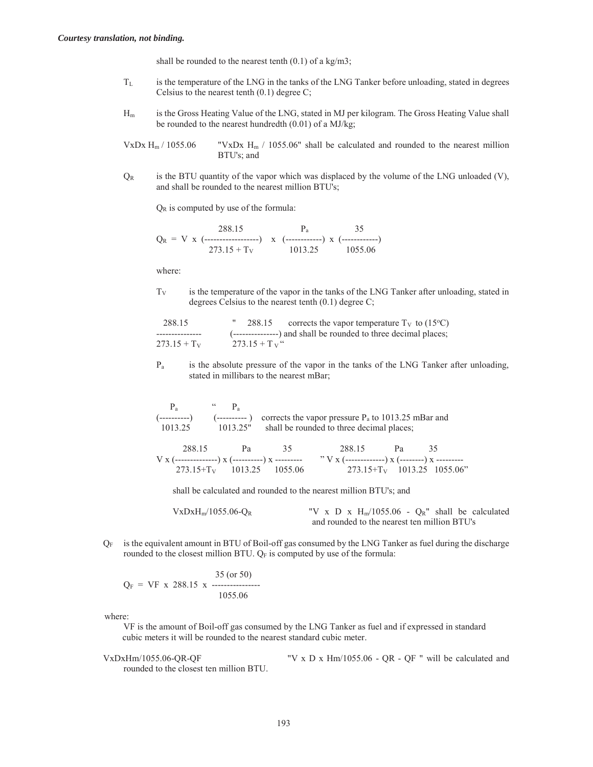*Courtesy translation, not binding.*

shall be rounded to the nearest tenth (0.1) of a kg/m3;

$T_L$ is the temperature of the LNG in the tanks of the LNG Tanker before unloading, stated in degrees Celsius to the nearest tenth (0.1) degree C;

$H_m$ is the Gross Heating Value of the LNG, stated in MJ per kilogram. The Gross Heating Value shall be rounded to the nearest hundredth (0.01) of a MJ/kg;

$VxDx\ H_m / 1055.06$ "$VxDx\ H_m / 1055.06$" shall be calculated and rounded to the nearest million BTU's; and

$Q_R$ is the BTU quantity of the vapor which was displaced by the volume of the LNG unloaded (V), and shall be rounded to the nearest million BTU's;

$Q_R$ is computed by use of the formula:

$$Q_R = V \times \left(\frac{288.15}{273.15 + T_V}\right) \times \left(\frac{P_a}{1013.25}\right) \times \left(\frac{35}{1055.06}\right)$$

where:

$T_V$ is the temperature of the vapor in the tanks of the LNG Tanker after unloading, stated in degrees Celsius to the nearest tenth (0.1) degree C;

$\frac{288.15}{273.15 + T_V}$ "$\left(\frac{288.15}{273.15 + T_V}\right)$" corrects the vapor temperature $T_V$ to (15°C) and shall be rounded to three decimal places;

$P_a$ is the absolute pressure of the vapor in the tanks of the LNG Tanker after unloading, stated in millibars to the nearest mBar;

$\left(\frac{P_a}{1013.25}\right)$ "$\left(\frac{P_a}{1013.25}\right)$" corrects the vapor pressure $P_a$ to 1013.25 mBar and shall be rounded to three decimal places;

$V \times \left(\frac{288.15}{273.15+T_V}\right) \times \left(\frac{Pa}{1013.25}\right) \times \frac{35}{1055.06}$ "$V \times \left(\frac{288.15}{273.15+T_V}\right) \times \left(\frac{Pa}{1013.25}\right) \times \frac{35}{1055.06}$"

shall be calculated and rounded to the nearest million BTU's; and

$VxDxH_m/1055.06\text{-}Q_R$ "$V \times D \times H_m/1055.06 - Q_R$" shall be calculated and rounded to the nearest ten million BTU's

$Q_F$ is the equivalent amount in BTU of Boil-off gas consumed by the LNG Tanker as fuel during the discharge rounded to the closest million BTU. $Q_F$ is computed by use of the formula:

$$Q_F = VF \times 288.15 \times \frac{35 \text{ (or 50)}}{1055.06}$$

where:

VF is the amount of Boil-off gas consumed by the LNG Tanker as fuel and if expressed in standard cubic meters it will be rounded to the nearest standard cubic meter.

VxDxHm/1055.06-QR-QF "V x D x Hm/1055.06 - QR - QF " will be calculated and rounded to the closest ten million BTU.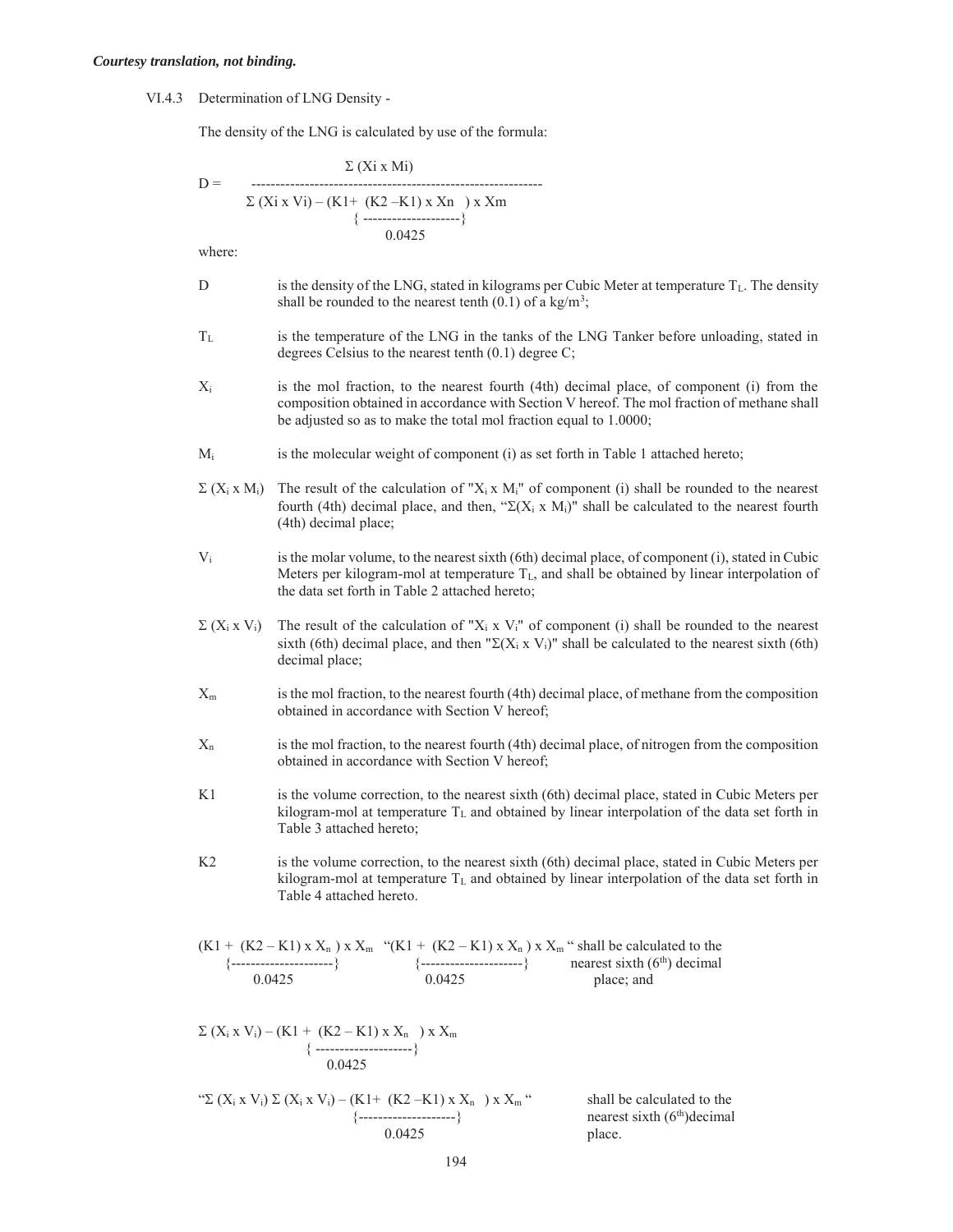*Courtesy translation, not binding.*

VI.4.3 Determination of LNG Density -

The density of the LNG is calculated by use of the formula:

$$D = \frac{\Sigma (Xi \times Mi)}{\Sigma (Xi \times Vi) - \left(K1 + \frac{(K2 - K1) \times Xn}{0.0425}\right) \times Xm}$$

where:

D is the density of the LNG, stated in kilograms per Cubic Meter at temperature $T_L$. The density shall be rounded to the nearest tenth (0.1) of a $kg/m^3$;

$T_L$ is the temperature of the LNG in the tanks of the LNG Tanker before unloading, stated in degrees Celsius to the nearest tenth (0.1) degree C;

$X_i$ is the mol fraction, to the nearest fourth (4th) decimal place, of component (i) from the composition obtained in accordance with Section V hereof. The mol fraction of methane shall be adjusted so as to make the total mol fraction equal to 1.0000;

$M_i$ is the molecular weight of component (i) as set forth in Table 1 attached hereto;

$\Sigma (X_i \times M_i)$ The result of the calculation of "$X_i \times M_i$" of component (i) shall be rounded to the nearest fourth (4th) decimal place, and then, "$\Sigma(X_i \times M_i)$" shall be calculated to the nearest fourth (4th) decimal place;

$V_i$ is the molar volume, to the nearest sixth (6th) decimal place, of component (i), stated in Cubic Meters per kilogram-mol at temperature $T_L$, and shall be obtained by linear interpolation of the data set forth in Table 2 attached hereto;

$\Sigma (X_i \times V_i)$ The result of the calculation of "$X_i \times V_i$" of component (i) shall be rounded to the nearest sixth (6th) decimal place, and then "$\Sigma(X_i \times V_i)$" shall be calculated to the nearest sixth (6th) decimal place;

$X_m$ is the mol fraction, to the nearest fourth (4th) decimal place, of methane from the composition obtained in accordance with Section V hereof;

$X_n$ is the mol fraction, to the nearest fourth (4th) decimal place, of nitrogen from the composition obtained in accordance with Section V hereof;

K1 is the volume correction, to the nearest sixth (6th) decimal place, stated in Cubic Meters per kilogram-mol at temperature $T_L$ and obtained by linear interpolation of the data set forth in Table 3 attached hereto;

K2 is the volume correction, to the nearest sixth (6th) decimal place, stated in Cubic Meters per kilogram-mol at temperature $T_L$ and obtained by linear interpolation of the data set forth in Table 4 attached hereto.

$\left(K1 + \frac{(K2 - K1) \times X_n}{0.0425}\right) \times X_m$ "$\left(K1 + \frac{(K2 - K1) \times X_n}{0.0425}\right) \times X_m$" shall be calculated to the nearest sixth (6th) decimal place; and

$\Sigma (X_i \times V_i) - \left(K1 + \frac{(K2 - K1) \times X_n}{0.0425}\right) \times X_m$

"$\Sigma (X_i \times V_i)$ $\Sigma (X_i \times V_i) - \left(K1 + \frac{(K2 - K1) \times X_n}{0.0425}\right) \times X_m$" shall be calculated to the nearest sixth (6th) decimal place.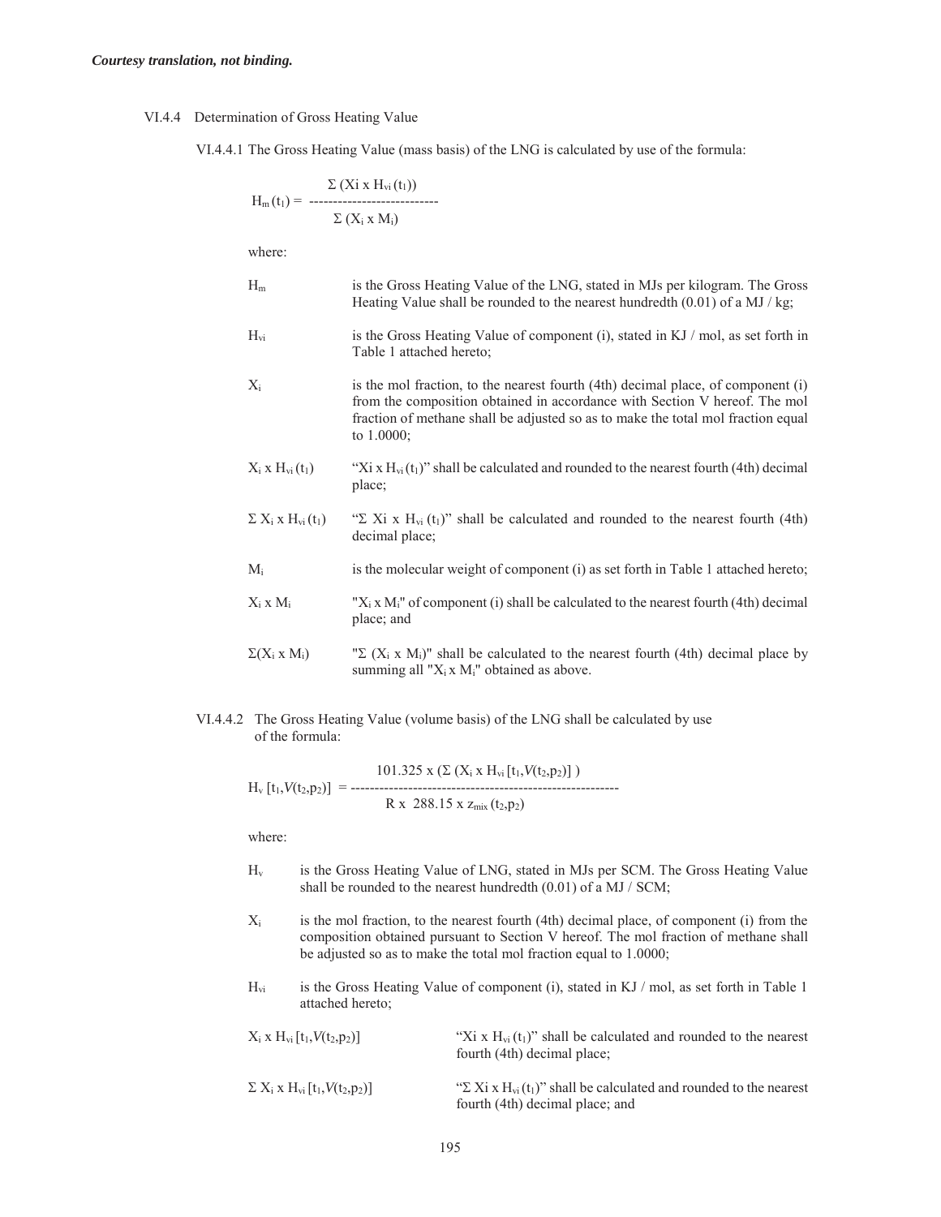*Courtesy translation, not binding.*

VI.4.4 Determination of Gross Heating Value

VI.4.4.1 The Gross Heating Value (mass basis) of the LNG is calculated by use of the formula:

$$H_m(t_1) = \frac{\Sigma (Xi \times H_{vi}(t_1))}{\Sigma (X_i \times M_i)}$$

where:

| | |
|---|---|
| $H_m$ | is the Gross Heating Value of the LNG, stated in MJs per kilogram. The Gross Heating Value shall be rounded to the nearest hundredth (0.01) of a MJ / kg; |
| $H_{vi}$ | is the Gross Heating Value of component (i), stated in KJ / mol, as set forth in Table 1 attached hereto; |
| $X_i$ | is the mol fraction, to the nearest fourth (4th) decimal place, of component (i) from the composition obtained in accordance with Section V hereof. The mol fraction of methane shall be adjusted so as to make the total mol fraction equal to 1.0000; |
| $X_i \times H_{vi}(t_1)$ | "$Xi \times H_{vi}(t_1)$" shall be calculated and rounded to the nearest fourth (4th) decimal place; |
| $\Sigma X_i \times H_{vi}(t_1)$ | "$\Sigma Xi \times H_{vi}(t_1)$" shall be calculated and rounded to the nearest fourth (4th) decimal place; |
| $M_i$ | is the molecular weight of component (i) as set forth in Table 1 attached hereto; |
| $X_i \times M_i$ | "$X_i \times M_i$" of component (i) shall be calculated to the nearest fourth (4th) decimal place; and |
| $\Sigma(X_i \times M_i)$ | "$\Sigma (X_i \times M_i)$" shall be calculated to the nearest fourth (4th) decimal place by summing all "$X_i \times M_i$" obtained as above. |

VI.4.4.2 The Gross Heating Value (volume basis) of the LNG shall be calculated by use of the formula:

$$H_v[t_1, V(t_2,p_2)] = \frac{101.325 \times (\Sigma (X_i \times H_{vi}[t_1, V(t_2,p_2)]))}{R \times 288.15 \times z_{mix}(t_2,p_2)}$$

where:

| | |
|---|---|
| $H_v$ | is the Gross Heating Value of LNG, stated in MJs per SCM. The Gross Heating Value shall be rounded to the nearest hundredth (0.01) of a MJ / SCM; |
| $X_i$ | is the mol fraction, to the nearest fourth (4th) decimal place, of component (i) from the composition obtained pursuant to Section V hereof. The mol fraction of methane shall be adjusted so as to make the total mol fraction equal to 1.0000; |
| $H_{vi}$ | is the Gross Heating Value of component (i), stated in KJ / mol, as set forth in Table 1 attached hereto; |
| $X_i \times H_{vi}[t_1, V(t_2,p_2)]$ | "$Xi \times H_{vi}(t_1)$" shall be calculated and rounded to the nearest fourth (4th) decimal place; |
| $\Sigma X_i \times H_{vi}[t_1, V(t_2,p_2)]$ | "$\Sigma Xi \times H_{vi}(t_1)$" shall be calculated and rounded to the nearest fourth (4th) decimal place; and |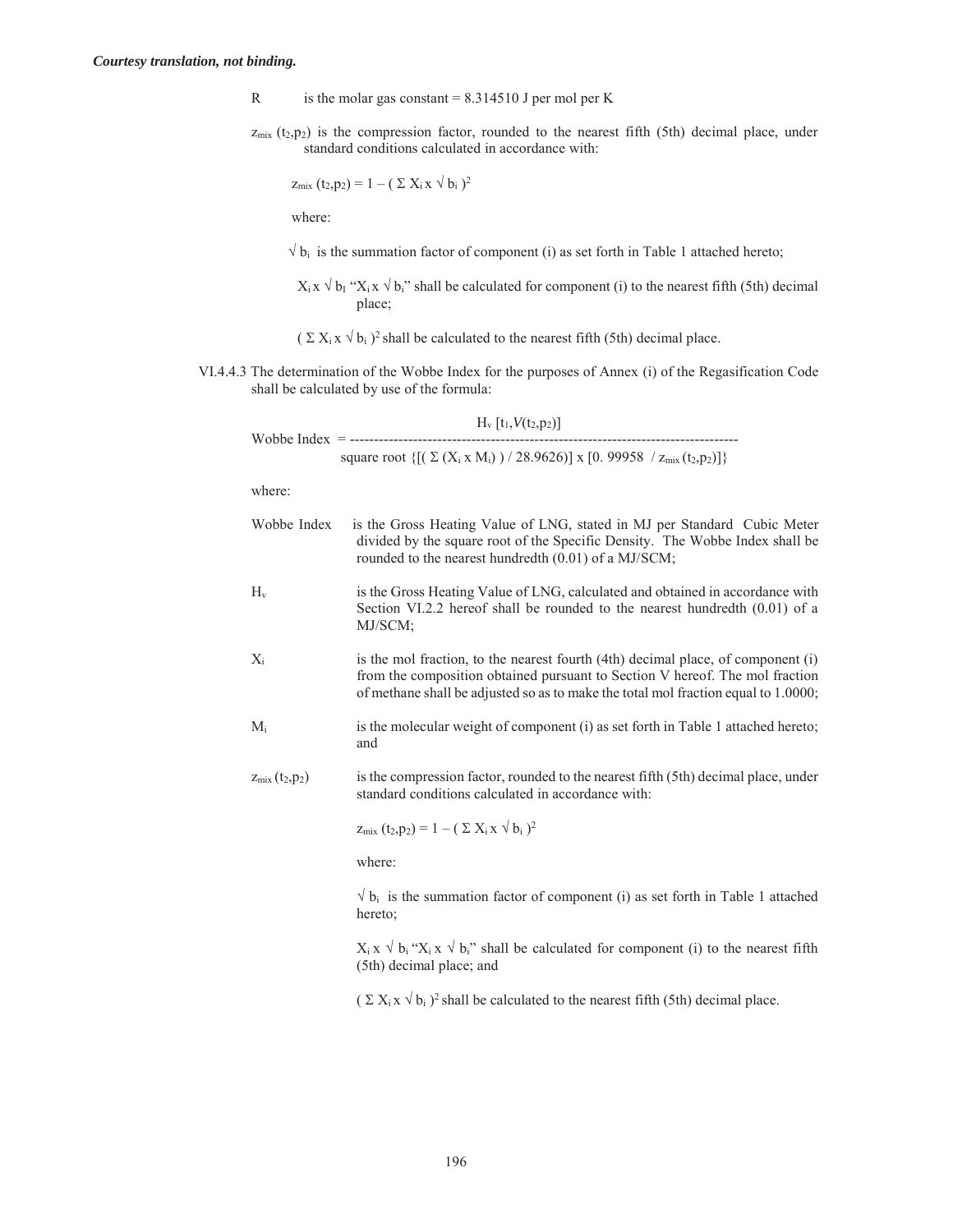*Courtesy translation, not binding.*

$R$ is the molar gas constant = 8.314510 J per mol per K

$z_{mix}(t_2,p_2)$ is the compression factor, rounded to the nearest fifth (5th) decimal place, under standard conditions calculated in accordance with:

$$z_{mix}(t_2,p_2) = 1 - (\Sigma X_i \times \sqrt{b_i})^2$$

where:

$\sqrt{b_i}$ is the summation factor of component (i) as set forth in Table 1 attached hereto;

$X_i \times \sqrt{b_i}$ "$X_i \times \sqrt{b_i}$" shall be calculated for component (i) to the nearest fifth (5th) decimal place;

$(\Sigma X_i \times \sqrt{b_i})^2$ shall be calculated to the nearest fifth (5th) decimal place.

VI.4.4.3 The determination of the Wobbe Index for the purposes of Annex (i) of the Regasification Code shall be calculated by use of the formula:

$$\text{Wobbe Index} = \frac{H_v\,[t_1, V(t_2,p_2)]}{\text{square root}\ \{[(\Sigma (X_i \times M_i)) / 28.9626)] \times [0.99958 \ / \ z_{mix}(t_2,p_2)]\}}$$

where:

Wobbe Index is the Gross Heating Value of LNG, stated in MJ per Standard Cubic Meter divided by the square root of the Specific Density. The Wobbe Index shall be rounded to the nearest hundredth (0.01) of a MJ/SCM;

$H_v$ is the Gross Heating Value of LNG, calculated and obtained in accordance with Section VI.2.2 hereof shall be rounded to the nearest hundredth (0.01) of a MJ/SCM;

$X_i$ is the mol fraction, to the nearest fourth (4th) decimal place, of component (i) from the composition obtained pursuant to Section V hereof. The mol fraction of methane shall be adjusted so as to make the total mol fraction equal to 1.0000;

$M_i$ is the molecular weight of component (i) as set forth in Table 1 attached hereto; and

$z_{mix}(t_2,p_2)$ is the compression factor, rounded to the nearest fifth (5th) decimal place, under standard conditions calculated in accordance with:

$$z_{mix}(t_2,p_2) = 1 - (\Sigma X_i \times \sqrt{b_i})^2$$

where:

$\sqrt{b_i}$ is the summation factor of component (i) as set forth in Table 1 attached hereto;

$X_i \times \sqrt{b_i}$ "$X_i \times \sqrt{b_i}$" shall be calculated for component (i) to the nearest fifth (5th) decimal place; and

$(\Sigma X_i \times \sqrt{b_i})^2$ shall be calculated to the nearest fifth (5th) decimal place.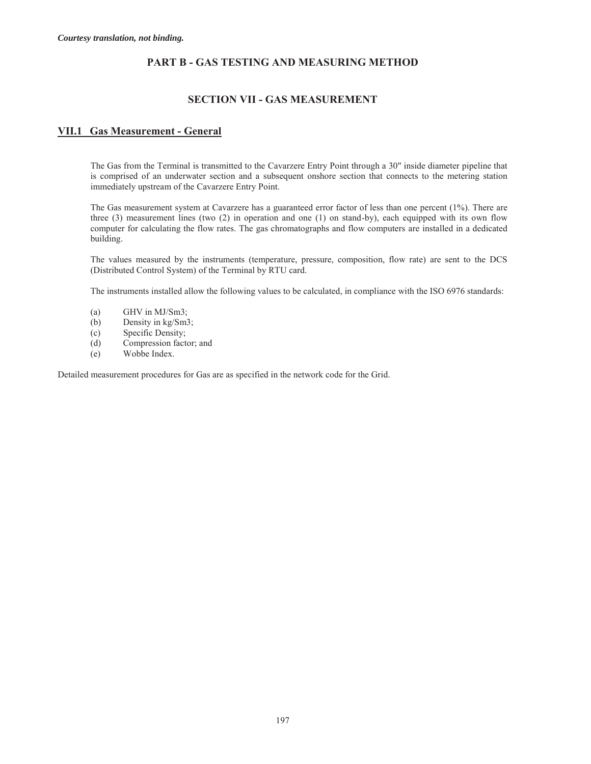*Courtesy translation, not binding.*

# PART B - GAS TESTING AND MEASURING METHOD

## SECTION VII - GAS MEASUREMENT

### VII.1 Gas Measurement - General

The Gas from the Terminal is transmitted to the Cavarzere Entry Point through a 30" inside diameter pipeline that is comprised of an underwater section and a subsequent onshore section that connects to the metering station immediately upstream of the Cavarzere Entry Point.

The Gas measurement system at Cavarzere has a guaranteed error factor of less than one percent (1%). There are three (3) measurement lines (two (2) in operation and one (1) on stand-by), each equipped with its own flow computer for calculating the flow rates. The gas chromatographs and flow computers are installed in a dedicated building.

The values measured by the instruments (temperature, pressure, composition, flow rate) are sent to the DCS (Distributed Control System) of the Terminal by RTU card.

The instruments installed allow the following values to be calculated, in compliance with the ISO 6976 standards:

(a) GHV in MJ/Sm3;
(b) Density in kg/Sm3;
(c) Specific Density;
(d) Compression factor; and
(e) Wobbe Index.

Detailed measurement procedures for Gas are as specified in the network code for the Grid.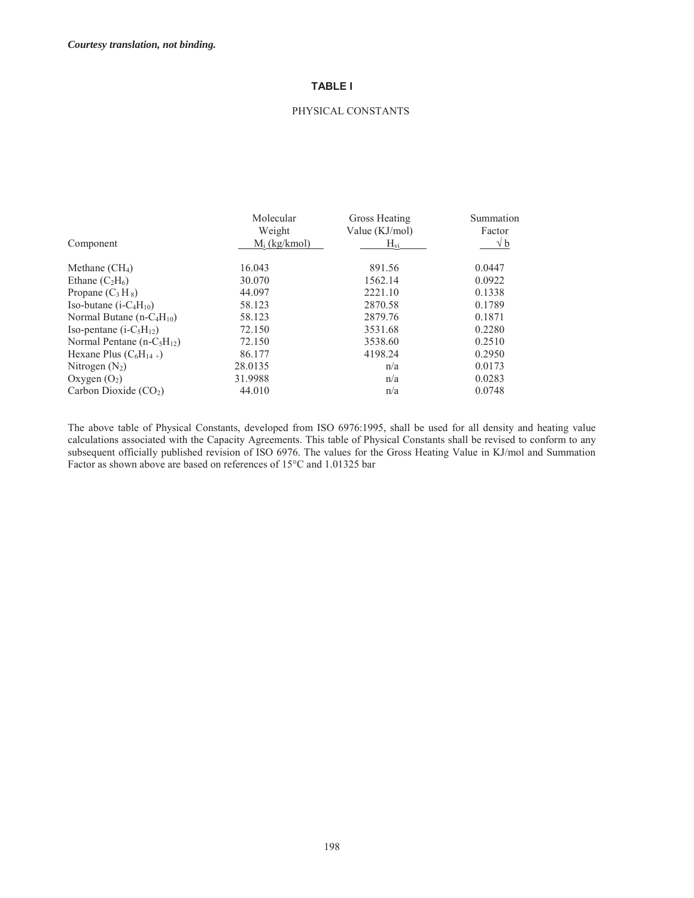***Courtesy translation, not binding.***

## TABLE I

PHYSICAL CONSTANTS

| Component | Molecular Weight $M_i$ (kg/kmol) | Gross Heating Value (KJ/mol) $H_{vi}$ | Summation Factor $\sqrt{b}$ |
|---|---|---|---|
| Methane ($CH_4$) | 16.043 | 891.56 | 0.0447 |
| Ethane ($C_2H_6$) | 30.070 | 1562.14 | 0.0922 |
| Propane ($C_3H_8$) | 44.097 | 2221.10 | 0.1338 |
| Iso-butane (i-$C_4H_{10}$) | 58.123 | 2870.58 | 0.1789 |
| Normal Butane (n-$C_4H_{10}$) | 58.123 | 2879.76 | 0.1871 |
| Iso-pentane (i-$C_5H_{12}$) | 72.150 | 3531.68 | 0.2280 |
| Normal Pentane (n-$C_5H_{12}$) | 72.150 | 3538.60 | 0.2510 |
| Hexane Plus ($C_6H_{14+}$) | 86.177 | 4198.24 | 0.2950 |
| Nitrogen ($N_2$) | 28.0135 | n/a | 0.0173 |
| Oxygen ($O_2$) | 31.9988 | n/a | 0.0283 |
| Carbon Dioxide ($CO_2$) | 44.010 | n/a | 0.0748 |

The above table of Physical Constants, developed from ISO 6976:1995, shall be used for all density and heating value calculations associated with the Capacity Agreements. This table of Physical Constants shall be revised to conform to any subsequent officially published revision of ISO 6976. The values for the Gross Heating Value in KJ/mol and Summation Factor as shown above are based on references of 15°C and 1.01325 bar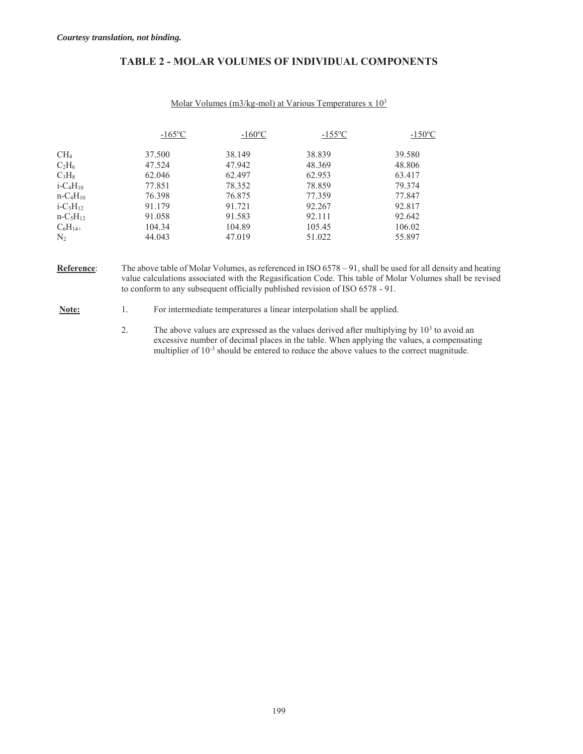*Courtesy translation, not binding.*

## TABLE 2 - MOLAR VOLUMES OF INDIVIDUAL COMPONENTS

Molar Volumes (m3/kg-mol) at Various Temperatures x $10^3$

| | -165ºC | -160ºC | -155ºC | -150ºC |
|---|---|---|---|---|
| $CH_4$ | 37.500 | 38.149 | 38.839 | 39.580 |
| $C_2H_6$ | 47.524 | 47.942 | 48.369 | 48.806 |
| $C_3H_8$ | 62.046 | 62.497 | 62.953 | 63.417 |
| i-$C_4H_{10}$ | 77.851 | 78.352 | 78.859 | 79.374 |
| n-$C_4H_{10}$ | 76.398 | 76.875 | 77.359 | 77.847 |
| i-$C_5H_{12}$ | 91.179 | 91.721 | 92.267 | 92.817 |
| n-$C_5H_{12}$ | 91.058 | 91.583 | 92.111 | 92.642 |
| $C_6H_{14+}$ | 104.34 | 104.89 | 105.45 | 106.02 |
| $N_2$ | 44.043 | 47.019 | 51.022 | 55.897 |

**Reference**: The above table of Molar Volumes, as referenced in ISO 6578 – 91, shall be used for all density and heating value calculations associated with the Regasification Code. This table of Molar Volumes shall be revised to conform to any subsequent officially published revision of ISO 6578 - 91.

**Note:**

1. For intermediate temperatures a linear interpolation shall be applied.
2. The above values are expressed as the values derived after multiplying by $10^3$ to avoid an excessive number of decimal places in the table. When applying the values, a compensating multiplier of $10^{-3}$ should be entered to reduce the above values to the correct magnitude.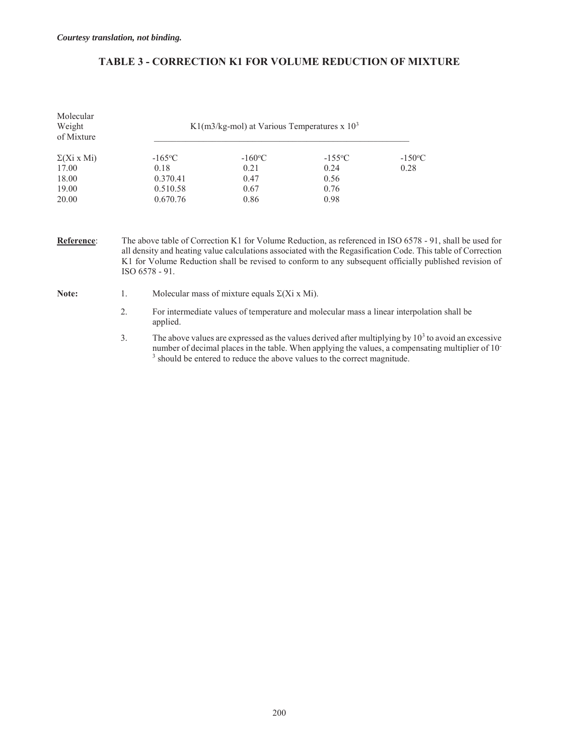*Courtesy translation, not binding.*

## TABLE 3 - CORRECTION K1 FOR VOLUME REDUCTION OF MIXTURE

| Molecular Weight of Mixture | K1(m3/kg-mol) at Various Temperatures x $10^3$ | | | |
|---|---|---|---|---|
| Σ(Xi x Mi) | -165°C | -160°C | -155°C | -150°C |
| 17.00 | 0.18 | 0.21 | 0.24 | 0.28 |
| 18.00 | 0.370.41 | 0.47 | 0.56 | |
| 19.00 | 0.510.58 | 0.67 | 0.76 | |
| 20.00 | 0.670.76 | 0.86 | 0.98 | |

**Reference**: The above table of Correction K1 for Volume Reduction, as referenced in ISO 6578 - 91, shall be used for all density and heating value calculations associated with the Regasification Code. This table of Correction K1 for Volume Reduction shall be revised to conform to any subsequent officially published revision of ISO 6578 - 91.

**Note:**

1. Molecular mass of mixture equals Σ(Xi x Mi).
2. For intermediate values of temperature and molecular mass a linear interpolation shall be applied.
3. The above values are expressed as the values derived after multiplying by $10^3$ to avoid an excessive number of decimal places in the table. When applying the values, a compensating multiplier of $10^{-3}$ should be entered to reduce the above values to the correct magnitude.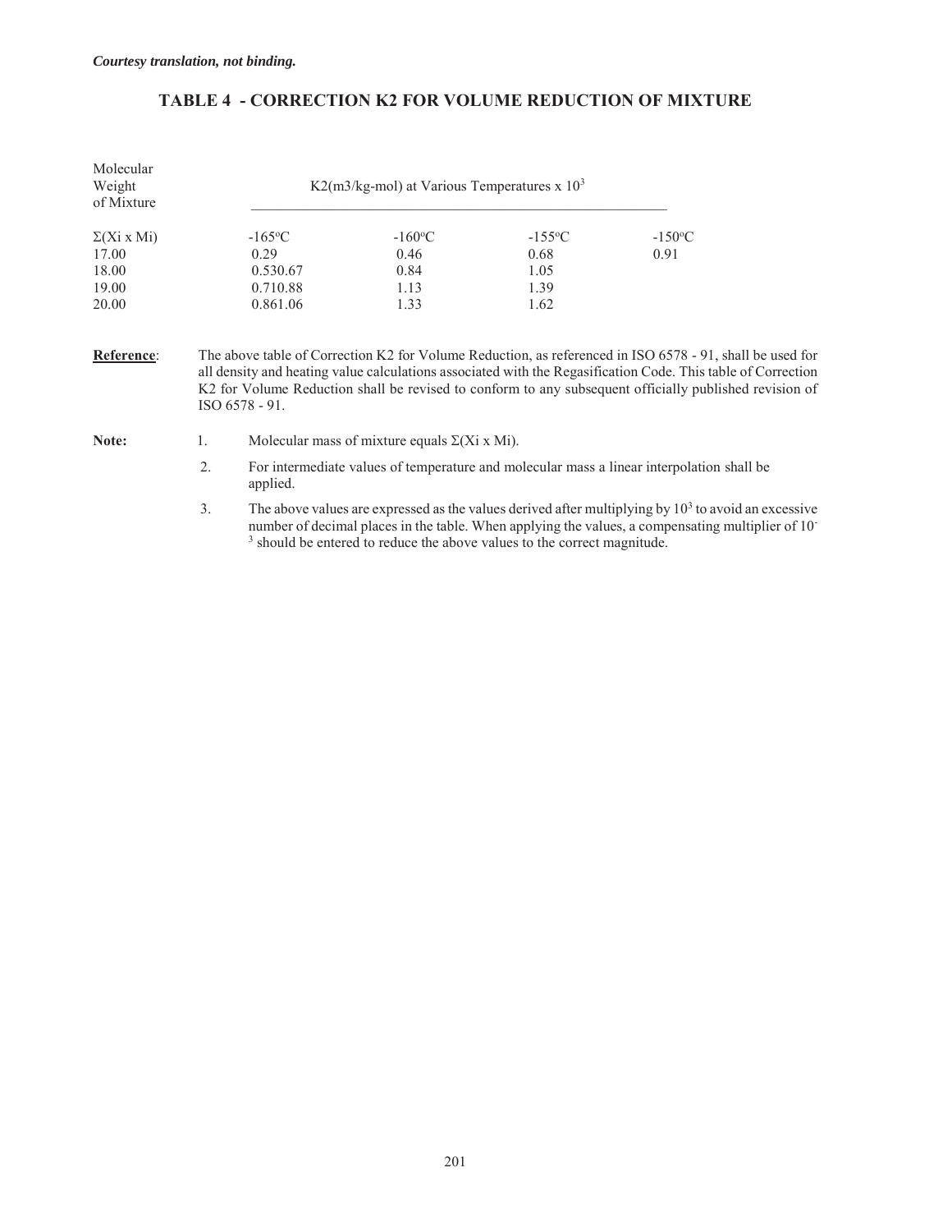*Courtesy translation, not binding.*

# TABLE 4 - CORRECTION K2 FOR VOLUME REDUCTION OF MIXTURE

| Molecular Weight of Mixture | K2(m3/kg-mol) at Various Temperatures x $10^3$ | | | |
|---|---|---|---|---|
| $\Sigma(Xi \times Mi)$ | -165°C | -160°C | -155°C | -150°C |
| 17.00 | 0.29 | 0.46 | 0.68 | 0.91 |
| 18.00 | 0.530.67 | 0.84 | 1.05 | |
| 19.00 | 0.710.88 | 1.13 | 1.39 | |
| 20.00 | 0.861.06 | 1.33 | 1.62 | |

**Reference**: The above table of Correction K2 for Volume Reduction, as referenced in ISO 6578 - 91, shall be used for all density and heating value calculations associated with the Regasification Code. This table of Correction K2 for Volume Reduction shall be revised to conform to any subsequent officially published revision of ISO 6578 - 91.

**Note:**

1. Molecular mass of mixture equals $\Sigma(Xi \times Mi)$.
2. For intermediate values of temperature and molecular mass a linear interpolation shall be applied.
3. The above values are expressed as the values derived after multiplying by $10^3$ to avoid an excessive number of decimal places in the table. When applying the values, a compensating multiplier of $10^{-3}$ should be entered to reduce the above values to the correct magnitude.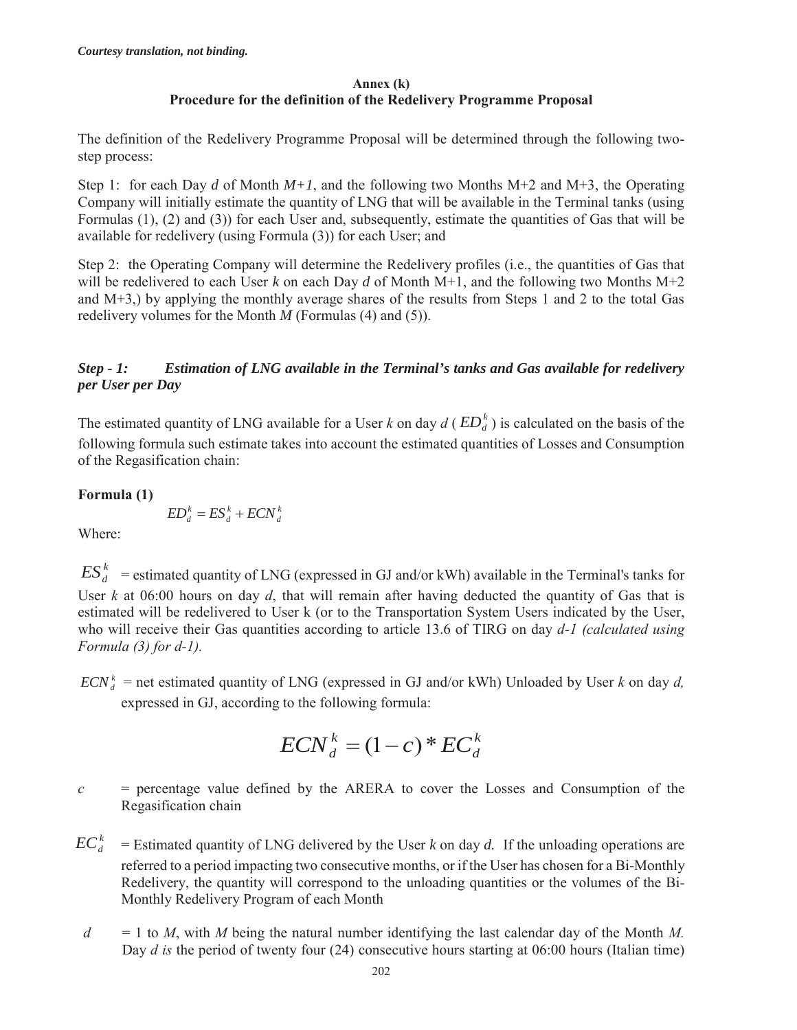*Courtesy translation, not binding.*

**Annex (k)**
**Procedure for the definition of the Redelivery Programme Proposal**

The definition of the Redelivery Programme Proposal will be determined through the following two-step process:

Step 1: for each Day *d* of Month *M+1*, and the following two Months M+2 and M+3, the Operating Company will initially estimate the quantity of LNG that will be available in the Terminal tanks (using Formulas (1), (2) and (3)) for each User and, subsequently, estimate the quantities of Gas that will be available for redelivery (using Formula (3)) for each User; and

Step 2: the Operating Company will determine the Redelivery profiles (i.e., the quantities of Gas that will be redelivered to each User *k* on each Day *d* of Month M+1, and the following two Months M+2 and M+3,) by applying the monthly average shares of the results from Steps 1 and 2 to the total Gas redelivery volumes for the Month *M* (Formulas (4) and (5)).

***Step - 1: Estimation of LNG available in the Terminal's tanks and Gas available for redelivery per User per Day***

The estimated quantity of LNG available for a User *k* on day *d* ( $ED_d^k$ ) is calculated on the basis of the following formula such estimate takes into account the estimated quantities of Losses and Consumption of the Regasification chain:

**Formula (1)**

$$ED_d^k = ES_d^k + ECN_d^k$$

Where:

$ES_d^k$ = estimated quantity of LNG (expressed in GJ and/or kWh) available in the Terminal's tanks for User *k* at 06:00 hours on day *d*, that will remain after having deducted the quantity of Gas that is estimated will be redelivered to User k (or to the Transportation System Users indicated by the User, who will receive their Gas quantities according to article 13.6 of TIRG on day *d-1 (calculated using Formula (3) for d-1).*

$ECN_d^k$ = net estimated quantity of LNG (expressed in GJ and/or kWh) Unloaded by User *k* on day *d,* expressed in GJ, according to the following formula:

$$ECN_d^k = (1-c) * EC_d^k$$

$c$ = percentage value defined by the ARERA to cover the Losses and Consumption of the Regasification chain

$EC_d^k$ = Estimated quantity of LNG delivered by the User *k* on day ***d.*** If the unloading operations are referred to a period impacting two consecutive months, or if the User has chosen for a Bi-Monthly Redelivery, the quantity will correspond to the unloading quantities or the volumes of the Bi-Monthly Redelivery Program of each Month

$d$ = 1 to *M*, with *M* being the natural number identifying the last calendar day of the Month *M.* Day *d is* the period of twenty four (24) consecutive hours starting at 06:00 hours (Italian time)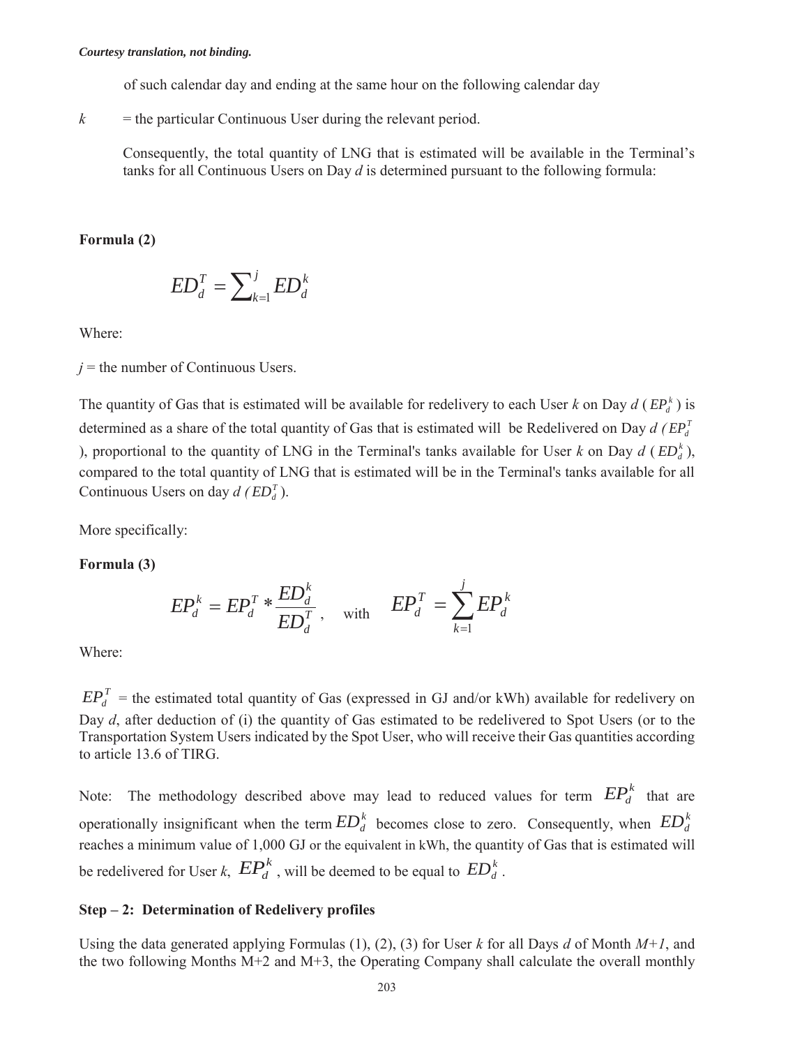of such calendar day and ending at the same hour on the following calendar day

$k$ = the particular Continuous User during the relevant period.

Consequently, the total quantity of LNG that is estimated will be available in the Terminal's tanks for all Continuous Users on Day $d$ is determined pursuant to the following formula:

**Formula (2)**

$$ED_d^T = \sum_{k=1}^{j} ED_d^k$$

Where:

$j$ = the number of Continuous Users.

The quantity of Gas that is estimated will be available for redelivery to each User $k$ on Day $d$ ($EP_d^k$) is determined as a share of the total quantity of Gas that is estimated will be Redelivered on Day $d$ ($EP_d^T$), proportional to the quantity of LNG in the Terminal's tanks available for User $k$ on Day $d$ ($ED_d^k$), compared to the total quantity of LNG that is estimated will be in the Terminal's tanks available for all Continuous Users on day $d$ ($ED_d^T$).

More specifically:

**Formula (3)**

$$EP_d^k = EP_d^T * \frac{ED_d^k}{ED_d^T}, \quad \text{with} \quad EP_d^T = \sum_{k=1}^{j} EP_d^k$$

Where:

$EP_d^T$ = the estimated total quantity of Gas (expressed in GJ and/or kWh) available for redelivery on Day $d$, after deduction of (i) the quantity of Gas estimated to be redelivered to Spot Users (or to the Transportation System Users indicated by the Spot User, who will receive their Gas quantities according to article 13.6 of TIRG.

Note: The methodology described above may lead to reduced values for term $EP_d^k$ that are operationally insignificant when the term $ED_d^k$ becomes close to zero. Consequently, when $ED_d^k$ reaches a minimum value of 1,000 GJ or the equivalent in kWh, the quantity of Gas that is estimated will be redelivered for User $k$, $EP_d^k$, will be deemed to be equal to $ED_d^k$.

**Step – 2: Determination of Redelivery profiles**

Using the data generated applying Formulas (1), (2), (3) for User $k$ for all Days $d$ of Month $M+1$, and the two following Months M+2 and M+3, the Operating Company shall calculate the overall monthly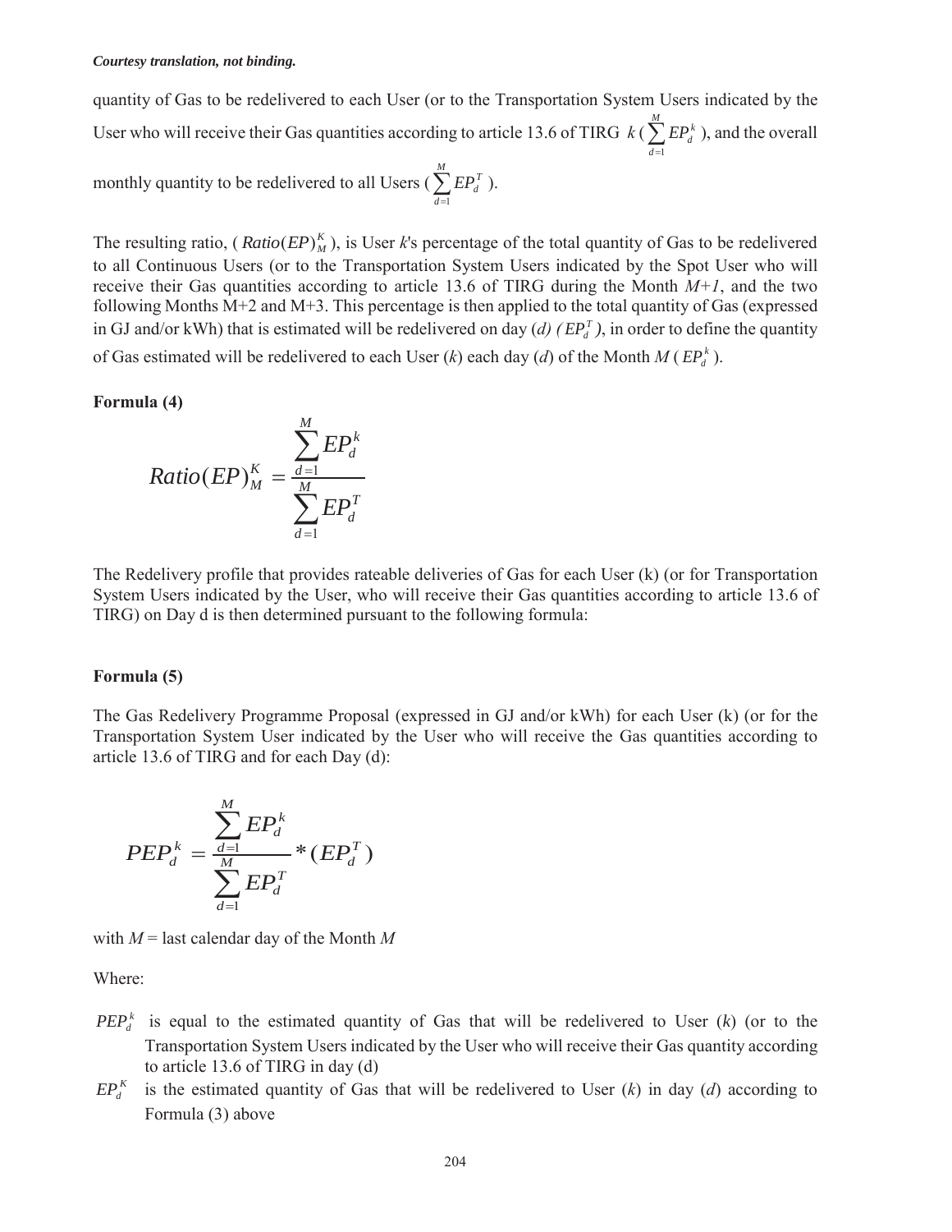*Courtesy translation, not binding.*

quantity of Gas to be redelivered to each User (or to the Transportation System Users indicated by the User who will receive their Gas quantities according to article 13.6 of TIRG $k$ ($\sum_{d=1}^{M} EP_d^k$), and the overall monthly quantity to be redelivered to all Users ($\sum_{d=1}^{M} EP_d^T$).

The resulting ratio, ($Ratio(EP)_M^K$), is User *k*'s percentage of the total quantity of Gas to be redelivered to all Continuous Users (or to the Transportation System Users indicated by the Spot User who will receive their Gas quantities according to article 13.6 of TIRG during the Month *M+1*, and the two following Months M+2 and M+3. This percentage is then applied to the total quantity of Gas (expressed in GJ and/or kWh) that is estimated will be redelivered on day (*d*) *(*$EP_d^T$*)*, in order to define the quantity of Gas estimated will be redelivered to each User (*k*) each day (*d*) of the Month *M* ($EP_d^k$).

**Formula (4)**

$$Ratio(EP)_M^K = \frac{\sum_{d=1}^{M} EP_d^k}{\sum_{d=1}^{M} EP_d^T}$$

The Redelivery profile that provides rateable deliveries of Gas for each User (k) (or for Transportation System Users indicated by the User, who will receive their Gas quantities according to article 13.6 of TIRG) on Day d is then determined pursuant to the following formula:

**Formula (5)**

The Gas Redelivery Programme Proposal (expressed in GJ and/or kWh) for each User (k) (or for the Transportation System User indicated by the User who will receive the Gas quantities according to article 13.6 of TIRG and for each Day (d):

$$PEP_d^k = \frac{\sum_{d=1}^{M} EP_d^k}{\sum_{d=1}^{M} EP_d^T} * (EP_d^T)$$

with *M* = last calendar day of the Month *M*

Where:

- $PEP_d^k$ is equal to the estimated quantity of Gas that will be redelivered to User (*k*) (or to the Transportation System Users indicated by the User who will receive their Gas quantity according to article 13.6 of TIRG in day (d)
- $EP_d^K$ is the estimated quantity of Gas that will be redelivered to User (*k*) in day (*d*) according to Formula (3) above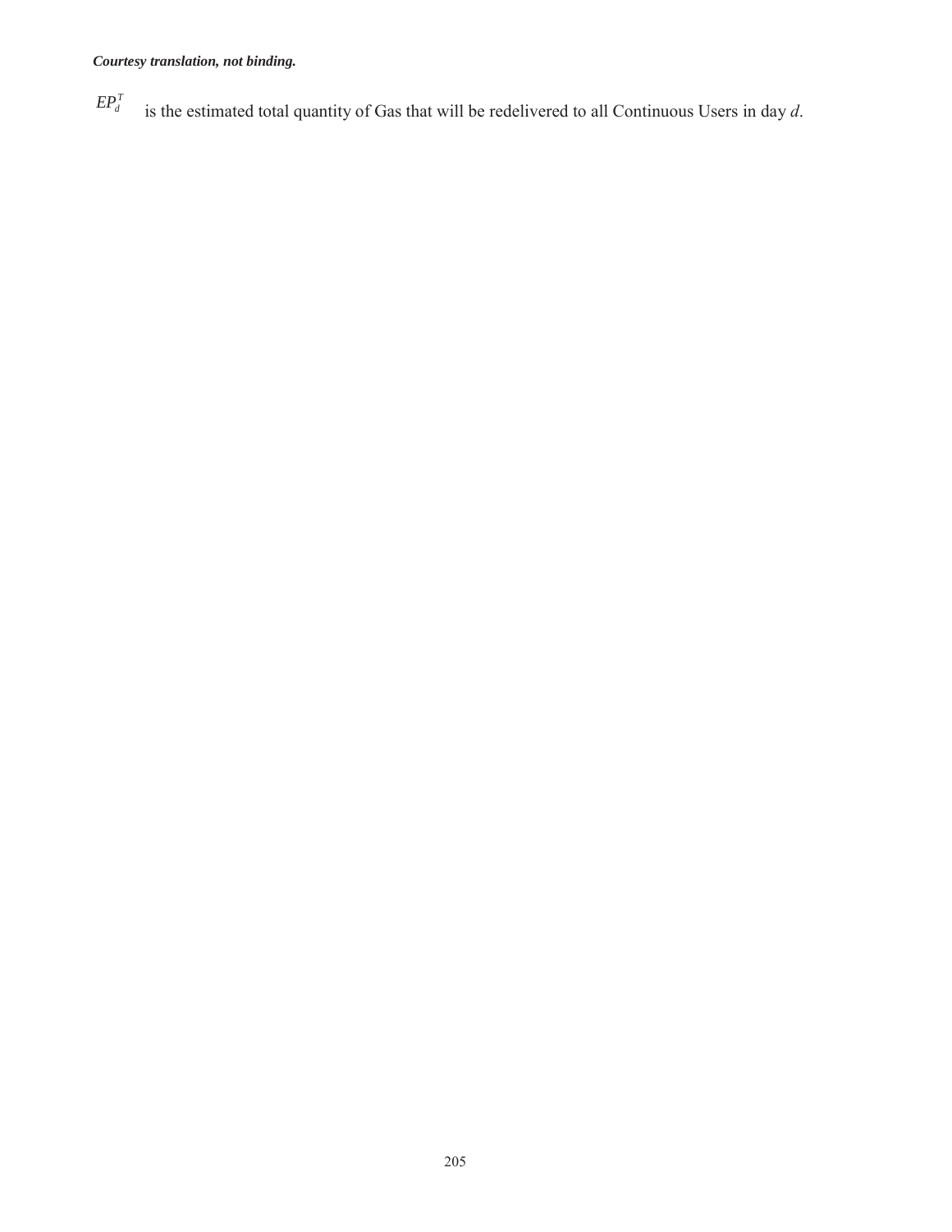$EP_d^T$ is the estimated total quantity of Gas that will be redelivered to all Continuous Users in day $d$.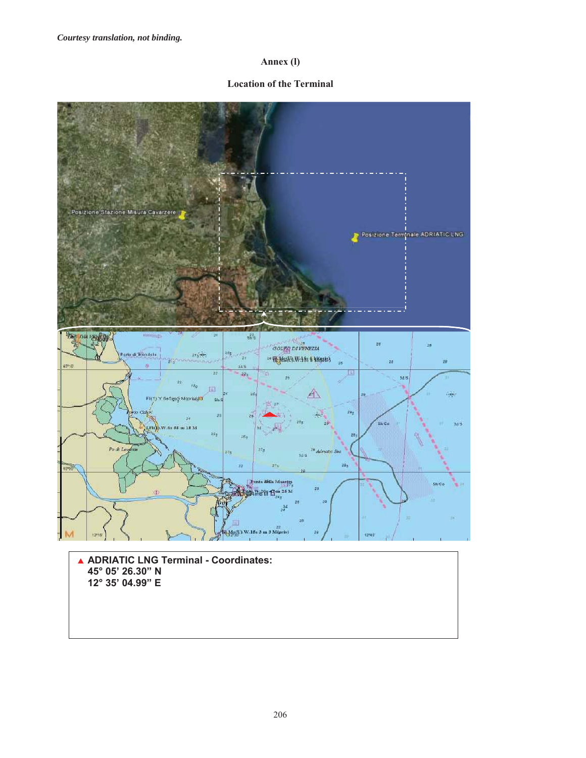*Courtesy translation, not binding.*

## Annex (l)

### Location of the Terminal

▲ **ADRIATIC LNG Terminal - Coordinates:**
**45° 05' 26.30" N**
**12° 35' 04.99" E**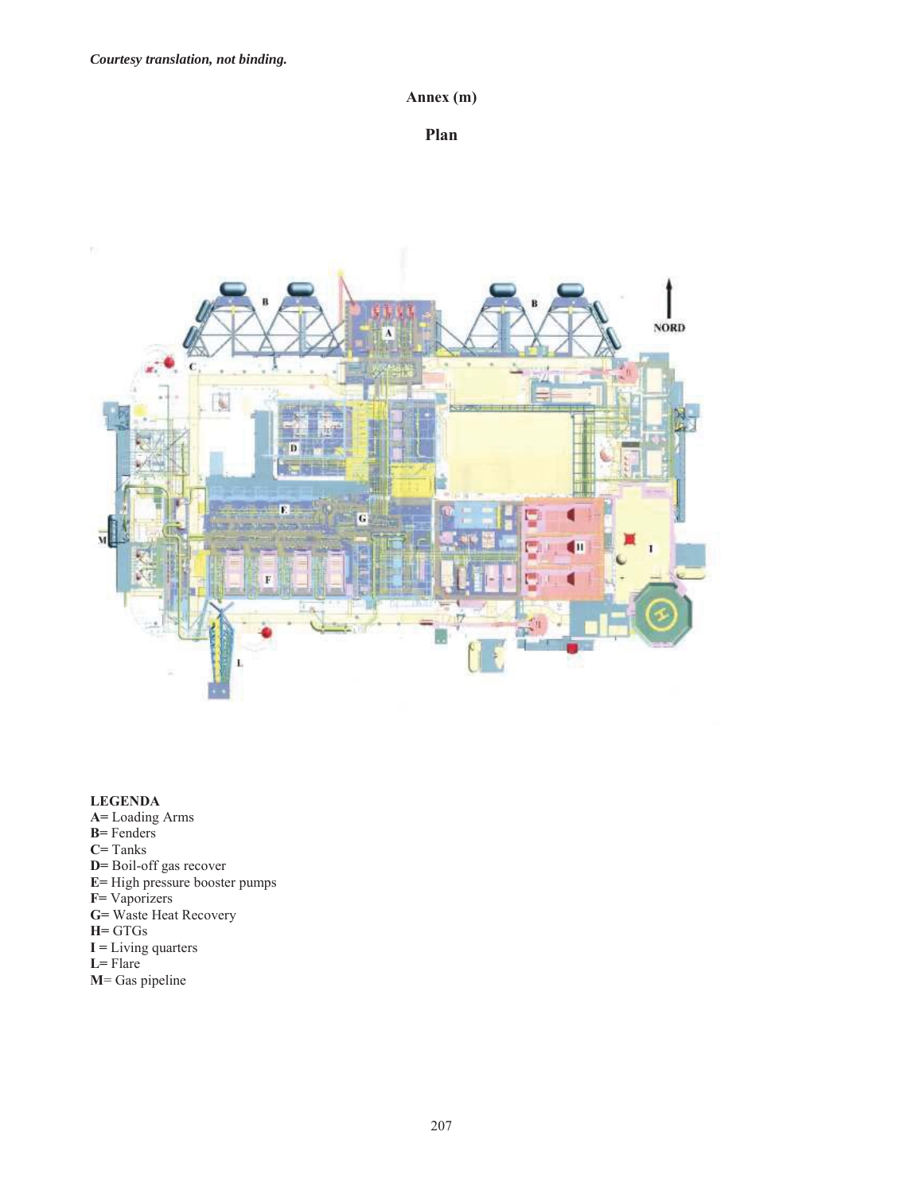*Courtesy translation, not binding.*

# Annex (m)

## Plan

**LEGENDA**

**A**= Loading Arms
**B**= Fenders
**C**= Tanks
**D**= Boil-off gas recover
**E**= High pressure booster pumps
**F**= Vaporizers
**G**= Waste Heat Recovery
**H**= GTGs
**I** = Living quarters
**L**= Flare
**M**= Gas pipeline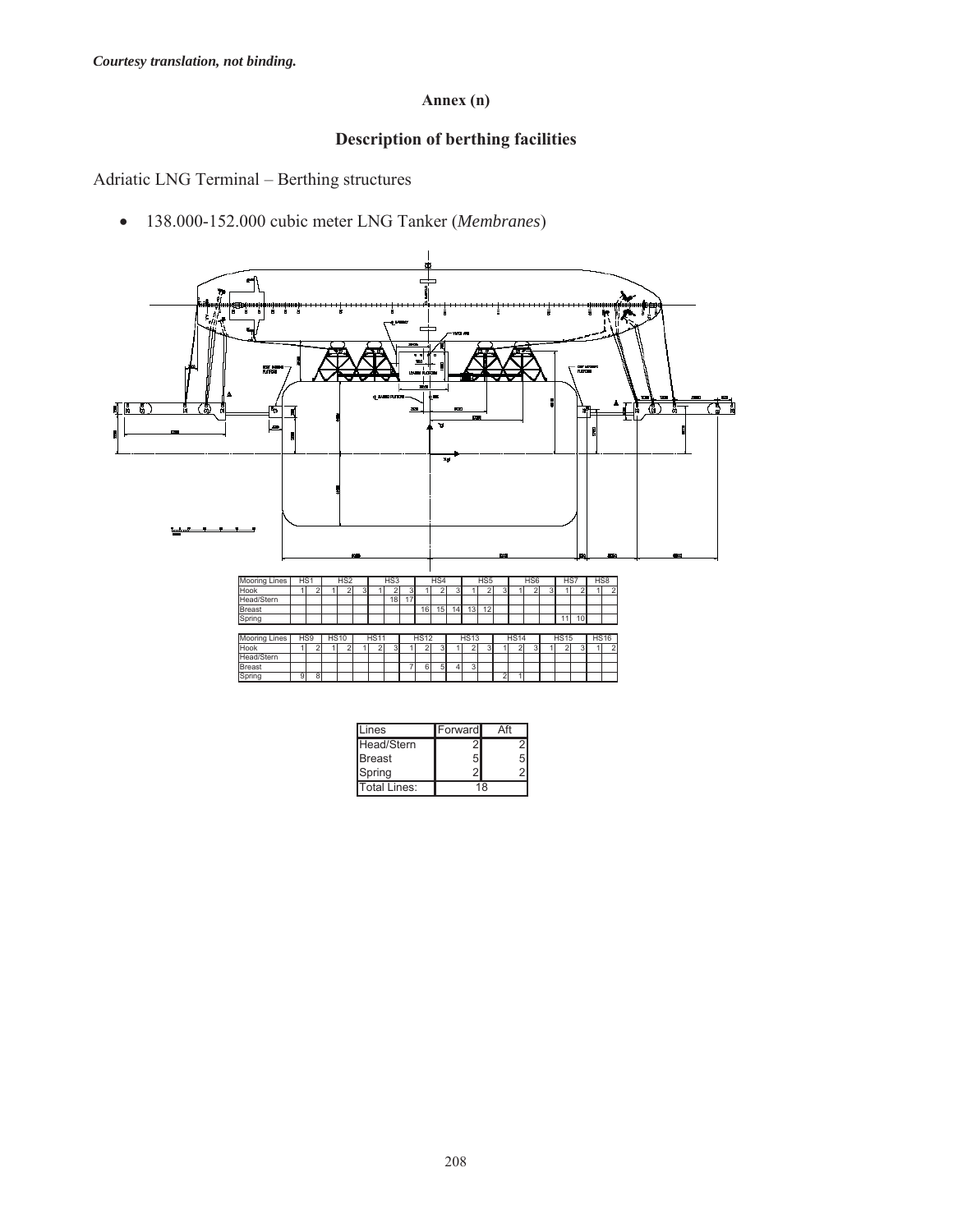*Courtesy translation, not binding.*

**Annex (n)**

## Description of berthing facilities

Adriatic LNG Terminal – Berthing structures

- 138.000-152.000 cubic meter LNG Tanker (*Membranes*)

| Mooring Lines | HS1 | | HS2 | | | HS3 | | | HS4 | | | HS5 | | | HS6 | | | HS7 | | HS8 | |
|---|---|---|---|---|---|---|---|---|---|---|---|---|---|---|---|---|---|---|---|---|---|
| Hook | 1 | 2 | 1 | 2 | 3 | 1 | 2 | 3 | 1 | 2 | 3 | 1 | 2 | 3 | 1 | 2 | 3 | 1 | 2 | 1 | 2 |
| Head/Stern | | | | | | | 18 | 17 | | | | | | | | | | | | | |
| Breast | | | | | | | | | 16 | 15 | 14 | 13 | 12 | | | | | | | | |
| Spring | | | | | | | | | | | | | | | | | | 11 | 10 | | |

| Mooring Lines | HS9 | | HS10 | | HS11 | | | HS12 | | | HS13 | | | HS14 | | | HS15 | | | HS16 | |
|---|---|---|---|---|---|---|---|---|---|---|---|---|---|---|---|---|---|---|---|---|---|
| Hook | 1 | 2 | 1 | 2 | 1 | 2 | 3 | 1 | 2 | 3 | 1 | 2 | 3 | 1 | 2 | 3 | 1 | 2 | 3 | 1 | 2 |
| Head/Stern | | | | | | | | | | | | | | | | | | | | | |
| Breast | | | | | | | | 7 | 6 | 5 | 4 | 3 | | | | | | | | | |
| Spring | 9 | 8 | | | | | | | | | | | | 2 | 1 | | | | | | |

| Lines | Forward | Aft |
|---|---|---|
| Head/Stern | 2 | 2 |
| Breast | 5 | 5 |
| Spring | 2 | 2 |
| Total Lines: | 18 | |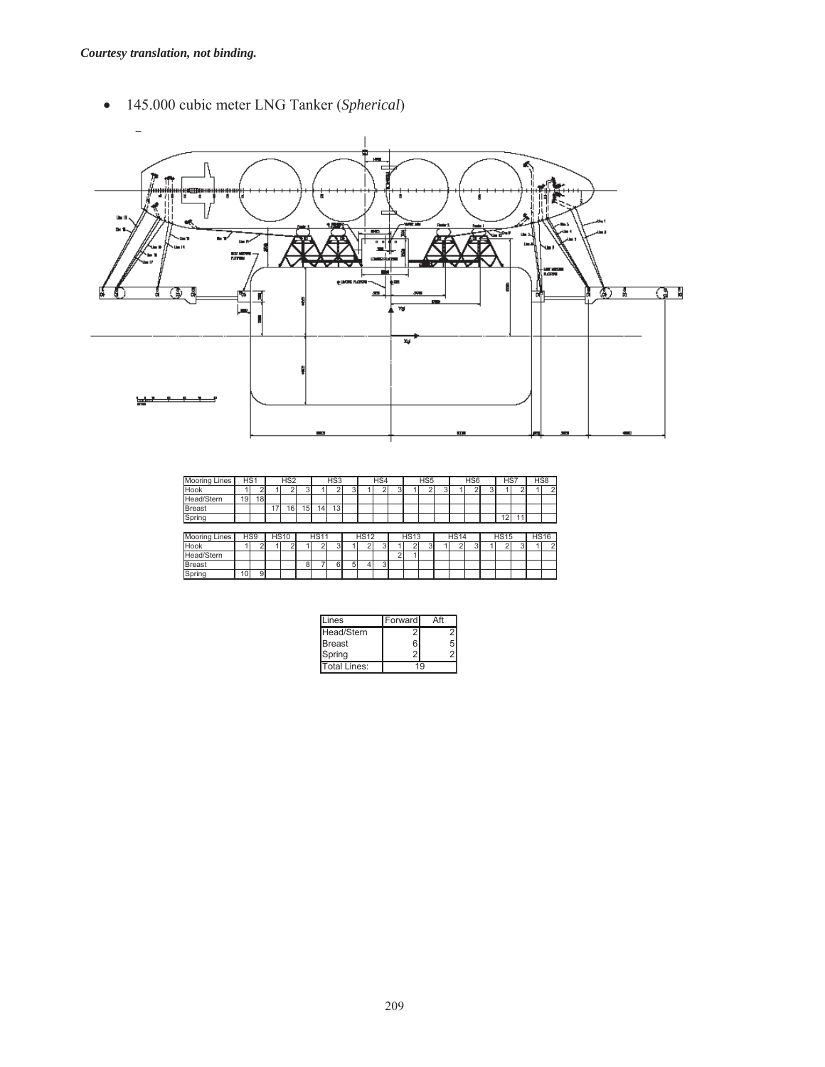*Courtesy translation, not binding.*

- 145.000 cubic meter LNG Tanker (*Spherical*)

| Mooring Lines | HS1 | | HS2 | | | HS3 | | | HS4 | | | HS5 | | | HS6 | | | HS7 | | HS8 | |
|---|---|---|---|---|---|---|---|---|---|---|---|---|---|---|---|---|---|---|---|---|---|
| Hook | 1 | 2 | 1 | 2 | 3 | 1 | 2 | 3 | 1 | 2 | 3 | 1 | 2 | 3 | 1 | 2 | 3 | 1 | 2 | 1 | 2 |
| Head/Stern | 19 | 18 | | | | | | | | | | | | | | | | | | | |
| Breast | | | 17 | 16 | 15 | 14 | 13 | | | | | | | | | | | | | | |
| Spring | | | | | | | | | | | | | | | | | | 12 | 11 | | |

| Mooring Lines | HS9 | | HS10 | | HS11 | | | HS12 | | | HS13 | | | HS14 | | | HS15 | | | HS16 | |
|---|---|---|---|---|---|---|---|---|---|---|---|---|---|---|---|---|---|---|---|---|---|
| Hook | 1 | 2 | 1 | 2 | 1 | 2 | 3 | 1 | 2 | 3 | 1 | 2 | 3 | 1 | 2 | 3 | 1 | 2 | 3 | 1 | 2 |
| Head/Stern | | | | | | | | | | | 2 | 1 | | | | | | | | | |
| Breast | | | | | 8 | 7 | 6 | 5 | 4 | 3 | | | | | | | | | | | |
| Spring | 10 | 9 | | | | | | | | | | | | | | | | | | | |

| Lines | Forward | Aft |
|---|---|---|
| Head/Stern | 2 | 2 |
| Breast | 6 | 5 |
| Spring | 2 | 2 |
| Total Lines: | 19 | |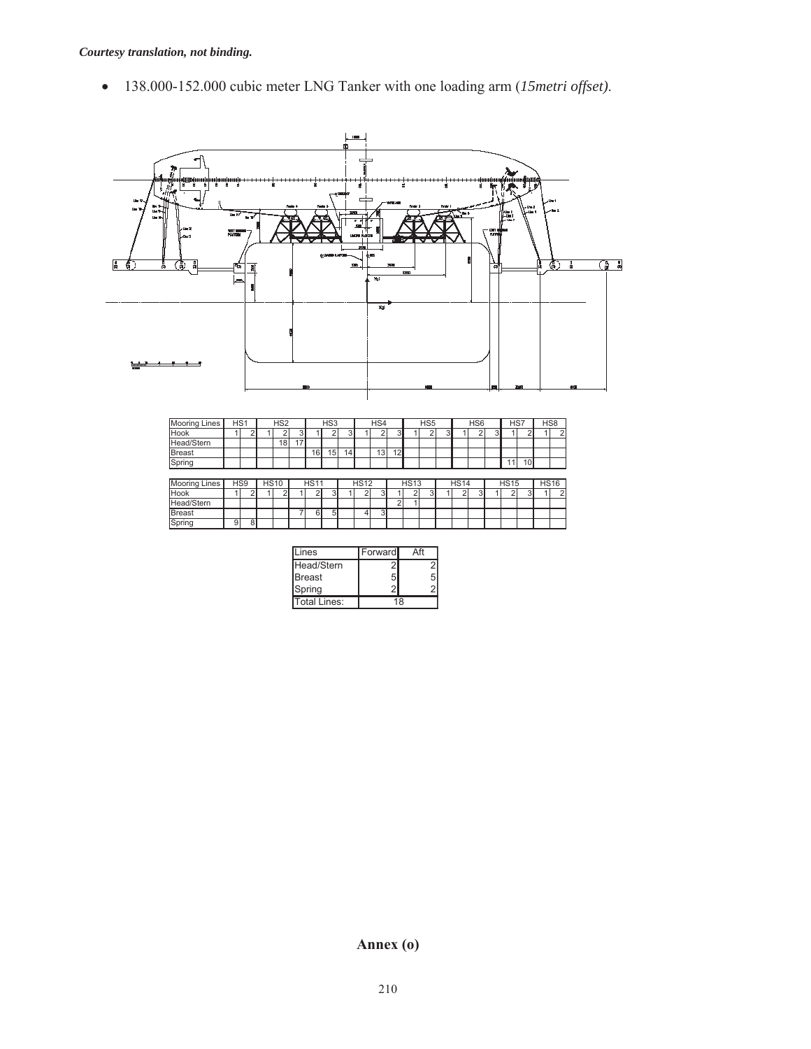*Courtesy translation, not binding.*

- 138.000-152.000 cubic meter LNG Tanker with one loading arm (*15metri offset)*.

| Mooring Lines | HS1 | | HS2 | | | HS3 | | | HS4 | | | HS5 | | | HS6 | | | HS7 | | HS8 | |
|---|---|---|---|---|---|---|---|---|---|---|---|---|---|---|---|---|---|---|---|---|---|
| Hook | 1 | 2 | 1 | 2 | 3 | 1 | 2 | 3 | 1 | 2 | 3 | 1 | 2 | 3 | 1 | 2 | 3 | 1 | 2 | 1 | 2 |
| Head/Stern | | | | 18 | 17 | | | | | | | | | | | | | | | | |
| Breast | | | | | | 16 | 15 | 14 | | 13 | 12 | | | | | | | | | | |
| Spring | | | | | | | | | | | | | | | | | | 11 | 10 | | |

| Mooring Lines | HS9 | | HS10 | | HS11 | | | HS12 | | | HS13 | | | HS14 | | | HS15 | | | HS16 | |
|---|---|---|---|---|---|---|---|---|---|---|---|---|---|---|---|---|---|---|---|---|---|
| Hook | 1 | 2 | 1 | 2 | 1 | 2 | 3 | 1 | 2 | 3 | 1 | 2 | 3 | 1 | 2 | 3 | 1 | 2 | 3 | 1 | 2 |
| Head/Stern | | | | | | | | | | | 2 | 1 | | | | | | | | | |
| Breast | | | | | 7 | 6 | 5 | | 4 | 3 | | | | | | | | | | | |
| Spring | 9 | 8 | | | | | | | | | | | | | | | | | | | |

| Lines | Forward | Aft |
|---|---|---|
| Head/Stern | 2 | 2 |
| Breast | 5 | 5 |
| Spring | 2 | 2 |
| Total Lines: | 18 | |

**Annex (o)**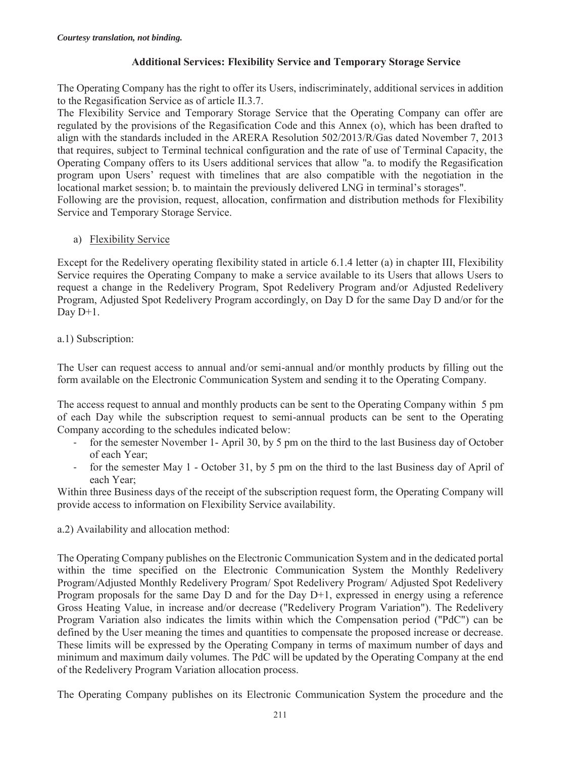*Courtesy translation, not binding.*

**Additional Services: Flexibility Service and Temporary Storage Service**

The Operating Company has the right to offer its Users, indiscriminately, additional services in addition to the Regasification Service as of article II.3.7.

The Flexibility Service and Temporary Storage Service that the Operating Company can offer are regulated by the provisions of the Regasification Code and this Annex (o), which has been drafted to align with the standards included in the ARERA Resolution 502/2013/R/Gas dated November 7, 2013 that requires, subject to Terminal technical configuration and the rate of use of Terminal Capacity, the Operating Company offers to its Users additional services that allow "a. to modify the Regasification program upon Users' request with timelines that are also compatible with the negotiation in the locational market session; b. to maintain the previously delivered LNG in terminal's storages".

Following are the provision, request, allocation, confirmation and distribution methods for Flexibility Service and Temporary Storage Service.

a) Flexibility Service

Except for the Redelivery operating flexibility stated in article 6.1.4 letter (a) in chapter III, Flexibility Service requires the Operating Company to make a service available to its Users that allows Users to request a change in the Redelivery Program, Spot Redelivery Program and/or Adjusted Redelivery Program, Adjusted Spot Redelivery Program accordingly, on Day D for the same Day D and/or for the Day D+1.

a.1) Subscription:

The User can request access to annual and/or semi-annual and/or monthly products by filling out the form available on the Electronic Communication System and sending it to the Operating Company.

The access request to annual and monthly products can be sent to the Operating Company within 5 pm of each Day while the subscription request to semi-annual products can be sent to the Operating Company according to the schedules indicated below:

- for the semester November 1- April 30, by 5 pm on the third to the last Business day of October of each Year;
- for the semester May 1 - October 31, by 5 pm on the third to the last Business day of April of each Year;

Within three Business days of the receipt of the subscription request form, the Operating Company will provide access to information on Flexibility Service availability.

a.2) Availability and allocation method:

The Operating Company publishes on the Electronic Communication System and in the dedicated portal within the time specified on the Electronic Communication System the Monthly Redelivery Program/Adjusted Monthly Redelivery Program/ Spot Redelivery Program/ Adjusted Spot Redelivery Program proposals for the same Day D and for the Day D+1, expressed in energy using a reference Gross Heating Value, in increase and/or decrease ("Redelivery Program Variation"). The Redelivery Program Variation also indicates the limits within which the Compensation period ("PdC") can be defined by the User meaning the times and quantities to compensate the proposed increase or decrease. These limits will be expressed by the Operating Company in terms of maximum number of days and minimum and maximum daily volumes. The PdC will be updated by the Operating Company at the end of the Redelivery Program Variation allocation process.

The Operating Company publishes on its Electronic Communication System the procedure and the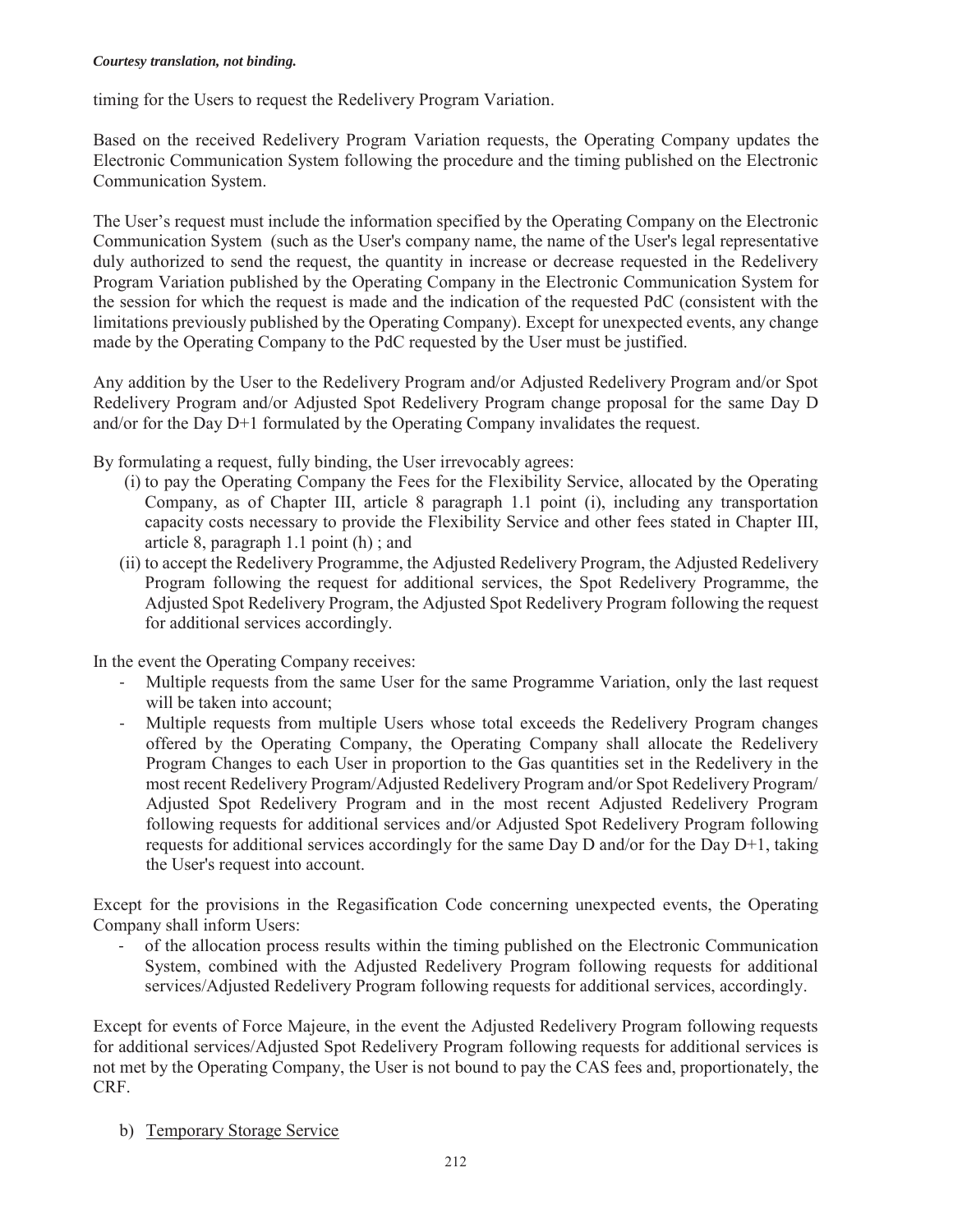timing for the Users to request the Redelivery Program Variation.

Based on the received Redelivery Program Variation requests, the Operating Company updates the Electronic Communication System following the procedure and the timing published on the Electronic Communication System.

The User's request must include the information specified by the Operating Company on the Electronic Communication System (such as the User's company name, the name of the User's legal representative duly authorized to send the request, the quantity in increase or decrease requested in the Redelivery Program Variation published by the Operating Company in the Electronic Communication System for the session for which the request is made and the indication of the requested PdC (consistent with the limitations previously published by the Operating Company). Except for unexpected events, any change made by the Operating Company to the PdC requested by the User must be justified.

Any addition by the User to the Redelivery Program and/or Adjusted Redelivery Program and/or Spot Redelivery Program and/or Adjusted Spot Redelivery Program change proposal for the same Day D and/or for the Day D+1 formulated by the Operating Company invalidates the request.

By formulating a request, fully binding, the User irrevocably agrees:

(i) to pay the Operating Company the Fees for the Flexibility Service, allocated by the Operating Company, as of Chapter III, article 8 paragraph 1.1 point (i), including any transportation capacity costs necessary to provide the Flexibility Service and other fees stated in Chapter III, article 8, paragraph 1.1 point (h) ; and

(ii) to accept the Redelivery Programme, the Adjusted Redelivery Program, the Adjusted Redelivery Program following the request for additional services, the Spot Redelivery Programme, the Adjusted Spot Redelivery Program, the Adjusted Spot Redelivery Program following the request for additional services accordingly.

In the event the Operating Company receives:

- Multiple requests from the same User for the same Programme Variation, only the last request will be taken into account;
- Multiple requests from multiple Users whose total exceeds the Redelivery Program changes offered by the Operating Company, the Operating Company shall allocate the Redelivery Program Changes to each User in proportion to the Gas quantities set in the Redelivery in the most recent Redelivery Program/Adjusted Redelivery Program and/or Spot Redelivery Program/ Adjusted Spot Redelivery Program and in the most recent Adjusted Redelivery Program following requests for additional services and/or Adjusted Spot Redelivery Program following requests for additional services accordingly for the same Day D and/or for the Day D+1, taking the User's request into account.

Except for the provisions in the Regasification Code concerning unexpected events, the Operating Company shall inform Users:

- of the allocation process results within the timing published on the Electronic Communication System, combined with the Adjusted Redelivery Program following requests for additional services/Adjusted Redelivery Program following requests for additional services, accordingly.

Except for events of Force Majeure, in the event the Adjusted Redelivery Program following requests for additional services/Adjusted Spot Redelivery Program following requests for additional services is not met by the Operating Company, the User is not bound to pay the CAS fees and, proportionately, the CRF.

b) Temporary Storage Service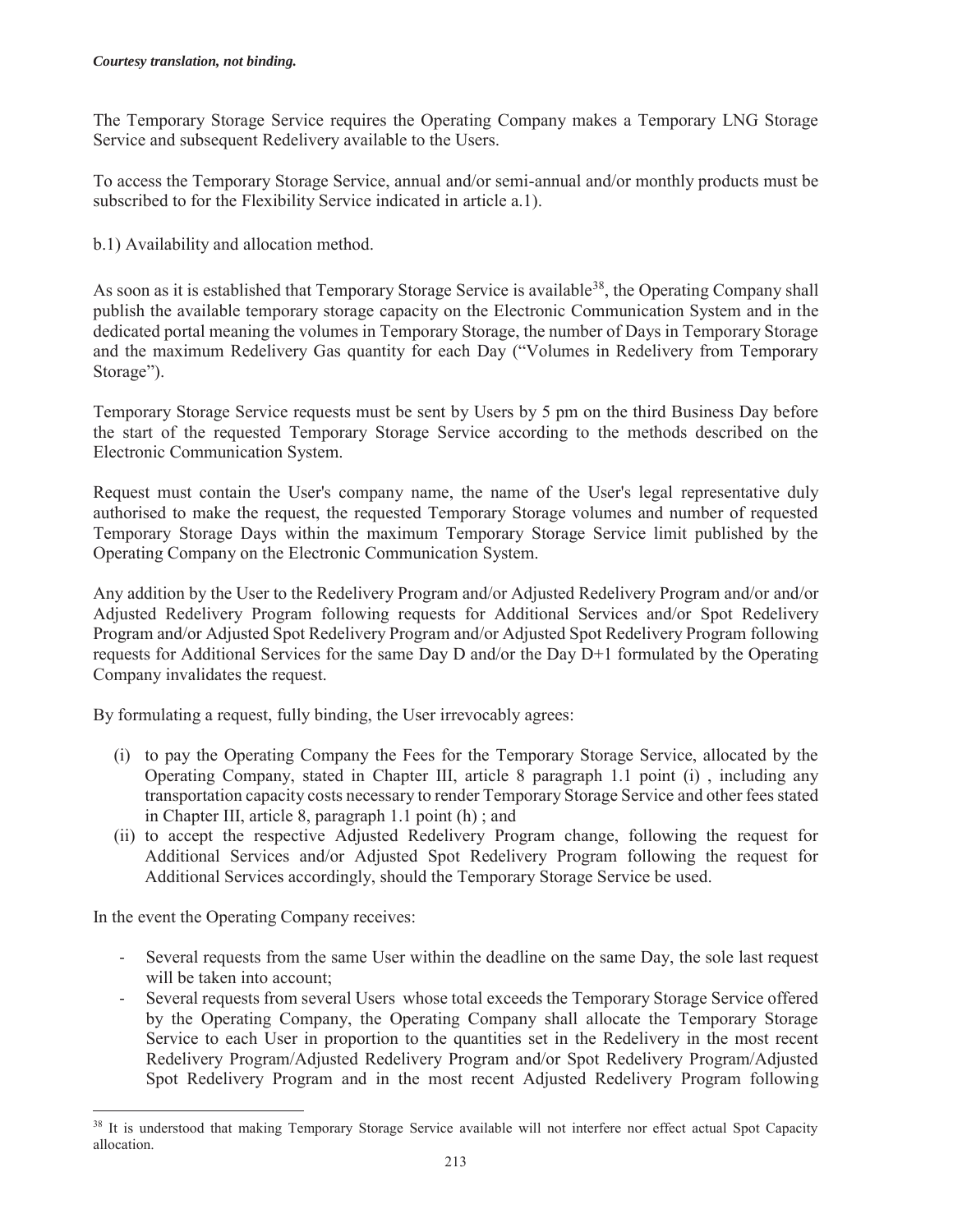*Courtesy translation, not binding.*

The Temporary Storage Service requires the Operating Company makes a Temporary LNG Storage Service and subsequent Redelivery available to the Users.

To access the Temporary Storage Service, annual and/or semi-annual and/or monthly products must be subscribed to for the Flexibility Service indicated in article a.1).

b.1) Availability and allocation method.

As soon as it is established that Temporary Storage Service is available[38], the Operating Company shall publish the available temporary storage capacity on the Electronic Communication System and in the dedicated portal meaning the volumes in Temporary Storage, the number of Days in Temporary Storage and the maximum Redelivery Gas quantity for each Day ("Volumes in Redelivery from Temporary Storage").

Temporary Storage Service requests must be sent by Users by 5 pm on the third Business Day before the start of the requested Temporary Storage Service according to the methods described on the Electronic Communication System.

Request must contain the User's company name, the name of the User's legal representative duly authorised to make the request, the requested Temporary Storage volumes and number of requested Temporary Storage Days within the maximum Temporary Storage Service limit published by the Operating Company on the Electronic Communication System.

Any addition by the User to the Redelivery Program and/or Adjusted Redelivery Program and/or and/or Adjusted Redelivery Program following requests for Additional Services and/or Spot Redelivery Program and/or Adjusted Spot Redelivery Program and/or Adjusted Spot Redelivery Program following requests for Additional Services for the same Day D and/or the Day D+1 formulated by the Operating Company invalidates the request.

By formulating a request, fully binding, the User irrevocably agrees:

(i) to pay the Operating Company the Fees for the Temporary Storage Service, allocated by the Operating Company, stated in Chapter III, article 8 paragraph 1.1 point (i) , including any transportation capacity costs necessary to render Temporary Storage Service and other fees stated in Chapter III, article 8, paragraph 1.1 point (h) ; and
(ii) to accept the respective Adjusted Redelivery Program change, following the request for Additional Services and/or Adjusted Spot Redelivery Program following the request for Additional Services accordingly, should the Temporary Storage Service be used.

In the event the Operating Company receives:

- Several requests from the same User within the deadline on the same Day, the sole last request will be taken into account;
- Several requests from several Users whose total exceeds the Temporary Storage Service offered by the Operating Company, the Operating Company shall allocate the Temporary Storage Service to each User in proportion to the quantities set in the Redelivery in the most recent Redelivery Program/Adjusted Redelivery Program and/or Spot Redelivery Program/Adjusted Spot Redelivery Program and in the most recent Adjusted Redelivery Program following

[38] It is understood that making Temporary Storage Service available will not interfere nor effect actual Spot Capacity allocation.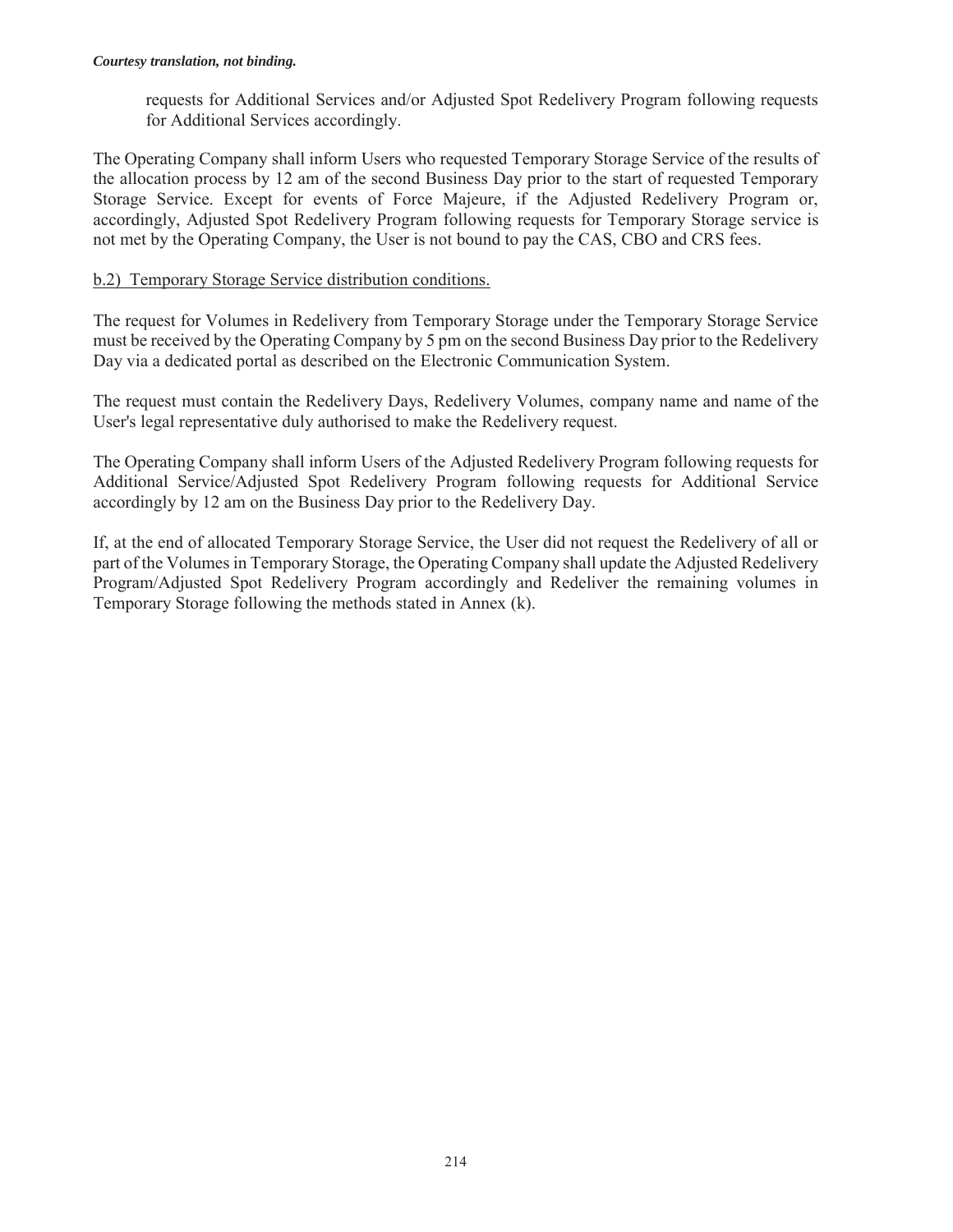requests for Additional Services and/or Adjusted Spot Redelivery Program following requests for Additional Services accordingly.

The Operating Company shall inform Users who requested Temporary Storage Service of the results of the allocation process by 12 am of the second Business Day prior to the start of requested Temporary Storage Service. Except for events of Force Majeure, if the Adjusted Redelivery Program or, accordingly, Adjusted Spot Redelivery Program following requests for Temporary Storage service is not met by the Operating Company, the User is not bound to pay the CAS, CBO and CRS fees.

b.2) Temporary Storage Service distribution conditions.

The request for Volumes in Redelivery from Temporary Storage under the Temporary Storage Service must be received by the Operating Company by 5 pm on the second Business Day prior to the Redelivery Day via a dedicated portal as described on the Electronic Communication System.

The request must contain the Redelivery Days, Redelivery Volumes, company name and name of the User's legal representative duly authorised to make the Redelivery request.

The Operating Company shall inform Users of the Adjusted Redelivery Program following requests for Additional Service/Adjusted Spot Redelivery Program following requests for Additional Service accordingly by 12 am on the Business Day prior to the Redelivery Day.

If, at the end of allocated Temporary Storage Service, the User did not request the Redelivery of all or part of the Volumes in Temporary Storage, the Operating Company shall update the Adjusted Redelivery Program/Adjusted Spot Redelivery Program accordingly and Redeliver the remaining volumes in Temporary Storage following the methods stated in Annex (k).